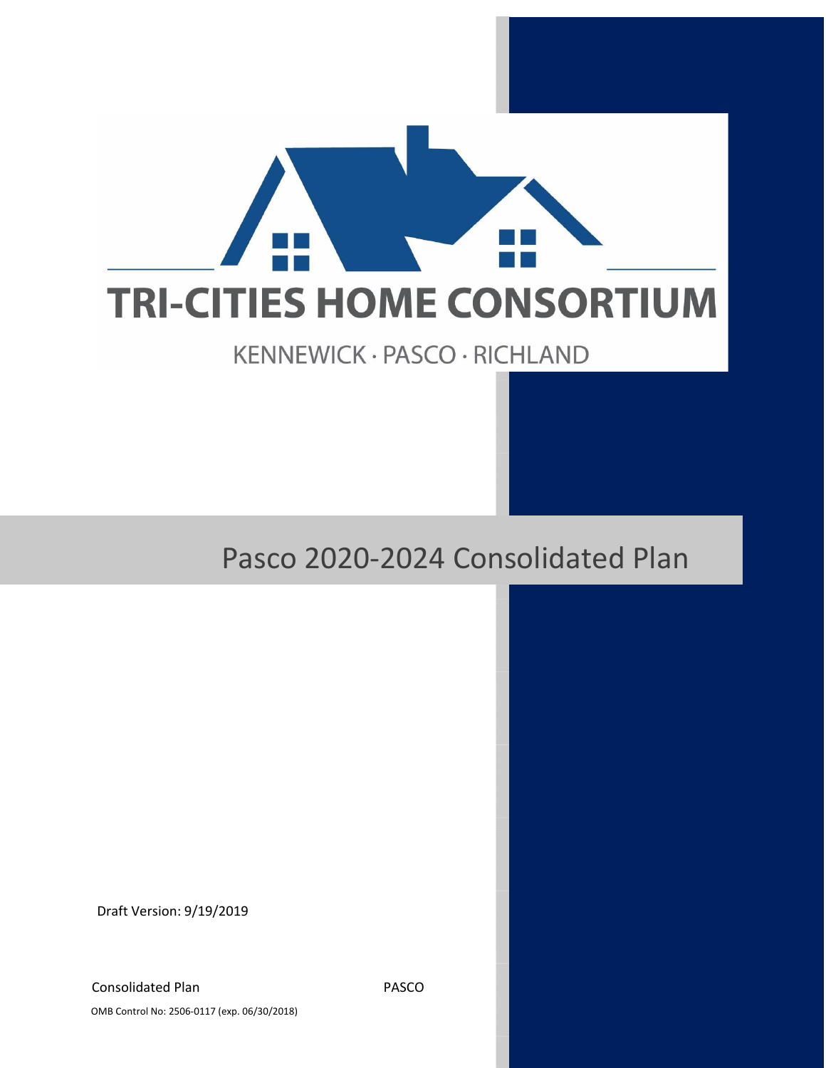# TRI-CITIES HOME CONSORTIUM

KENNEWICK · PASCO · RICHLAND

## Pasco 2020-2024 Consolidated Plan

Draft Version: 9/19/2019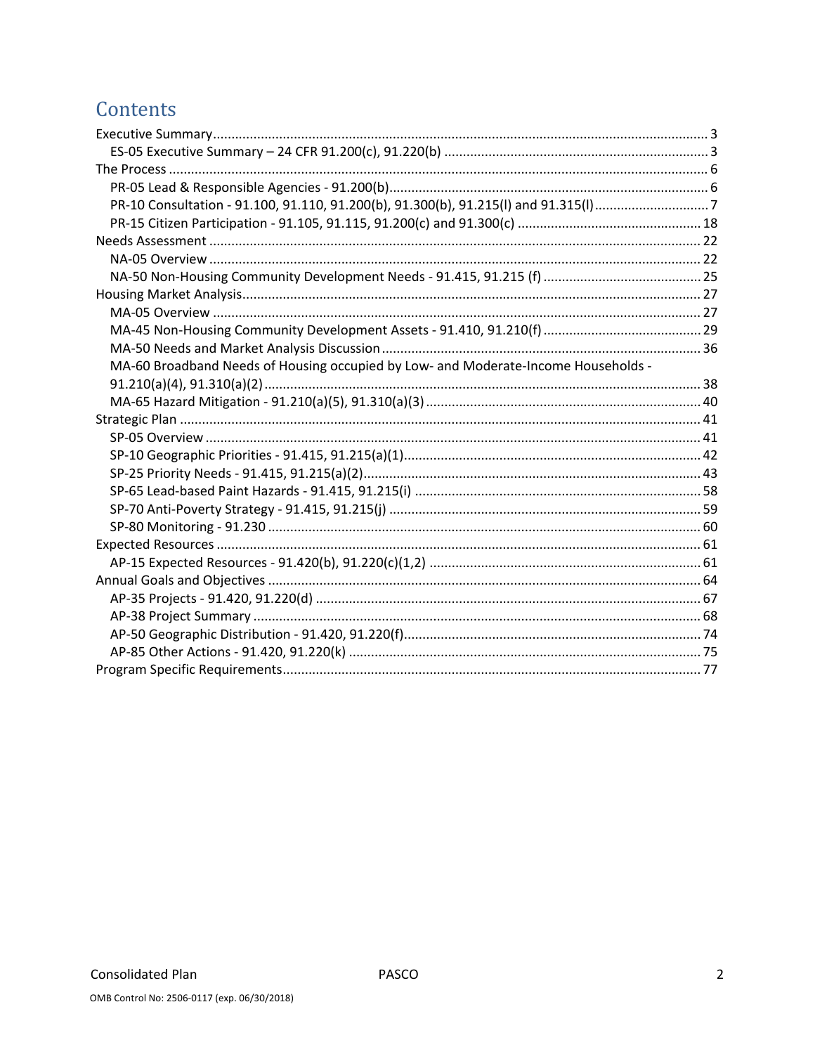# Contents

- Executive Summary ..... 3
  - ES-05 Executive Summary – 24 CFR 91.200(c), 91.220(b) ..... 3
- The Process ..... 6
  - PR-05 Lead & Responsible Agencies - 91.200(b) ..... 6
  - PR-10 Consultation - 91.100, 91.110, 91.200(b), 91.300(b), 91.215(l) and 91.315(l) ..... 7
  - PR-15 Citizen Participation - 91.105, 91.115, 91.200(c) and 91.300(c) ..... 18
- Needs Assessment ..... 22
  - NA-05 Overview ..... 22
  - NA-50 Non-Housing Community Development Needs - 91.415, 91.215 (f) ..... 25
- Housing Market Analysis ..... 27
  - MA-05 Overview ..... 27
  - MA-45 Non-Housing Community Development Assets - 91.410, 91.210(f) ..... 29
  - MA-50 Needs and Market Analysis Discussion ..... 36
  - MA-60 Broadband Needs of Housing occupied by Low- and Moderate-Income Households - 91.210(a)(4), 91.310(a)(2) ..... 38
  - MA-65 Hazard Mitigation - 91.210(a)(5), 91.310(a)(3) ..... 40
- Strategic Plan ..... 41
  - SP-05 Overview ..... 41
  - SP-10 Geographic Priorities - 91.415, 91.215(a)(1) ..... 42
  - SP-25 Priority Needs - 91.415, 91.215(a)(2) ..... 43
  - SP-65 Lead-based Paint Hazards - 91.415, 91.215(i) ..... 58
  - SP-70 Anti-Poverty Strategy - 91.415, 91.215(j) ..... 59
  - SP-80 Monitoring - 91.230 ..... 60
- Expected Resources ..... 61
  - AP-15 Expected Resources - 91.420(b), 91.220(c)(1,2) ..... 61
- Annual Goals and Objectives ..... 64
  - AP-35 Projects - 91.420, 91.220(d) ..... 67
  - AP-38 Project Summary ..... 68
  - AP-50 Geographic Distribution - 91.420, 91.220(f) ..... 74
  - AP-85 Other Actions - 91.420, 91.220(k) ..... 75
- Program Specific Requirements ..... 77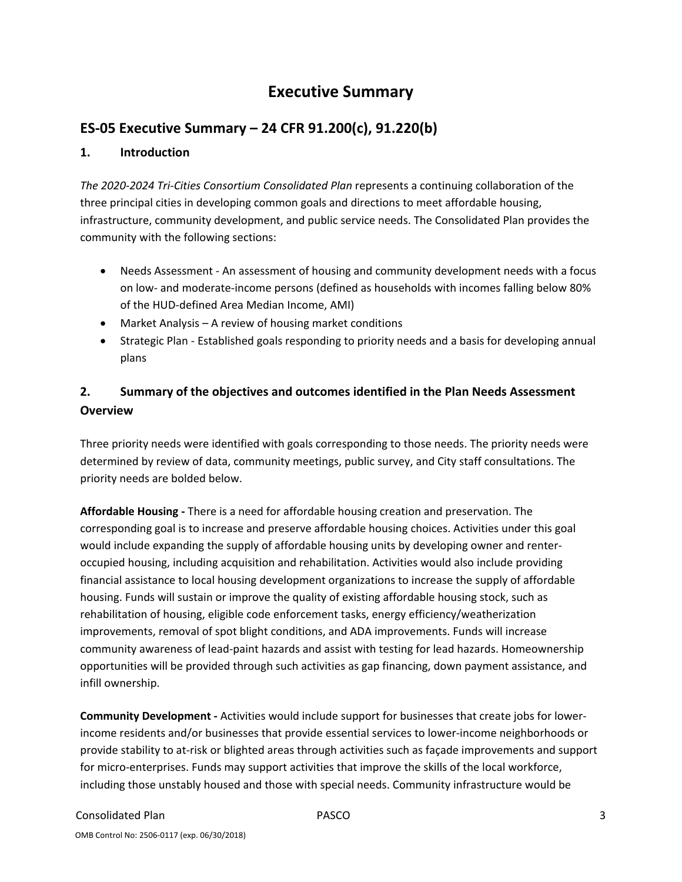# Executive Summary

## ES-05 Executive Summary – 24 CFR 91.200(c), 91.220(b)

### 1. Introduction

*The 2020-2024 Tri-Cities Consortium Consolidated Plan* represents a continuing collaboration of the three principal cities in developing common goals and directions to meet affordable housing, infrastructure, community development, and public service needs. The Consolidated Plan provides the community with the following sections:

- Needs Assessment - An assessment of housing and community development needs with a focus on low- and moderate-income persons (defined as households with incomes falling below 80% of the HUD-defined Area Median Income, AMI)
- Market Analysis – A review of housing market conditions
- Strategic Plan - Established goals responding to priority needs and a basis for developing annual plans

### 2. Summary of the objectives and outcomes identified in the Plan Needs Assessment Overview

Three priority needs were identified with goals corresponding to those needs. The priority needs were determined by review of data, community meetings, public survey, and City staff consultations. The priority needs are bolded below.

**Affordable Housing -** There is a need for affordable housing creation and preservation. The corresponding goal is to increase and preserve affordable housing choices. Activities under this goal would include expanding the supply of affordable housing units by developing owner and renter-occupied housing, including acquisition and rehabilitation. Activities would also include providing financial assistance to local housing development organizations to increase the supply of affordable housing. Funds will sustain or improve the quality of existing affordable housing stock, such as rehabilitation of housing, eligible code enforcement tasks, energy efficiency/weatherization improvements, removal of spot blight conditions, and ADA improvements. Funds will increase community awareness of lead-paint hazards and assist with testing for lead hazards. Homeownership opportunities will be provided through such activities as gap financing, down payment assistance, and infill ownership.

**Community Development -** Activities would include support for businesses that create jobs for lower-income residents and/or businesses that provide essential services to lower-income neighborhoods or provide stability to at-risk or blighted areas through activities such as façade improvements and support for micro-enterprises. Funds may support activities that improve the skills of the local workforce, including those unstably housed and those with special needs. Community infrastructure would be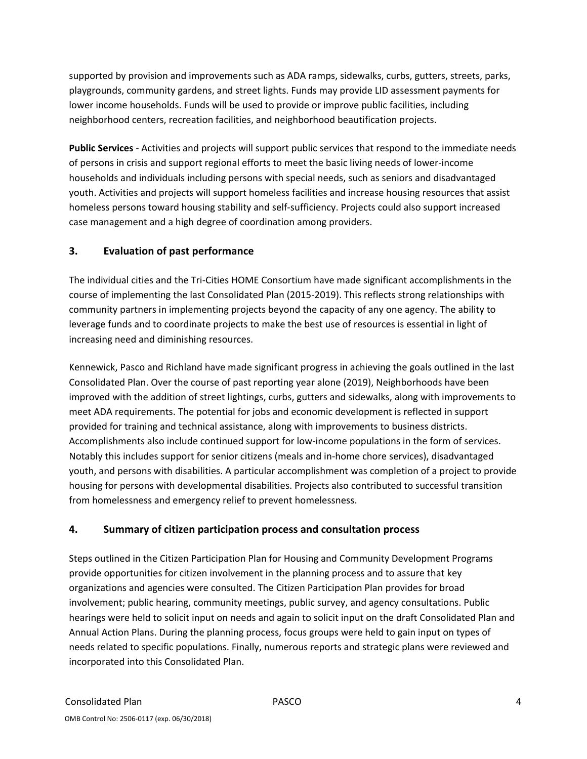supported by provision and improvements such as ADA ramps, sidewalks, curbs, gutters, streets, parks, playgrounds, community gardens, and street lights. Funds may provide LID assessment payments for lower income households. Funds will be used to provide or improve public facilities, including neighborhood centers, recreation facilities, and neighborhood beautification projects.

**Public Services** - Activities and projects will support public services that respond to the immediate needs of persons in crisis and support regional efforts to meet the basic living needs of lower-income households and individuals including persons with special needs, such as seniors and disadvantaged youth. Activities and projects will support homeless facilities and increase housing resources that assist homeless persons toward housing stability and self-sufficiency. Projects could also support increased case management and a high degree of coordination among providers.

## 3. Evaluation of past performance

The individual cities and the Tri-Cities HOME Consortium have made significant accomplishments in the course of implementing the last Consolidated Plan (2015-2019). This reflects strong relationships with community partners in implementing projects beyond the capacity of any one agency. The ability to leverage funds and to coordinate projects to make the best use of resources is essential in light of increasing need and diminishing resources.

Kennewick, Pasco and Richland have made significant progress in achieving the goals outlined in the last Consolidated Plan. Over the course of past reporting year alone (2019), Neighborhoods have been improved with the addition of street lightings, curbs, gutters and sidewalks, along with improvements to meet ADA requirements. The potential for jobs and economic development is reflected in support provided for training and technical assistance, along with improvements to business districts. Accomplishments also include continued support for low-income populations in the form of services. Notably this includes support for senior citizens (meals and in-home chore services), disadvantaged youth, and persons with disabilities. A particular accomplishment was completion of a project to provide housing for persons with developmental disabilities. Projects also contributed to successful transition from homelessness and emergency relief to prevent homelessness.

## 4. Summary of citizen participation process and consultation process

Steps outlined in the Citizen Participation Plan for Housing and Community Development Programs provide opportunities for citizen involvement in the planning process and to assure that key organizations and agencies were consulted. The Citizen Participation Plan provides for broad involvement; public hearing, community meetings, public survey, and agency consultations. Public hearings were held to solicit input on needs and again to solicit input on the draft Consolidated Plan and Annual Action Plans. During the planning process, focus groups were held to gain input on types of needs related to specific populations. Finally, numerous reports and strategic plans were reviewed and incorporated into this Consolidated Plan.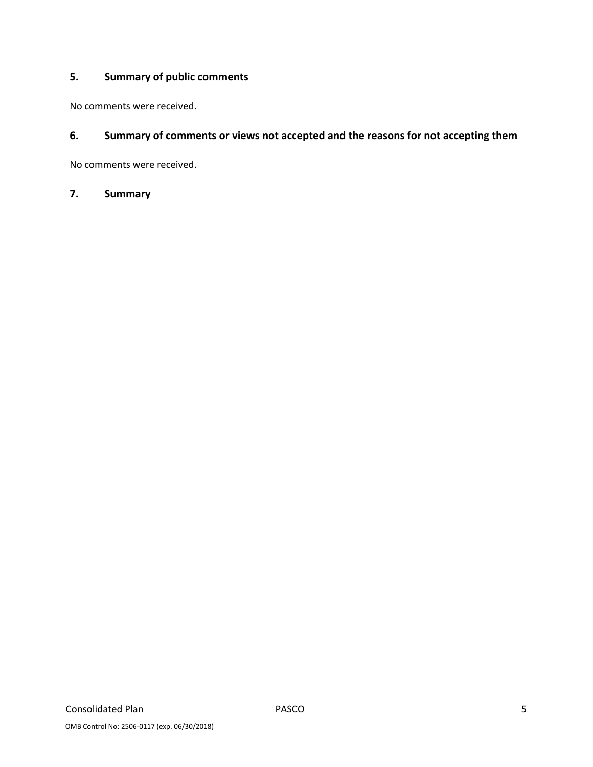### 5. Summary of public comments

No comments were received.

### 6. Summary of comments or views not accepted and the reasons for not accepting them

No comments were received.

### 7. Summary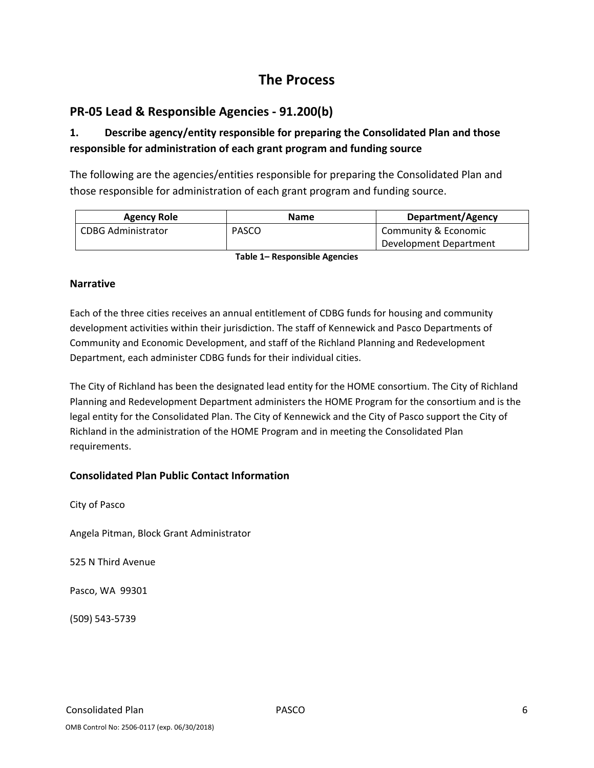# The Process

## PR-05 Lead & Responsible Agencies - 91.200(b)

### 1. Describe agency/entity responsible for preparing the Consolidated Plan and those responsible for administration of each grant program and funding source

The following are the agencies/entities responsible for preparing the Consolidated Plan and those responsible for administration of each grant program and funding source.

| Agency Role | Name | Department/Agency |
|---|---|---|
| CDBG Administrator | PASCO | Community & Economic Development Department |

**Table 1– Responsible Agencies**

### Narrative

Each of the three cities receives an annual entitlement of CDBG funds for housing and community development activities within their jurisdiction. The staff of Kennewick and Pasco Departments of Community and Economic Development, and staff of the Richland Planning and Redevelopment Department, each administer CDBG funds for their individual cities.

The City of Richland has been the designated lead entity for the HOME consortium. The City of Richland Planning and Redevelopment Department administers the HOME Program for the consortium and is the legal entity for the Consolidated Plan. The City of Kennewick and the City of Pasco support the City of Richland in the administration of the HOME Program and in meeting the Consolidated Plan requirements.

### Consolidated Plan Public Contact Information

City of Pasco

Angela Pitman, Block Grant Administrator

525 N Third Avenue

Pasco, WA 99301

(509) 543-5739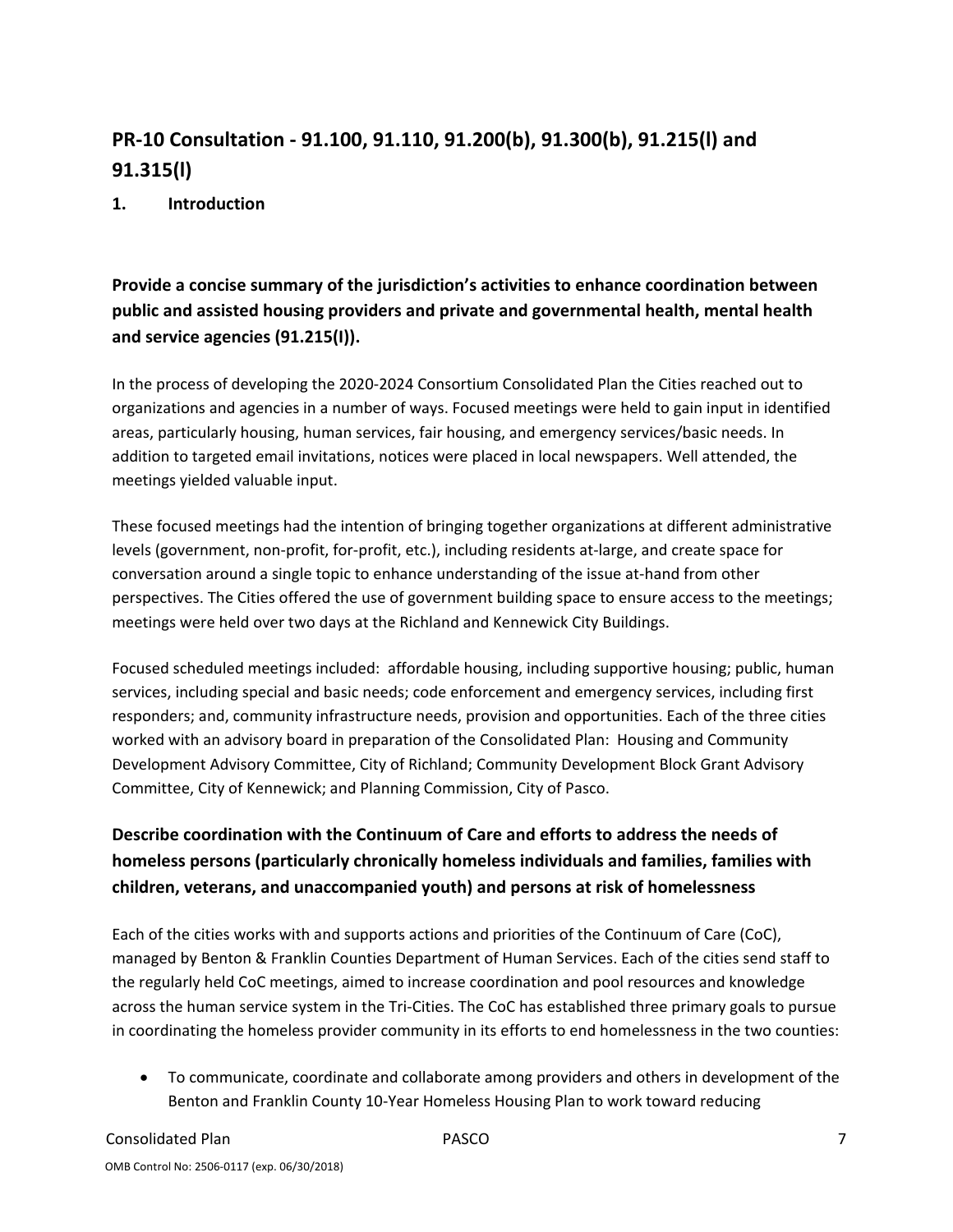# PR-10 Consultation - 91.100, 91.110, 91.200(b), 91.300(b), 91.215(l) and 91.315(l)

## 1. Introduction

### Provide a concise summary of the jurisdiction's activities to enhance coordination between public and assisted housing providers and private and governmental health, mental health and service agencies (91.215(I)).

In the process of developing the 2020-2024 Consortium Consolidated Plan the Cities reached out to organizations and agencies in a number of ways. Focused meetings were held to gain input in identified areas, particularly housing, human services, fair housing, and emergency services/basic needs. In addition to targeted email invitations, notices were placed in local newspapers. Well attended, the meetings yielded valuable input.

These focused meetings had the intention of bringing together organizations at different administrative levels (government, non-profit, for-profit, etc.), including residents at-large, and create space for conversation around a single topic to enhance understanding of the issue at-hand from other perspectives. The Cities offered the use of government building space to ensure access to the meetings; meetings were held over two days at the Richland and Kennewick City Buildings.

Focused scheduled meetings included: affordable housing, including supportive housing; public, human services, including special and basic needs; code enforcement and emergency services, including first responders; and, community infrastructure needs, provision and opportunities. Each of the three cities worked with an advisory board in preparation of the Consolidated Plan: Housing and Community Development Advisory Committee, City of Richland; Community Development Block Grant Advisory Committee, City of Kennewick; and Planning Commission, City of Pasco.

### Describe coordination with the Continuum of Care and efforts to address the needs of homeless persons (particularly chronically homeless individuals and families, families with children, veterans, and unaccompanied youth) and persons at risk of homelessness

Each of the cities works with and supports actions and priorities of the Continuum of Care (CoC), managed by Benton & Franklin Counties Department of Human Services. Each of the cities send staff to the regularly held CoC meetings, aimed to increase coordination and pool resources and knowledge across the human service system in the Tri-Cities. The CoC has established three primary goals to pursue in coordinating the homeless provider community in its efforts to end homelessness in the two counties:

- To communicate, coordinate and collaborate among providers and others in development of the Benton and Franklin County 10-Year Homeless Housing Plan to work toward reducing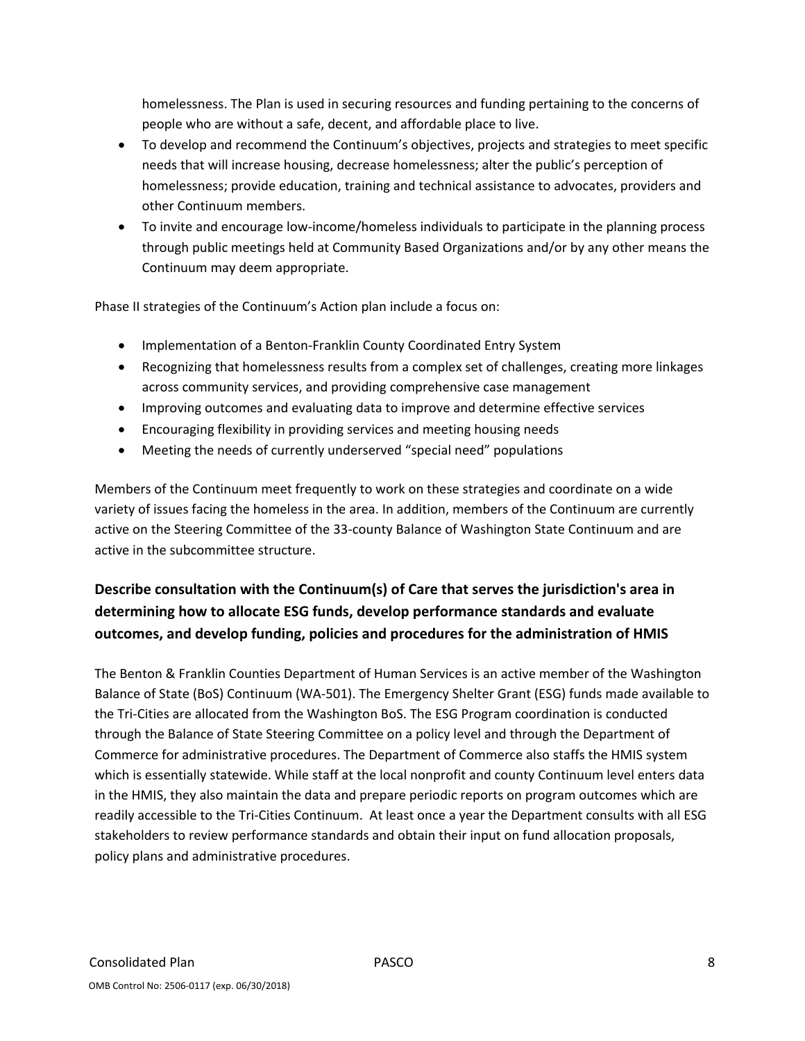homelessness. The Plan is used in securing resources and funding pertaining to the concerns of people who are without a safe, decent, and affordable place to live.

- To develop and recommend the Continuum's objectives, projects and strategies to meet specific needs that will increase housing, decrease homelessness; alter the public's perception of homelessness; provide education, training and technical assistance to advocates, providers and other Continuum members.
- To invite and encourage low-income/homeless individuals to participate in the planning process through public meetings held at Community Based Organizations and/or by any other means the Continuum may deem appropriate.

Phase II strategies of the Continuum's Action plan include a focus on:

- Implementation of a Benton-Franklin County Coordinated Entry System
- Recognizing that homelessness results from a complex set of challenges, creating more linkages across community services, and providing comprehensive case management
- Improving outcomes and evaluating data to improve and determine effective services
- Encouraging flexibility in providing services and meeting housing needs
- Meeting the needs of currently underserved "special need" populations

Members of the Continuum meet frequently to work on these strategies and coordinate on a wide variety of issues facing the homeless in the area. In addition, members of the Continuum are currently active on the Steering Committee of the 33-county Balance of Washington State Continuum and are active in the subcommittee structure.

### Describe consultation with the Continuum(s) of Care that serves the jurisdiction's area in determining how to allocate ESG funds, develop performance standards and evaluate outcomes, and develop funding, policies and procedures for the administration of HMIS

The Benton & Franklin Counties Department of Human Services is an active member of the Washington Balance of State (BoS) Continuum (WA-501). The Emergency Shelter Grant (ESG) funds made available to the Tri-Cities are allocated from the Washington BoS. The ESG Program coordination is conducted through the Balance of State Steering Committee on a policy level and through the Department of Commerce for administrative procedures. The Department of Commerce also staffs the HMIS system which is essentially statewide. While staff at the local nonprofit and county Continuum level enters data in the HMIS, they also maintain the data and prepare periodic reports on program outcomes which are readily accessible to the Tri-Cities Continuum. At least once a year the Department consults with all ESG stakeholders to review performance standards and obtain their input on fund allocation proposals, policy plans and administrative procedures.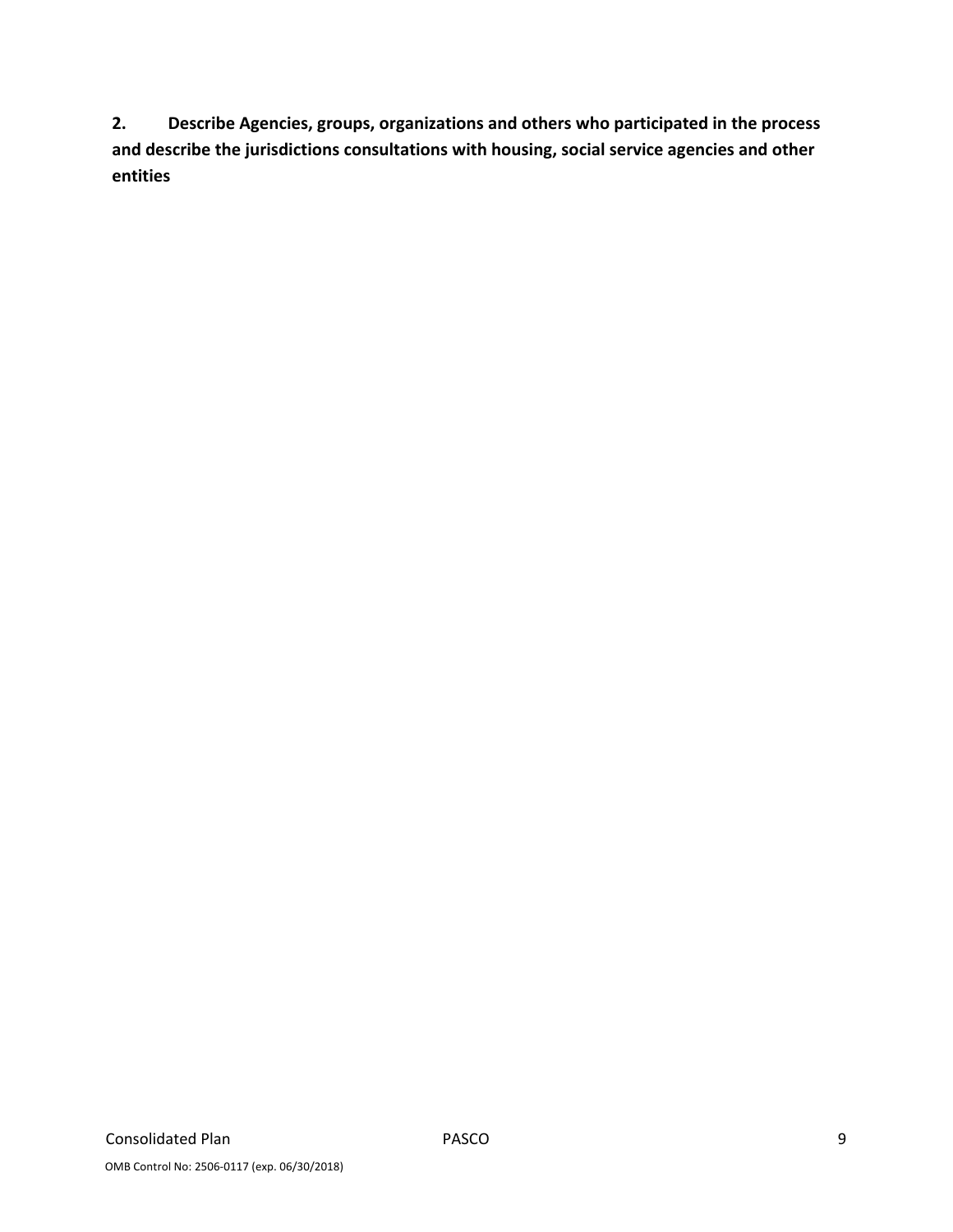**2. Describe Agencies, groups, organizations and others who participated in the process and describe the jurisdictions consultations with housing, social service agencies and other entities**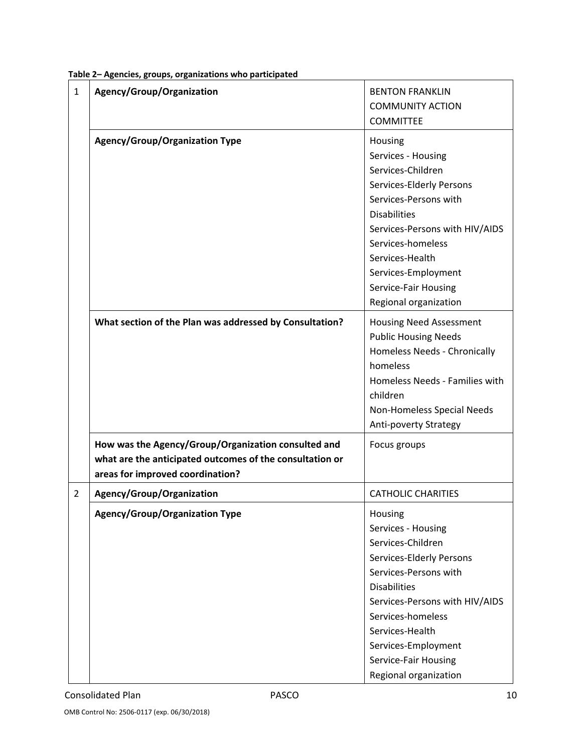**Table 2– Agencies, groups, organizations who participated**

| | | |
|---|---|---|
| 1 | **Agency/Group/Organization** | BENTON FRANKLIN COMMUNITY ACTION COMMITTEE |
| | **Agency/Group/Organization Type** | Housing<br>Services - Housing<br>Services-Children<br>Services-Elderly Persons<br>Services-Persons with Disabilities<br>Services-Persons with HIV/AIDS<br>Services-homeless<br>Services-Health<br>Services-Employment<br>Service-Fair Housing<br>Regional organization |
| | **What section of the Plan was addressed by Consultation?** | Housing Need Assessment<br>Public Housing Needs<br>Homeless Needs - Chronically homeless<br>Homeless Needs - Families with children<br>Non-Homeless Special Needs<br>Anti-poverty Strategy |
| | **How was the Agency/Group/Organization consulted and what are the anticipated outcomes of the consultation or areas for improved coordination?** | Focus groups |
| 2 | **Agency/Group/Organization** | CATHOLIC CHARITIES |
| | **Agency/Group/Organization Type** | Housing<br>Services - Housing<br>Services-Children<br>Services-Elderly Persons<br>Services-Persons with Disabilities<br>Services-Persons with HIV/AIDS<br>Services-homeless<br>Services-Health<br>Services-Employment<br>Service-Fair Housing<br>Regional organization |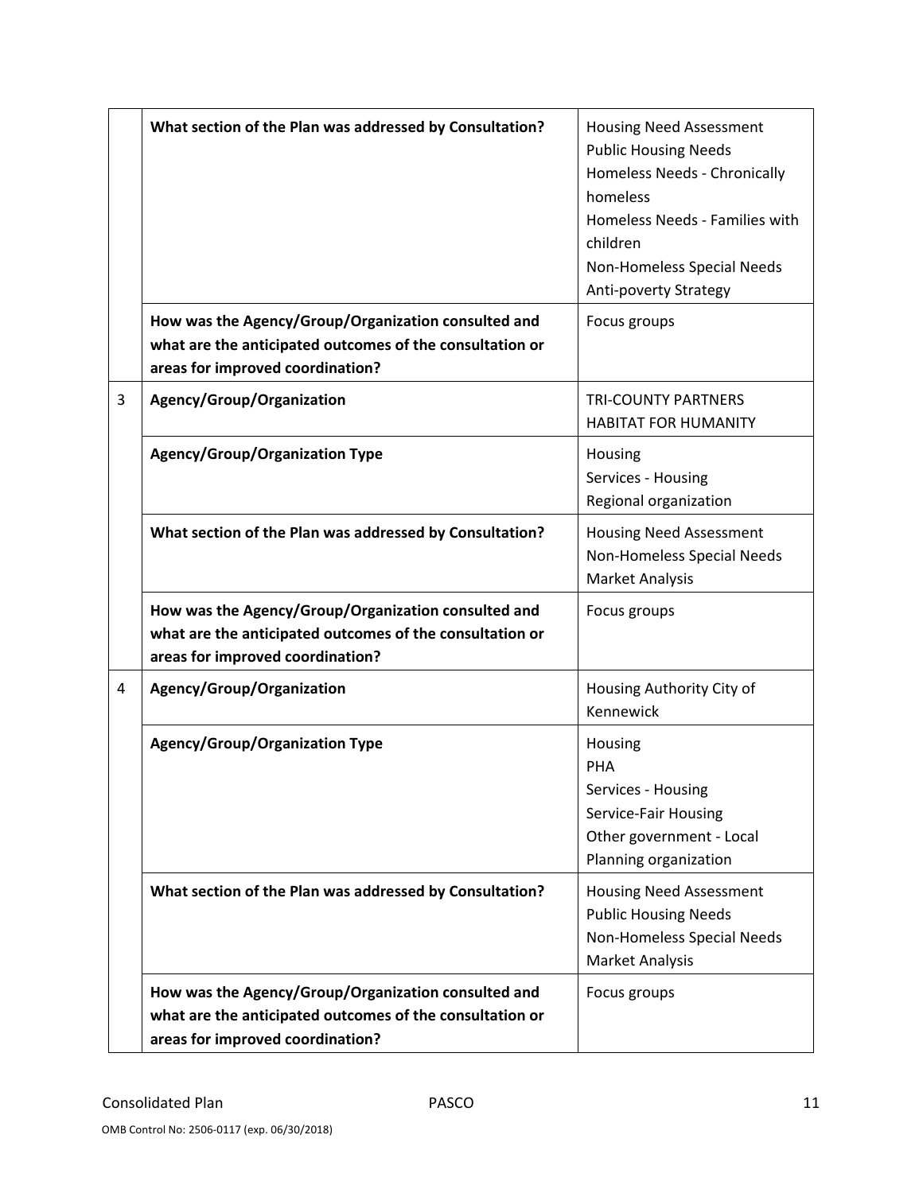| | | |
|---|---|---|
| | **What section of the Plan was addressed by Consultation?** | Housing Need Assessment<br>Public Housing Needs<br>Homeless Needs - Chronically homeless<br>Homeless Needs - Families with children<br>Non-Homeless Special Needs<br>Anti-poverty Strategy |
| | **How was the Agency/Group/Organization consulted and what are the anticipated outcomes of the consultation or areas for improved coordination?** | Focus groups |
| 3 | **Agency/Group/Organization** | TRI-COUNTY PARTNERS HABITAT FOR HUMANITY |
| | **Agency/Group/Organization Type** | Housing<br>Services - Housing<br>Regional organization |
| | **What section of the Plan was addressed by Consultation?** | Housing Need Assessment<br>Non-Homeless Special Needs<br>Market Analysis |
| | **How was the Agency/Group/Organization consulted and what are the anticipated outcomes of the consultation or areas for improved coordination?** | Focus groups |
| 4 | **Agency/Group/Organization** | Housing Authority City of Kennewick |
| | **Agency/Group/Organization Type** | Housing<br>PHA<br>Services - Housing<br>Service-Fair Housing<br>Other government - Local<br>Planning organization |
| | **What section of the Plan was addressed by Consultation?** | Housing Need Assessment<br>Public Housing Needs<br>Non-Homeless Special Needs<br>Market Analysis |
| | **How was the Agency/Group/Organization consulted and what are the anticipated outcomes of the consultation or areas for improved coordination?** | Focus groups |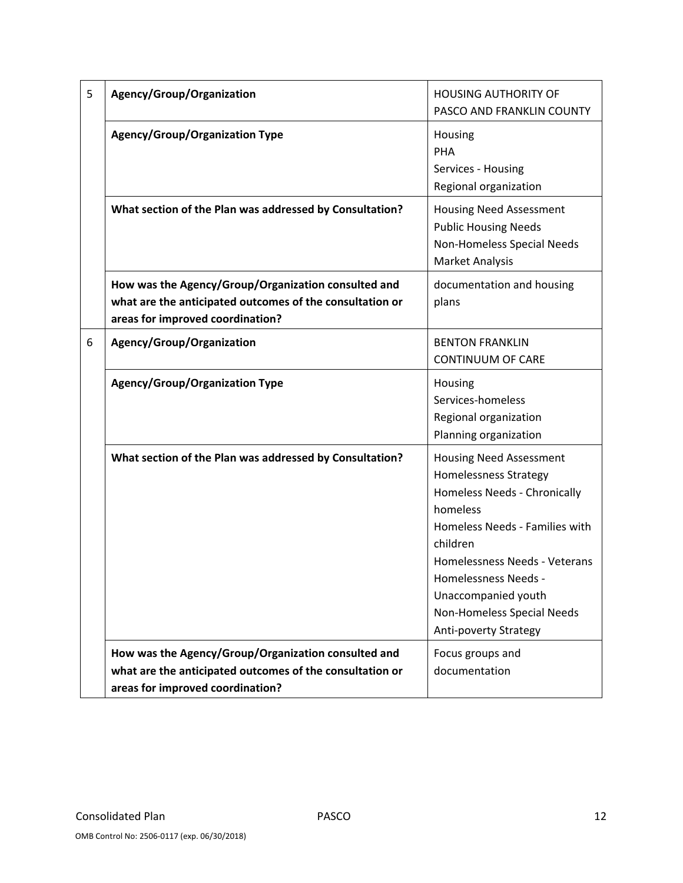| | | |
|---|---|---|
| 5 | **Agency/Group/Organization** | HOUSING AUTHORITY OF PASCO AND FRANKLIN COUNTY |
| | **Agency/Group/Organization Type** | Housing<br>PHA<br>Services - Housing<br>Regional organization |
| | **What section of the Plan was addressed by Consultation?** | Housing Need Assessment<br>Public Housing Needs<br>Non-Homeless Special Needs<br>Market Analysis |
| | **How was the Agency/Group/Organization consulted and what are the anticipated outcomes of the consultation or areas for improved coordination?** | documentation and housing plans |
| 6 | **Agency/Group/Organization** | BENTON FRANKLIN CONTINUUM OF CARE |
| | **Agency/Group/Organization Type** | Housing<br>Services-homeless<br>Regional organization<br>Planning organization |
| | **What section of the Plan was addressed by Consultation?** | Housing Need Assessment<br>Homelessness Strategy<br>Homeless Needs - Chronically homeless<br>Homeless Needs - Families with children<br>Homelessness Needs - Veterans<br>Homelessness Needs - Unaccompanied youth<br>Non-Homeless Special Needs<br>Anti-poverty Strategy |
| | **How was the Agency/Group/Organization consulted and what are the anticipated outcomes of the consultation or areas for improved coordination?** | Focus groups and documentation |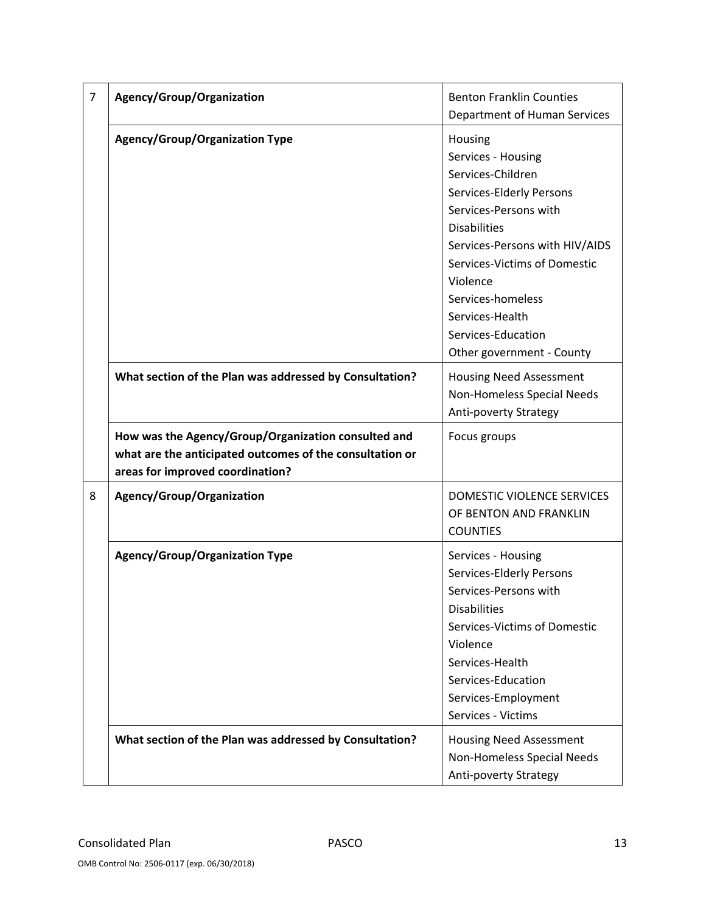| | | |
|---|---|---|
| 7 | **Agency/Group/Organization** | Benton Franklin Counties Department of Human Services |
| | **Agency/Group/Organization Type** | Housing<br>Services - Housing<br>Services-Children<br>Services-Elderly Persons<br>Services-Persons with Disabilities<br>Services-Persons with HIV/AIDS<br>Services-Victims of Domestic Violence<br>Services-homeless<br>Services-Health<br>Services-Education<br>Other government - County |
| | **What section of the Plan was addressed by Consultation?** | Housing Need Assessment<br>Non-Homeless Special Needs<br>Anti-poverty Strategy |
| | **How was the Agency/Group/Organization consulted and what are the anticipated outcomes of the consultation or areas for improved coordination?** | Focus groups |
| 8 | **Agency/Group/Organization** | DOMESTIC VIOLENCE SERVICES OF BENTON AND FRANKLIN COUNTIES |
| | **Agency/Group/Organization Type** | Services - Housing<br>Services-Elderly Persons<br>Services-Persons with Disabilities<br>Services-Victims of Domestic Violence<br>Services-Health<br>Services-Education<br>Services-Employment<br>Services - Victims |
| | **What section of the Plan was addressed by Consultation?** | Housing Need Assessment<br>Non-Homeless Special Needs<br>Anti-poverty Strategy |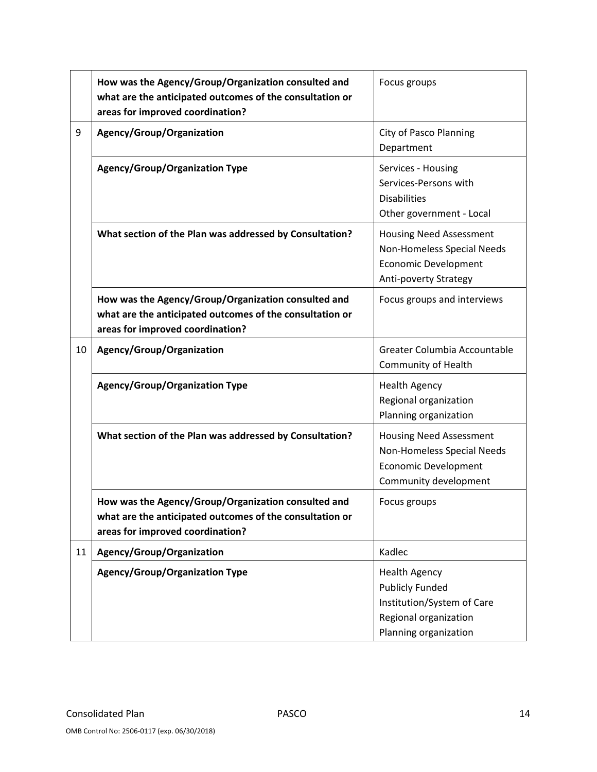| | | |
|---|---|---|
| | **How was the Agency/Group/Organization consulted and what are the anticipated outcomes of the consultation or areas for improved coordination?** | Focus groups |
| 9 | **Agency/Group/Organization** | City of Pasco Planning Department |
| | **Agency/Group/Organization Type** | Services - Housing<br>Services-Persons with Disabilities<br>Other government - Local |
| | **What section of the Plan was addressed by Consultation?** | Housing Need Assessment<br>Non-Homeless Special Needs<br>Economic Development<br>Anti-poverty Strategy |
| | **How was the Agency/Group/Organization consulted and what are the anticipated outcomes of the consultation or areas for improved coordination?** | Focus groups and interviews |
| 10 | **Agency/Group/Organization** | Greater Columbia Accountable Community of Health |
| | **Agency/Group/Organization Type** | Health Agency<br>Regional organization<br>Planning organization |
| | **What section of the Plan was addressed by Consultation?** | Housing Need Assessment<br>Non-Homeless Special Needs<br>Economic Development<br>Community development |
| | **How was the Agency/Group/Organization consulted and what are the anticipated outcomes of the consultation or areas for improved coordination?** | Focus groups |
| 11 | **Agency/Group/Organization** | Kadlec |
| | **Agency/Group/Organization Type** | Health Agency<br>Publicly Funded Institution/System of Care<br>Regional organization<br>Planning organization |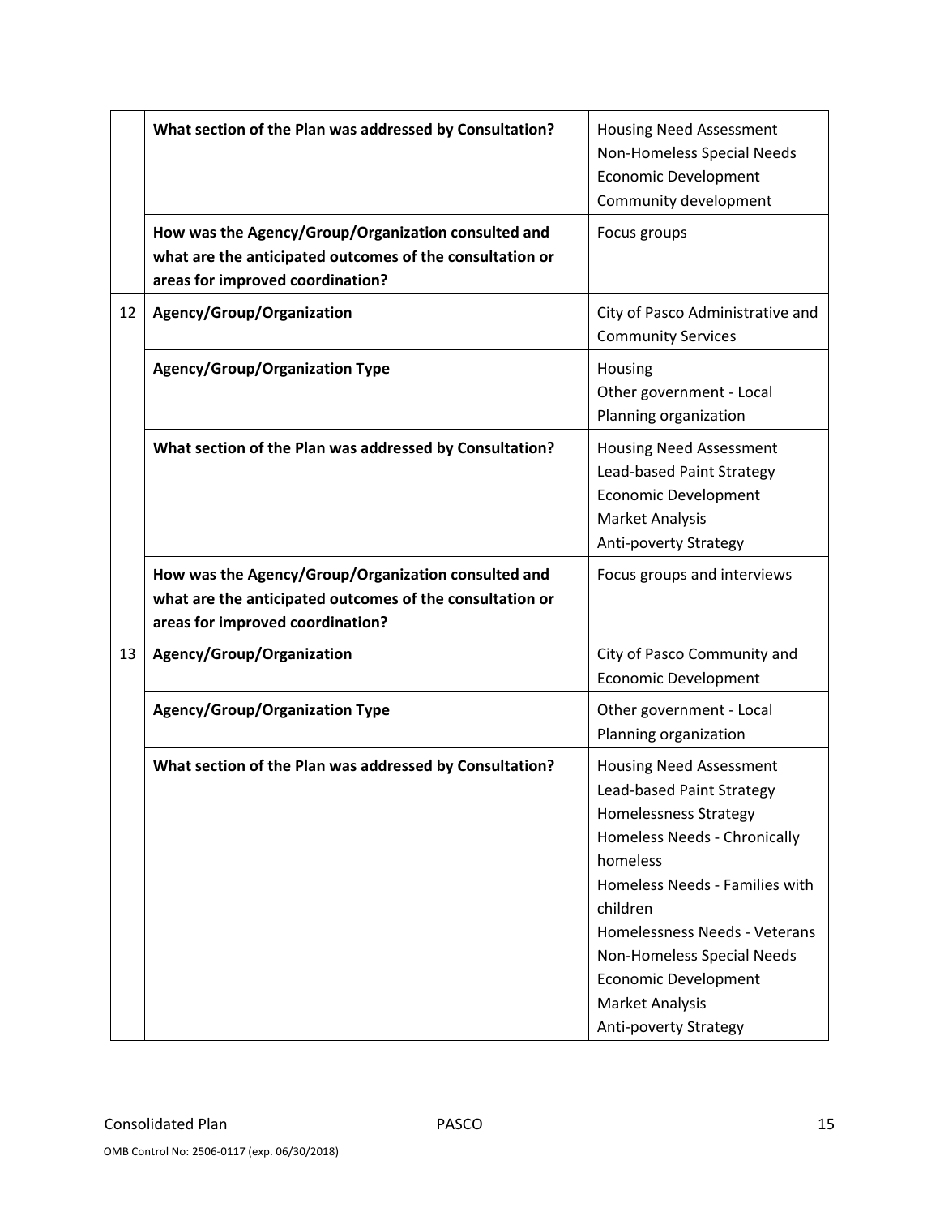| | | |
|---|---|---|
| | **What section of the Plan was addressed by Consultation?** | Housing Need Assessment<br>Non-Homeless Special Needs<br>Economic Development<br>Community development |
| | **How was the Agency/Group/Organization consulted and what are the anticipated outcomes of the consultation or areas for improved coordination?** | Focus groups |
| 12 | **Agency/Group/Organization** | City of Pasco Administrative and Community Services |
| | **Agency/Group/Organization Type** | Housing<br>Other government - Local<br>Planning organization |
| | **What section of the Plan was addressed by Consultation?** | Housing Need Assessment<br>Lead-based Paint Strategy<br>Economic Development<br>Market Analysis<br>Anti-poverty Strategy |
| | **How was the Agency/Group/Organization consulted and what are the anticipated outcomes of the consultation or areas for improved coordination?** | Focus groups and interviews |
| 13 | **Agency/Group/Organization** | City of Pasco Community and Economic Development |
| | **Agency/Group/Organization Type** | Other government - Local<br>Planning organization |
| | **What section of the Plan was addressed by Consultation?** | Housing Need Assessment<br>Lead-based Paint Strategy<br>Homelessness Strategy<br>Homeless Needs - Chronically homeless<br>Homeless Needs - Families with children<br>Homelessness Needs - Veterans<br>Non-Homeless Special Needs<br>Economic Development<br>Market Analysis<br>Anti-poverty Strategy |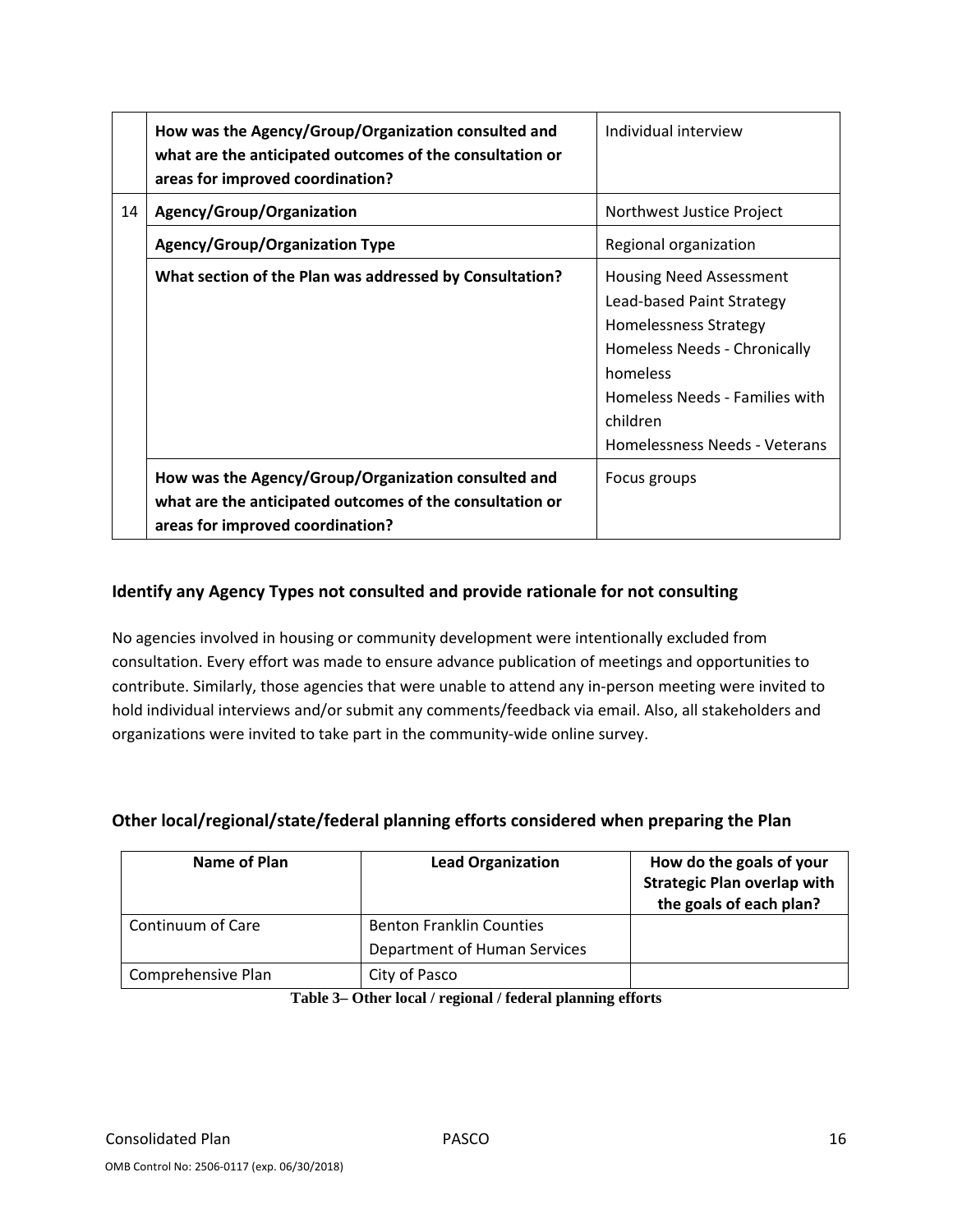| | | |
|---|---|---|
| | **How was the Agency/Group/Organization consulted and what are the anticipated outcomes of the consultation or areas for improved coordination?** | Individual interview |
| 14 | **Agency/Group/Organization** | Northwest Justice Project |
| | **Agency/Group/Organization Type** | Regional organization |
| | **What section of the Plan was addressed by Consultation?** | Housing Need Assessment<br>Lead-based Paint Strategy<br>Homelessness Strategy<br>Homeless Needs - Chronically homeless<br>Homeless Needs - Families with children<br>Homelessness Needs - Veterans |
| | **How was the Agency/Group/Organization consulted and what are the anticipated outcomes of the consultation or areas for improved coordination?** | Focus groups |

### Identify any Agency Types not consulted and provide rationale for not consulting

No agencies involved in housing or community development were intentionally excluded from consultation. Every effort was made to ensure advance publication of meetings and opportunities to contribute. Similarly, those agencies that were unable to attend any in-person meeting were invited to hold individual interviews and/or submit any comments/feedback via email. Also, all stakeholders and organizations were invited to take part in the community-wide online survey.

### Other local/regional/state/federal planning efforts considered when preparing the Plan

| Name of Plan | Lead Organization | How do the goals of your Strategic Plan overlap with the goals of each plan? |
|---|---|---|
| Continuum of Care | Benton Franklin Counties Department of Human Services | |
| Comprehensive Plan | City of Pasco | |

**Table 3– Other local / regional / federal planning efforts**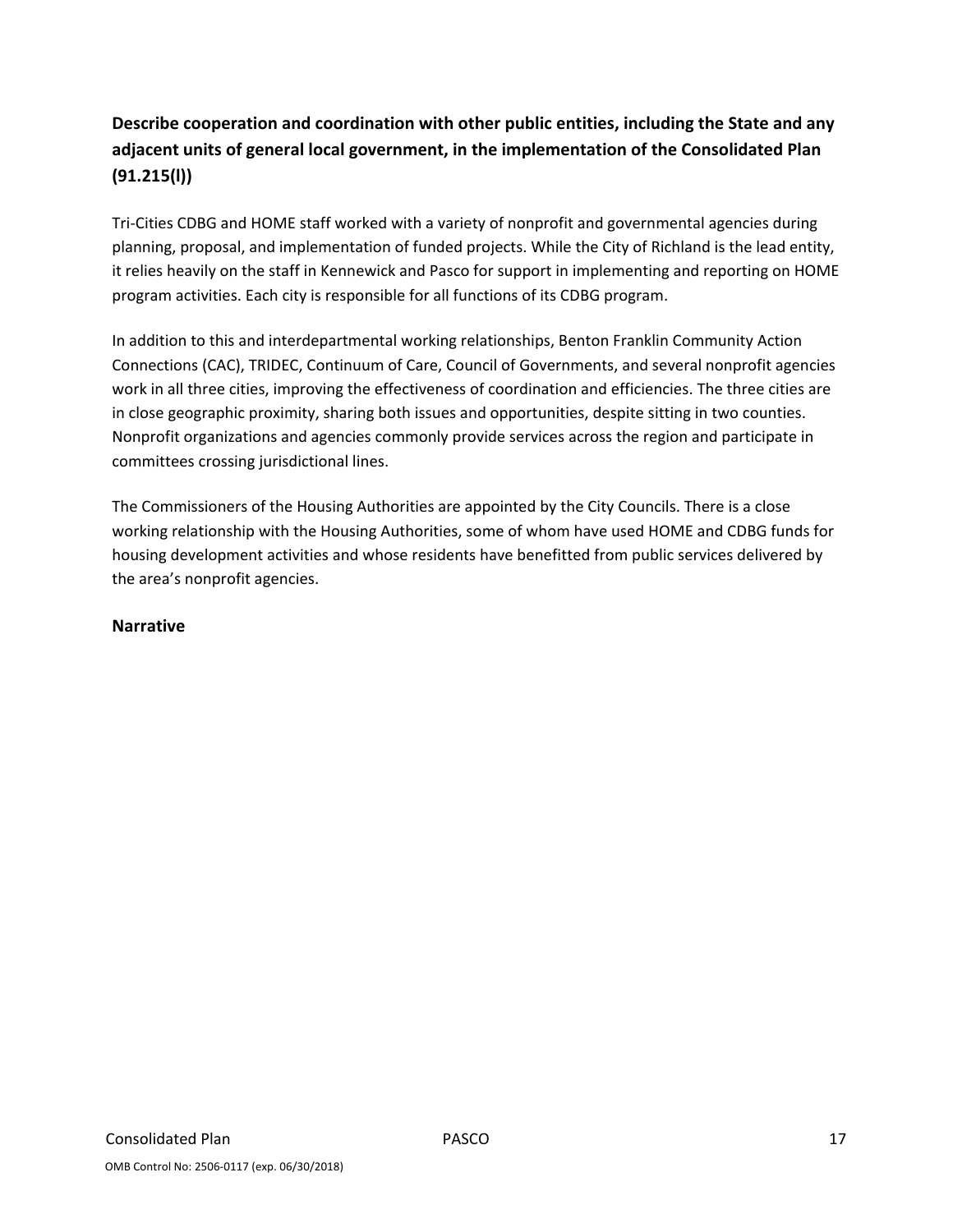### Describe cooperation and coordination with other public entities, including the State and any adjacent units of general local government, in the implementation of the Consolidated Plan (91.215(l))

Tri-Cities CDBG and HOME staff worked with a variety of nonprofit and governmental agencies during planning, proposal, and implementation of funded projects. While the City of Richland is the lead entity, it relies heavily on the staff in Kennewick and Pasco for support in implementing and reporting on HOME program activities. Each city is responsible for all functions of its CDBG program.

In addition to this and interdepartmental working relationships, Benton Franklin Community Action Connections (CAC), TRIDEC, Continuum of Care, Council of Governments, and several nonprofit agencies work in all three cities, improving the effectiveness of coordination and efficiencies. The three cities are in close geographic proximity, sharing both issues and opportunities, despite sitting in two counties. Nonprofit organizations and agencies commonly provide services across the region and participate in committees crossing jurisdictional lines.

The Commissioners of the Housing Authorities are appointed by the City Councils. There is a close working relationship with the Housing Authorities, some of whom have used HOME and CDBG funds for housing development activities and whose residents have benefitted from public services delivered by the area's nonprofit agencies.

### Narrative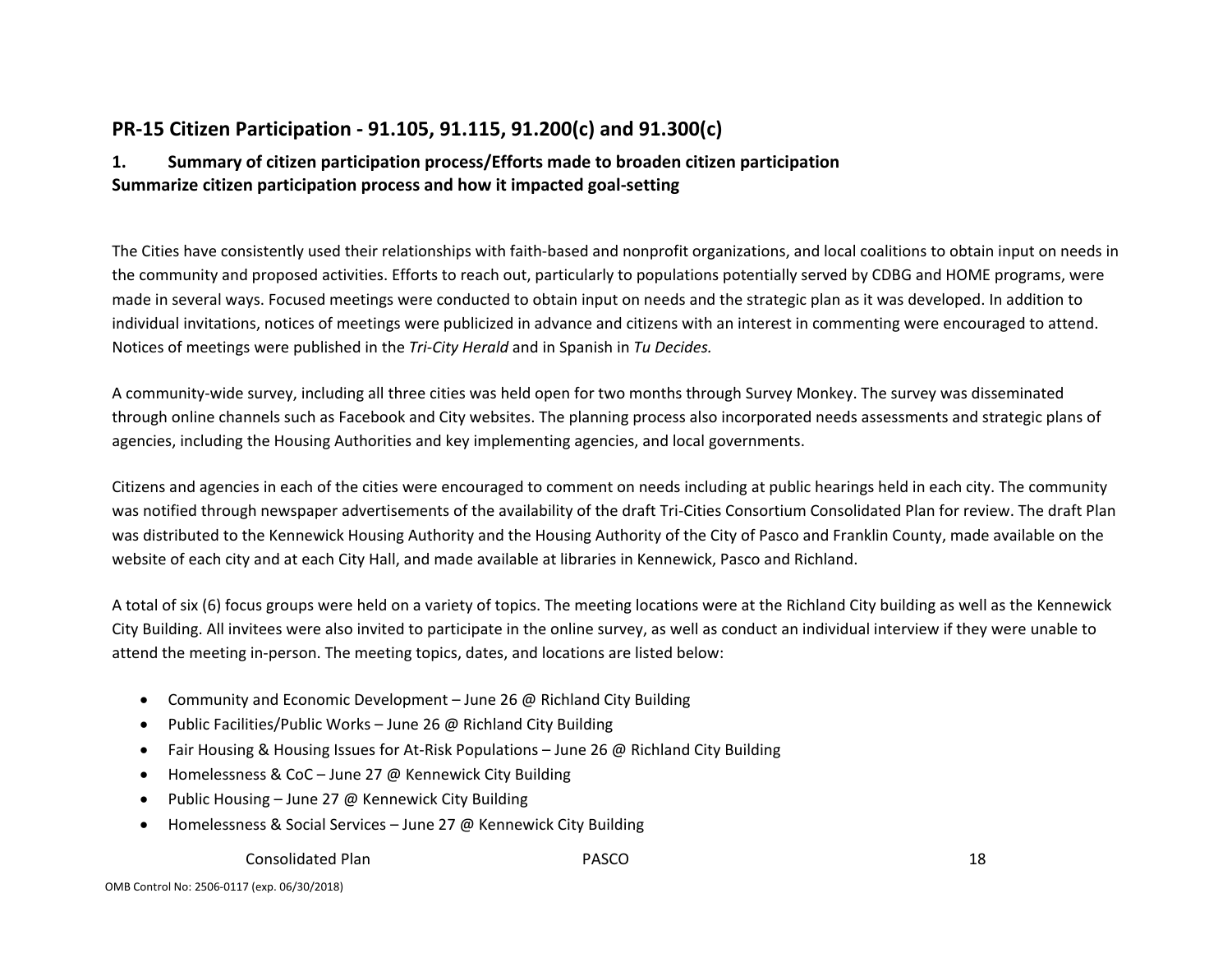## PR-15 Citizen Participation - 91.105, 91.115, 91.200(c) and 91.300(c)

### 1. Summary of citizen participation process/Efforts made to broaden citizen participation

**Summarize citizen participation process and how it impacted goal-setting**

The Cities have consistently used their relationships with faith-based and nonprofit organizations, and local coalitions to obtain input on needs in the community and proposed activities. Efforts to reach out, particularly to populations potentially served by CDBG and HOME programs, were made in several ways. Focused meetings were conducted to obtain input on needs and the strategic plan as it was developed. In addition to individual invitations, notices of meetings were publicized in advance and citizens with an interest in commenting were encouraged to attend. Notices of meetings were published in the *Tri-City Herald* and in Spanish in *Tu Decides.*

A community-wide survey, including all three cities was held open for two months through Survey Monkey. The survey was disseminated through online channels such as Facebook and City websites. The planning process also incorporated needs assessments and strategic plans of agencies, including the Housing Authorities and key implementing agencies, and local governments.

Citizens and agencies in each of the cities were encouraged to comment on needs including at public hearings held in each city. The community was notified through newspaper advertisements of the availability of the draft Tri-Cities Consortium Consolidated Plan for review. The draft Plan was distributed to the Kennewick Housing Authority and the Housing Authority of the City of Pasco and Franklin County, made available on the website of each city and at each City Hall, and made available at libraries in Kennewick, Pasco and Richland.

A total of six (6) focus groups were held on a variety of topics. The meeting locations were at the Richland City building as well as the Kennewick City Building. All invitees were also invited to participate in the online survey, as well as conduct an individual interview if they were unable to attend the meeting in-person. The meeting topics, dates, and locations are listed below:

- Community and Economic Development – June 26 @ Richland City Building
- Public Facilities/Public Works – June 26 @ Richland City Building
- Fair Housing & Housing Issues for At-Risk Populations – June 26 @ Richland City Building
- Homelessness & CoC – June 27 @ Kennewick City Building
- Public Housing – June 27 @ Kennewick City Building
- Homelessness & Social Services – June 27 @ Kennewick City Building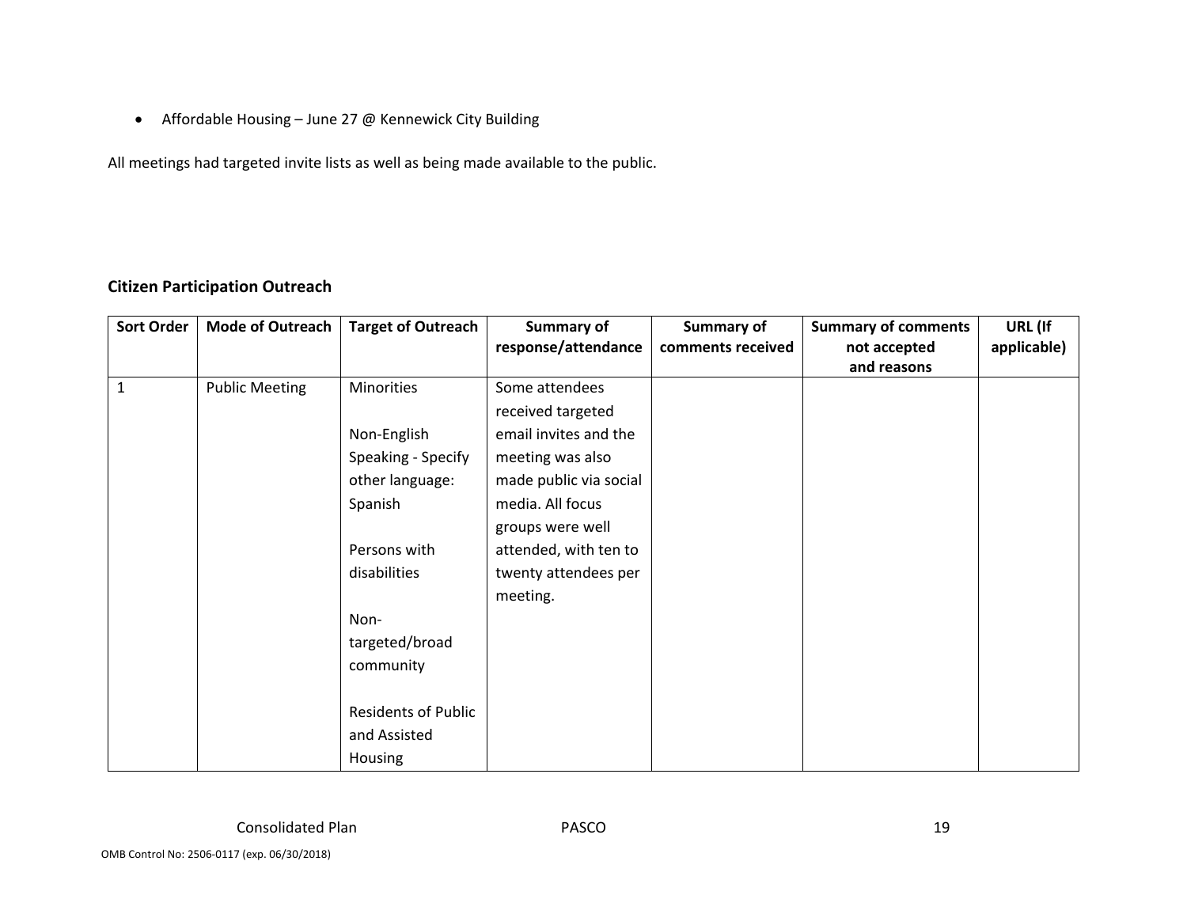- Affordable Housing – June 27 @ Kennewick City Building

All meetings had targeted invite lists as well as being made available to the public.

### Citizen Participation Outreach

| Sort Order | Mode of Outreach | Target of Outreach | Summary of response/attendance | Summary of comments received | Summary of comments not accepted and reasons | URL (If applicable) |
|---|---|---|---|---|---|---|
| 1 | Public Meeting | Minorities<br><br>Non-English Speaking - Specify other language: Spanish<br><br>Persons with disabilities<br><br>Non-targeted/broad community<br><br>Residents of Public and Assisted Housing | Some attendees received targeted email invites and the meeting was also made public via social media. All focus groups were well attended, with ten to twenty attendees per meeting. | | | |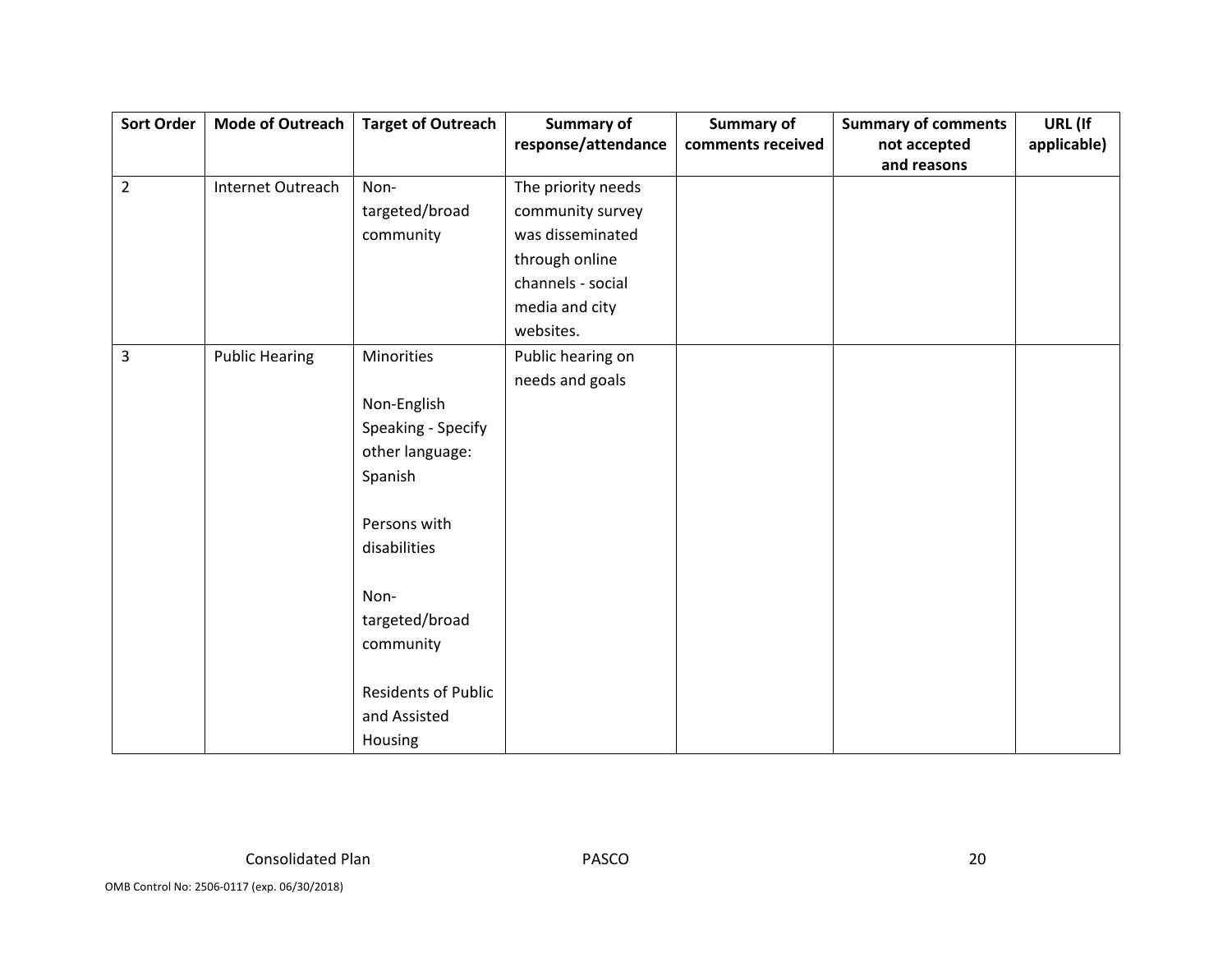| Sort Order | Mode of Outreach | Target of Outreach | Summary of response/attendance | Summary of comments received | Summary of comments not accepted and reasons | URL (If applicable) |
|---|---|---|---|---|---|---|
| 2 | Internet Outreach | Non-targeted/broad community | The priority needs community survey was disseminated through online channels - social media and city websites. | | | |
| 3 | Public Hearing | Minorities<br><br>Non-English Speaking - Specify other language: Spanish<br><br>Persons with disabilities<br><br>Non-targeted/broad community<br><br>Residents of Public and Assisted Housing | Public hearing on needs and goals | | | |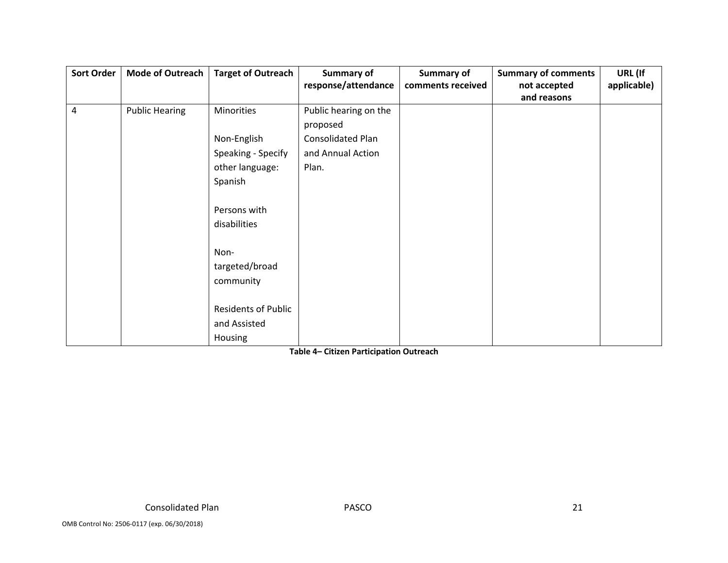| Sort Order | Mode of Outreach | Target of Outreach | Summary of response/attendance | Summary of comments received | Summary of comments not accepted and reasons | URL (If applicable) |
|---|---|---|---|---|---|---|
| 4 | Public Hearing | Minorities<br><br>Non-English Speaking - Specify other language: Spanish<br><br>Persons with disabilities<br><br>Non-targeted/broad community<br><br>Residents of Public and Assisted Housing | Public hearing on the proposed Consolidated Plan and Annual Action Plan. | | | |

**Table 4– Citizen Participation Outreach**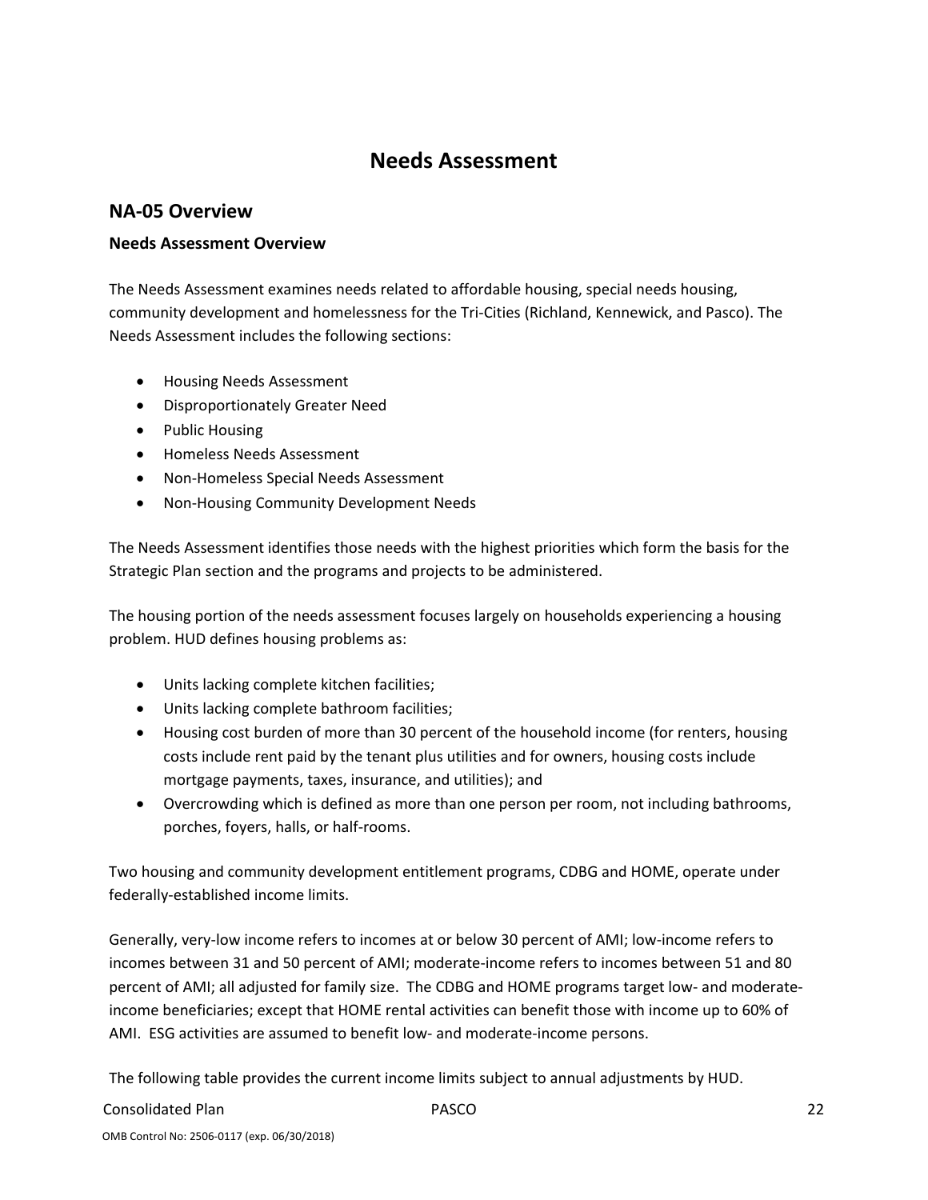# Needs Assessment

## NA-05 Overview

### Needs Assessment Overview

The Needs Assessment examines needs related to affordable housing, special needs housing, community development and homelessness for the Tri-Cities (Richland, Kennewick, and Pasco). The Needs Assessment includes the following sections:

- Housing Needs Assessment
- Disproportionately Greater Need
- Public Housing
- Homeless Needs Assessment
- Non-Homeless Special Needs Assessment
- Non-Housing Community Development Needs

The Needs Assessment identifies those needs with the highest priorities which form the basis for the Strategic Plan section and the programs and projects to be administered.

The housing portion of the needs assessment focuses largely on households experiencing a housing problem. HUD defines housing problems as:

- Units lacking complete kitchen facilities;
- Units lacking complete bathroom facilities;
- Housing cost burden of more than 30 percent of the household income (for renters, housing costs include rent paid by the tenant plus utilities and for owners, housing costs include mortgage payments, taxes, insurance, and utilities); and
- Overcrowding which is defined as more than one person per room, not including bathrooms, porches, foyers, halls, or half-rooms.

Two housing and community development entitlement programs, CDBG and HOME, operate under federally-established income limits.

Generally, very-low income refers to incomes at or below 30 percent of AMI; low-income refers to incomes between 31 and 50 percent of AMI; moderate-income refers to incomes between 51 and 80 percent of AMI; all adjusted for family size. The CDBG and HOME programs target low- and moderate-income beneficiaries; except that HOME rental activities can benefit those with income up to 60% of AMI. ESG activities are assumed to benefit low- and moderate-income persons.

The following table provides the current income limits subject to annual adjustments by HUD.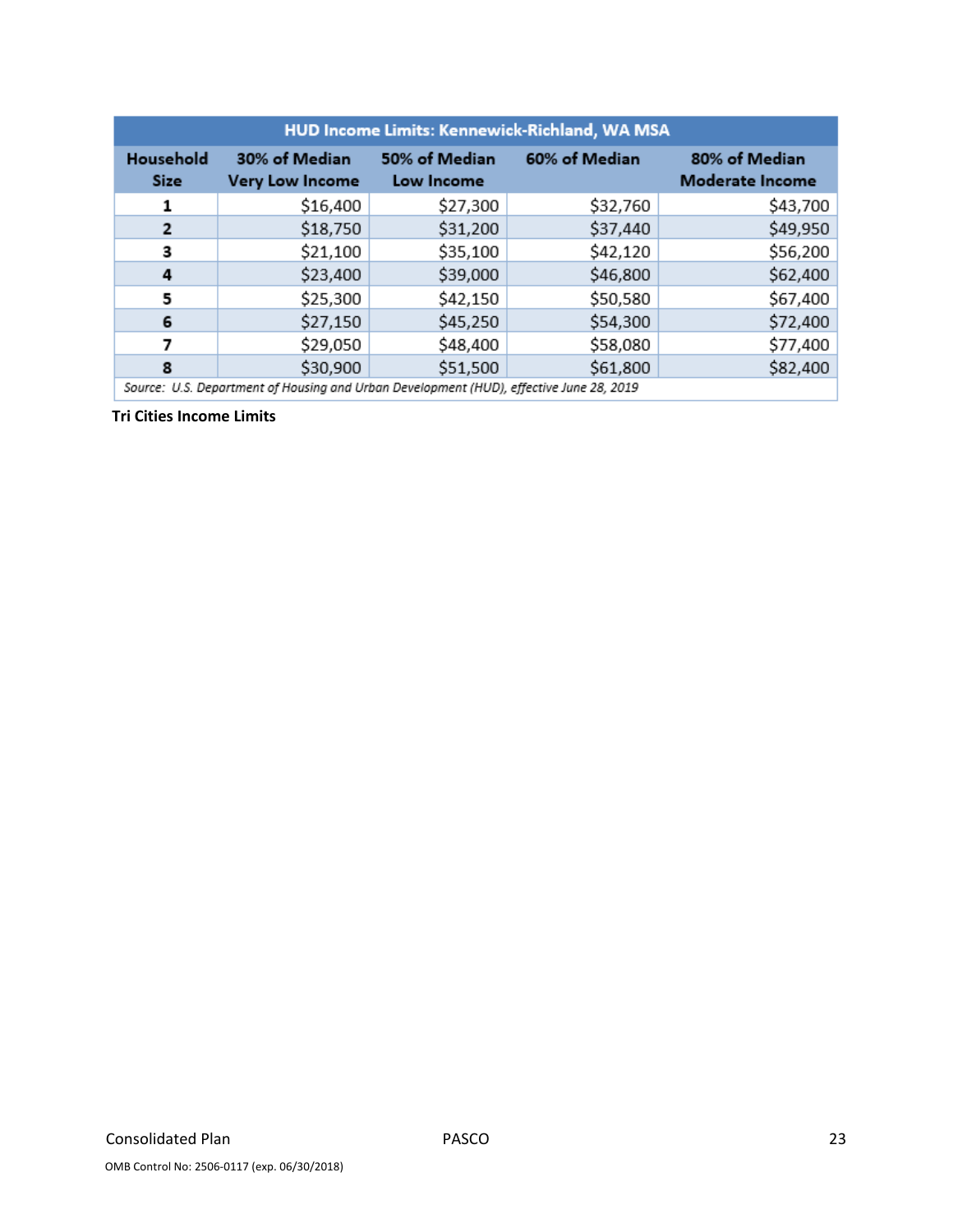| HUD Income Limits: Kennewick-Richland, WA MSA | | | | |
|---|---|---|---|---|
| Household Size | 30% of Median Very Low Income | 50% of Median Low Income | 60% of Median | 80% of Median Moderate Income |
| 1 | $16,400 | $27,300 | $32,760 | $43,700 |
| 2 | $18,750 | $31,200 | $37,440 | $49,950 |
| 3 | $21,100 | $35,100 | $42,120 | $56,200 |
| 4 | $23,400 | $39,000 | $46,800 | $62,400 |
| 5 | $25,300 | $42,150 | $50,580 | $67,400 |
| 6 | $27,150 | $45,250 | $54,300 | $72,400 |
| 7 | $29,050 | $48,400 | $58,080 | $77,400 |
| 8 | $30,900 | $51,500 | $61,800 | $82,400 |

*Source: U.S. Department of Housing and Urban Development (HUD), effective June 28, 2019*

**Tri Cities Income Limits**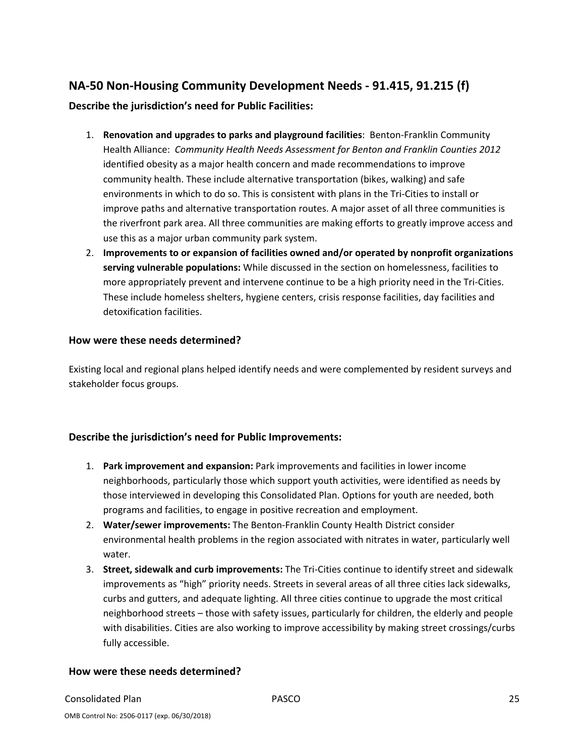## NA-50 Non-Housing Community Development Needs - 91.415, 91.215 (f)

### Describe the jurisdiction's need for Public Facilities:

1. **Renovation and upgrades to parks and playground facilities**: Benton-Franklin Community Health Alliance: *Community Health Needs Assessment for Benton and Franklin Counties 2012* identified obesity as a major health concern and made recommendations to improve community health. These include alternative transportation (bikes, walking) and safe environments in which to do so. This is consistent with plans in the Tri-Cities to install or improve paths and alternative transportation routes. A major asset of all three communities is the riverfront park area. All three communities are making efforts to greatly improve access and use this as a major urban community park system.
2. **Improvements to or expansion of facilities owned and/or operated by nonprofit organizations serving vulnerable populations:** While discussed in the section on homelessness, facilities to more appropriately prevent and intervene continue to be a high priority need in the Tri-Cities. These include homeless shelters, hygiene centers, crisis response facilities, day facilities and detoxification facilities.

### How were these needs determined?

Existing local and regional plans helped identify needs and were complemented by resident surveys and stakeholder focus groups.

### Describe the jurisdiction's need for Public Improvements:

1. **Park improvement and expansion:** Park improvements and facilities in lower income neighborhoods, particularly those which support youth activities, were identified as needs by those interviewed in developing this Consolidated Plan. Options for youth are needed, both programs and facilities, to engage in positive recreation and employment.
2. **Water/sewer improvements:** The Benton-Franklin County Health District consider environmental health problems in the region associated with nitrates in water, particularly well water.
3. **Street, sidewalk and curb improvements:** The Tri-Cities continue to identify street and sidewalk improvements as "high" priority needs. Streets in several areas of all three cities lack sidewalks, curbs and gutters, and adequate lighting. All three cities continue to upgrade the most critical neighborhood streets – those with safety issues, particularly for children, the elderly and people with disabilities. Cities are also working to improve accessibility by making street crossings/curbs fully accessible.

### How were these needs determined?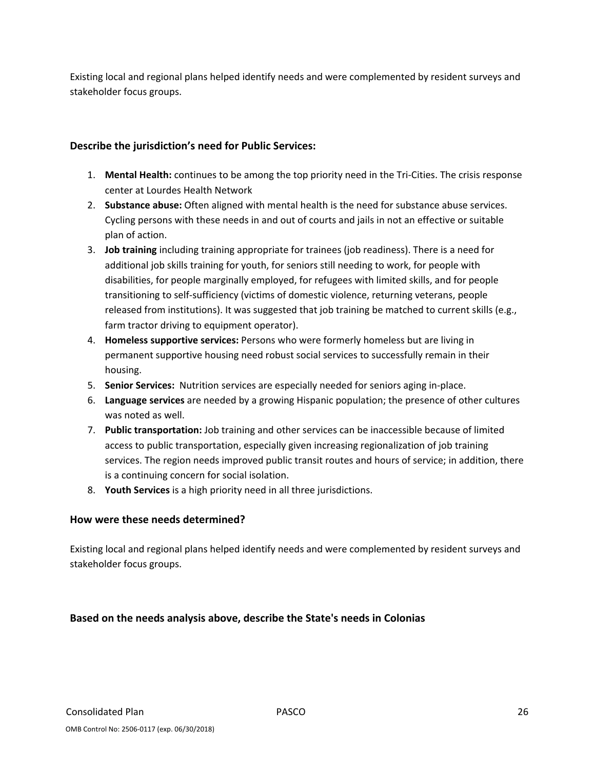Existing local and regional plans helped identify needs and were complemented by resident surveys and stakeholder focus groups.

### Describe the jurisdiction's need for Public Services:

1. **Mental Health:** continues to be among the top priority need in the Tri-Cities. The crisis response center at Lourdes Health Network
2. **Substance abuse:** Often aligned with mental health is the need for substance abuse services. Cycling persons with these needs in and out of courts and jails in not an effective or suitable plan of action.
3. **Job training** including training appropriate for trainees (job readiness). There is a need for additional job skills training for youth, for seniors still needing to work, for people with disabilities, for people marginally employed, for refugees with limited skills, and for people transitioning to self-sufficiency (victims of domestic violence, returning veterans, people released from institutions). It was suggested that job training be matched to current skills (e.g., farm tractor driving to equipment operator).
4. **Homeless supportive services:** Persons who were formerly homeless but are living in permanent supportive housing need robust social services to successfully remain in their housing.
5. **Senior Services:** Nutrition services are especially needed for seniors aging in-place.
6. **Language services** are needed by a growing Hispanic population; the presence of other cultures was noted as well.
7. **Public transportation:** Job training and other services can be inaccessible because of limited access to public transportation, especially given increasing regionalization of job training services. The region needs improved public transit routes and hours of service; in addition, there is a continuing concern for social isolation.
8. **Youth Services** is a high priority need in all three jurisdictions.

### How were these needs determined?

Existing local and regional plans helped identify needs and were complemented by resident surveys and stakeholder focus groups.

### Based on the needs analysis above, describe the State's needs in Colonias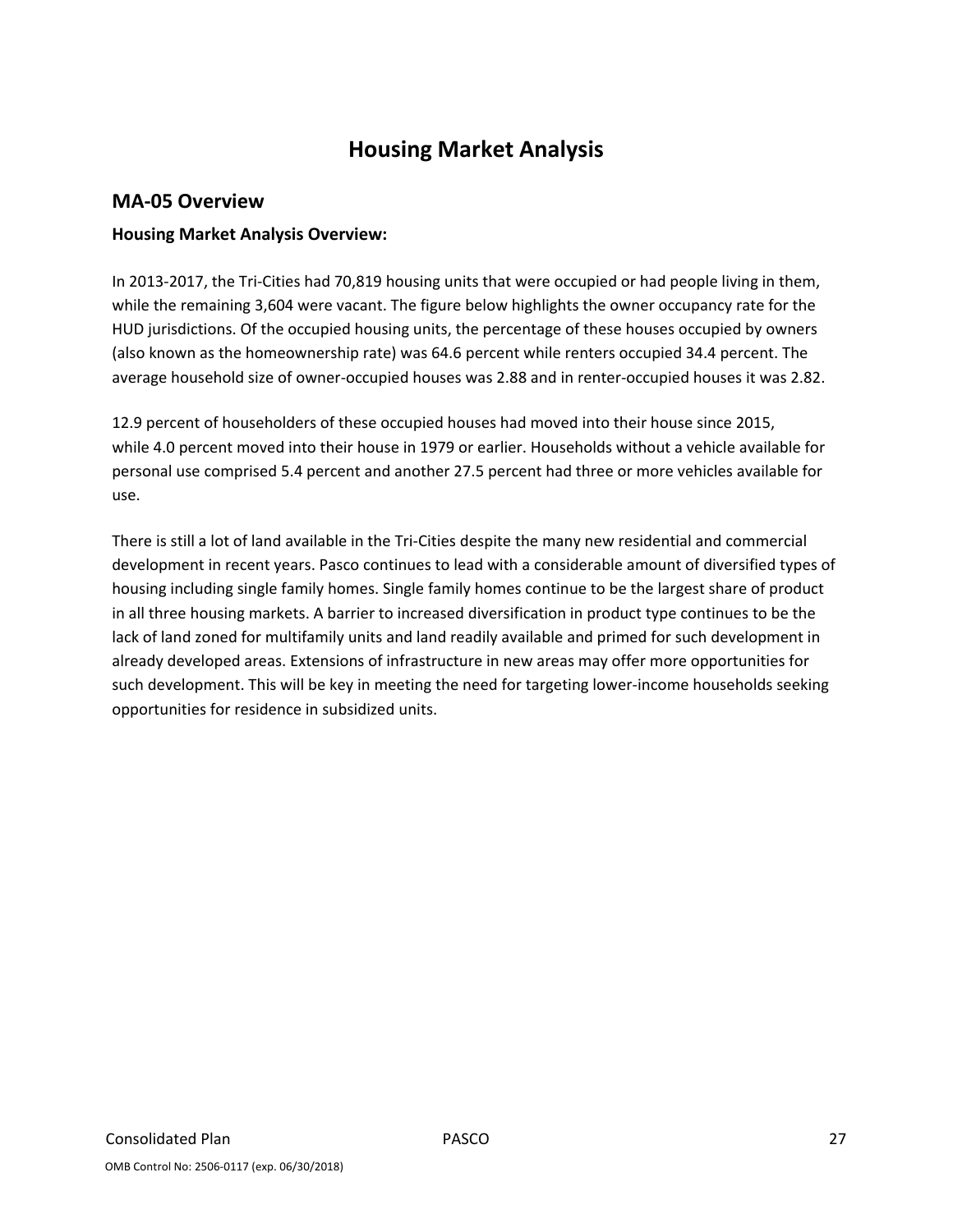# Housing Market Analysis

## MA-05 Overview

### Housing Market Analysis Overview:

In 2013-2017, the Tri-Cities had 70,819 housing units that were occupied or had people living in them, while the remaining 3,604 were vacant. The figure below highlights the owner occupancy rate for the HUD jurisdictions. Of the occupied housing units, the percentage of these houses occupied by owners (also known as the homeownership rate) was 64.6 percent while renters occupied 34.4 percent. The average household size of owner-occupied houses was 2.88 and in renter-occupied houses it was 2.82.

12.9 percent of householders of these occupied houses had moved into their house since 2015, while 4.0 percent moved into their house in 1979 or earlier. Households without a vehicle available for personal use comprised 5.4 percent and another 27.5 percent had three or more vehicles available for use.

There is still a lot of land available in the Tri-Cities despite the many new residential and commercial development in recent years. Pasco continues to lead with a considerable amount of diversified types of housing including single family homes. Single family homes continue to be the largest share of product in all three housing markets. A barrier to increased diversification in product type continues to be the lack of land zoned for multifamily units and land readily available and primed for such development in already developed areas. Extensions of infrastructure in new areas may offer more opportunities for such development. This will be key in meeting the need for targeting lower-income households seeking opportunities for residence in subsidized units.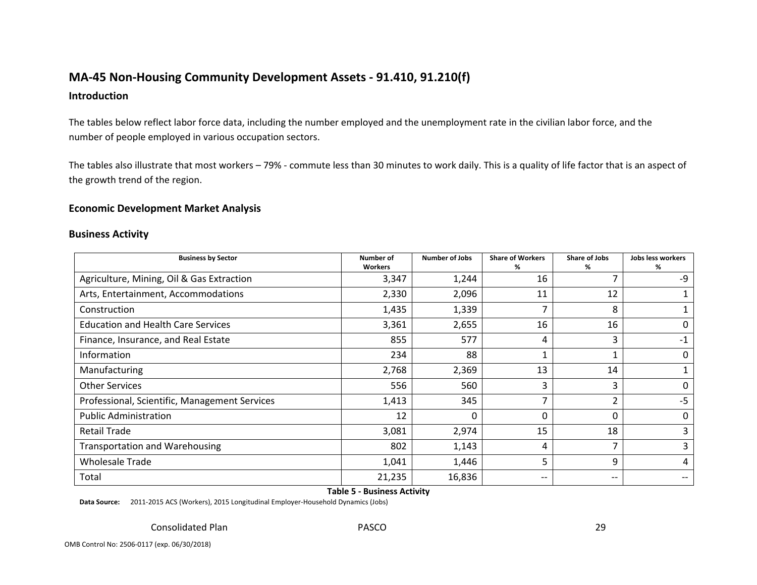## MA-45 Non-Housing Community Development Assets - 91.410, 91.210(f)

### Introduction

The tables below reflect labor force data, including the number employed and the unemployment rate in the civilian labor force, and the number of people employed in various occupation sectors.

The tables also illustrate that most workers – 79% - commute less than 30 minutes to work daily. This is a quality of life factor that is an aspect of the growth trend of the region.

### Economic Development Market Analysis

### Business Activity

| Business by Sector | Number of Workers | Number of Jobs | Share of Workers % | Share of Jobs % | Jobs less workers % |
|---|---|---|---|---|---|
| Agriculture, Mining, Oil & Gas Extraction | 3,347 | 1,244 | 16 | 7 | -9 |
| Arts, Entertainment, Accommodations | 2,330 | 2,096 | 11 | 12 | 1 |
| Construction | 1,435 | 1,339 | 7 | 8 | 1 |
| Education and Health Care Services | 3,361 | 2,655 | 16 | 16 | 0 |
| Finance, Insurance, and Real Estate | 855 | 577 | 4 | 3 | -1 |
| Information | 234 | 88 | 1 | 1 | 0 |
| Manufacturing | 2,768 | 2,369 | 13 | 14 | 1 |
| Other Services | 556 | 560 | 3 | 3 | 0 |
| Professional, Scientific, Management Services | 1,413 | 345 | 7 | 2 | -5 |
| Public Administration | 12 | 0 | 0 | 0 | 0 |
| Retail Trade | 3,081 | 2,974 | 15 | 18 | 3 |
| Transportation and Warehousing | 802 | 1,143 | 4 | 7 | 3 |
| Wholesale Trade | 1,041 | 1,446 | 5 | 9 | 4 |
| Total | 21,235 | 16,836 | -- | -- | -- |

**Table 5 - Business Activity**

**Data Source:** 2011-2015 ACS (Workers), 2015 Longitudinal Employer-Household Dynamics (Jobs)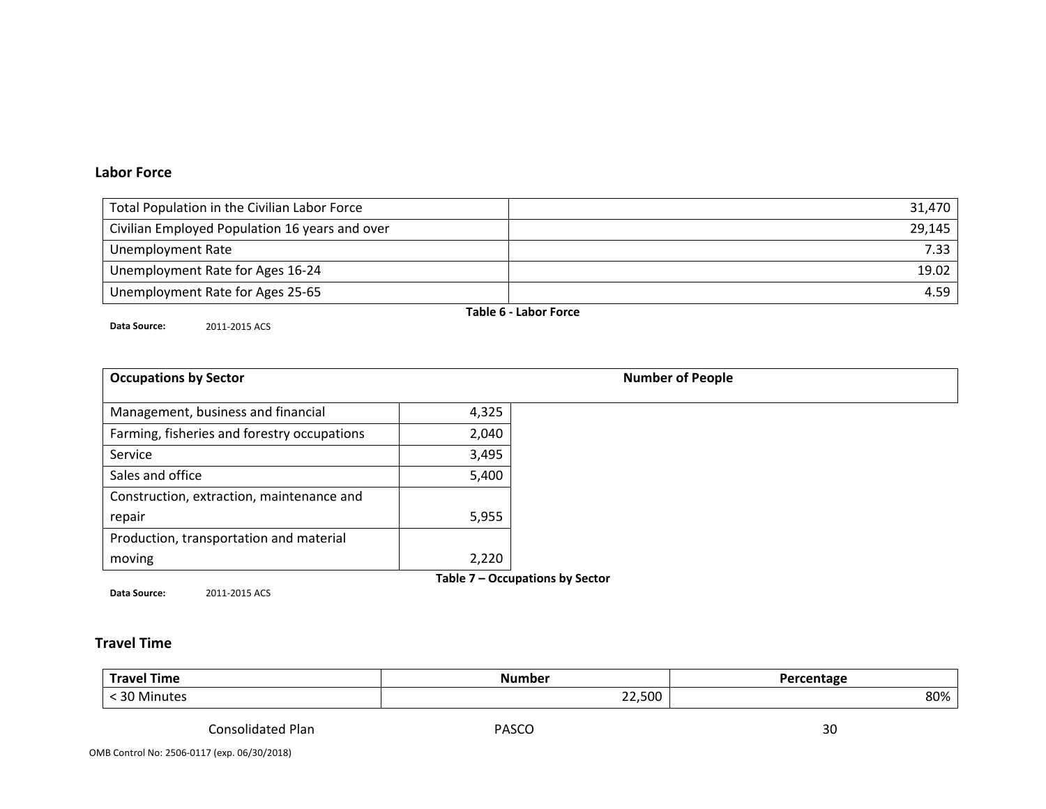## Labor Force

| | |
|---|---|
| Total Population in the Civilian Labor Force | 31,470 |
| Civilian Employed Population 16 years and over | 29,145 |
| Unemployment Rate | 7.33 |
| Unemployment Rate for Ages 16-24 | 19.02 |
| Unemployment Rate for Ages 25-65 | 4.59 |

**Table 6 - Labor Force**

**Data Source:** 2011-2015 ACS

| Occupations by Sector | Number of People |
|---|---|
| Management, business and financial | 4,325 |
| Farming, fisheries and forestry occupations | 2,040 |
| Service | 3,495 |
| Sales and office | 5,400 |
| Construction, extraction, maintenance and repair | 5,955 |
| Production, transportation and material moving | 2,220 |

**Table 7 – Occupations by Sector**

**Data Source:** 2011-2015 ACS

## Travel Time

| Travel Time | Number | Percentage |
|---|---|---|
| < 30 Minutes | 22,500 | 80% |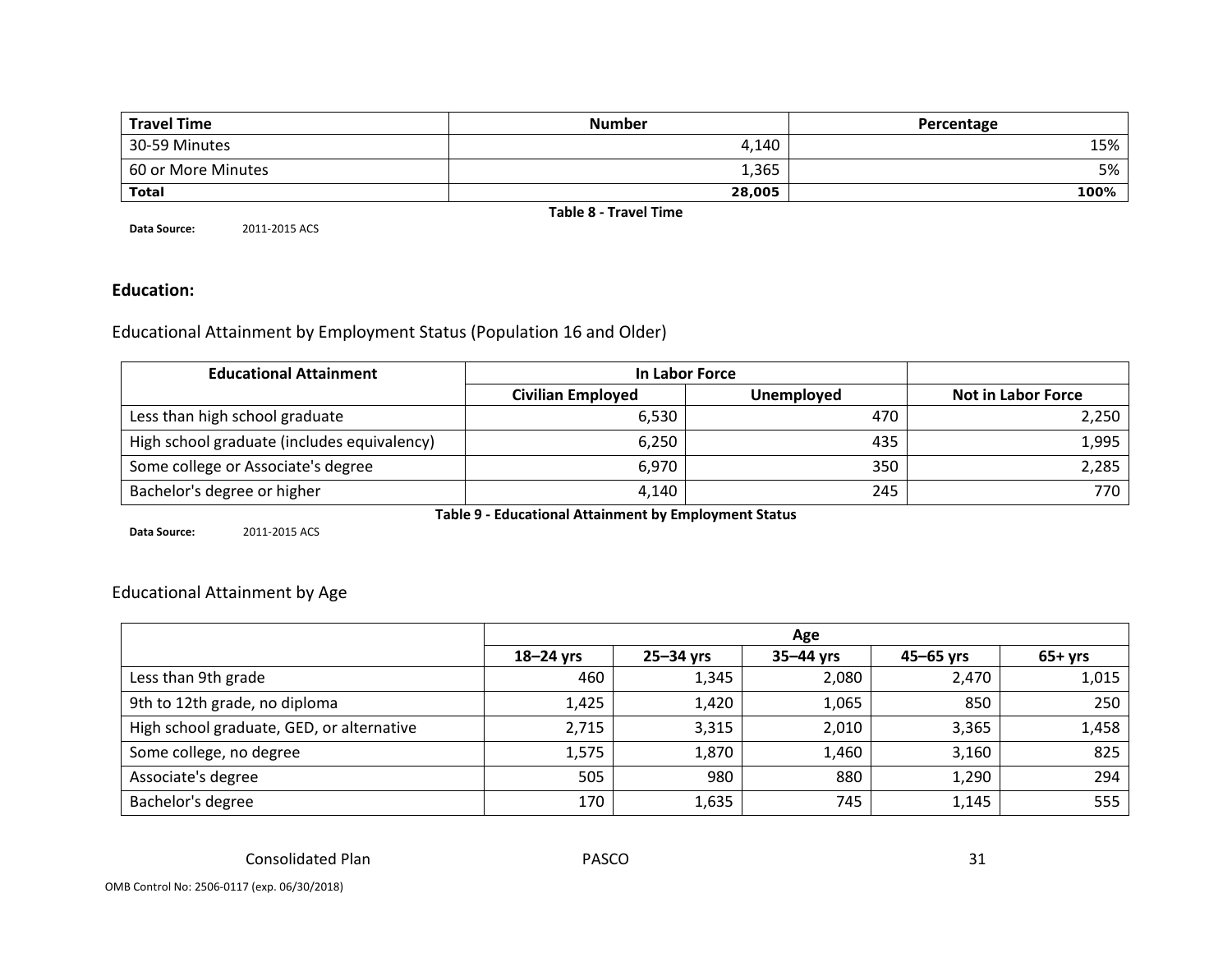| Travel Time | Number | Percentage |
| --- | --- | --- |
| 30-59 Minutes | 4,140 | 15% |
| 60 or More Minutes | 1,365 | 5% |
| **Total** | **28,005** | **100%** |

**Table 8 - Travel Time**

**Data Source:** 2011-2015 ACS

### Education:

Educational Attainment by Employment Status (Population 16 and Older)

| Educational Attainment | In Labor Force | | |
| --- | --- | --- | --- |
| | Civilian Employed | Unemployed | Not in Labor Force |
| Less than high school graduate | 6,530 | 470 | 2,250 |
| High school graduate (includes equivalency) | 6,250 | 435 | 1,995 |
| Some college or Associate's degree | 6,970 | 350 | 2,285 |
| Bachelor's degree or higher | 4,140 | 245 | 770 |

**Table 9 - Educational Attainment by Employment Status**

**Data Source:** 2011-2015 ACS

Educational Attainment by Age

| | Age | | | | |
| --- | --- | --- | --- | --- | --- |
| | 18–24 yrs | 25–34 yrs | 35–44 yrs | 45–65 yrs | 65+ yrs |
| Less than 9th grade | 460 | 1,345 | 2,080 | 2,470 | 1,015 |
| 9th to 12th grade, no diploma | 1,425 | 1,420 | 1,065 | 850 | 250 |
| High school graduate, GED, or alternative | 2,715 | 3,315 | 2,010 | 3,365 | 1,458 |
| Some college, no degree | 1,575 | 1,870 | 1,460 | 3,160 | 825 |
| Associate's degree | 505 | 980 | 880 | 1,290 | 294 |
| Bachelor's degree | 170 | 1,635 | 745 | 1,145 | 555 |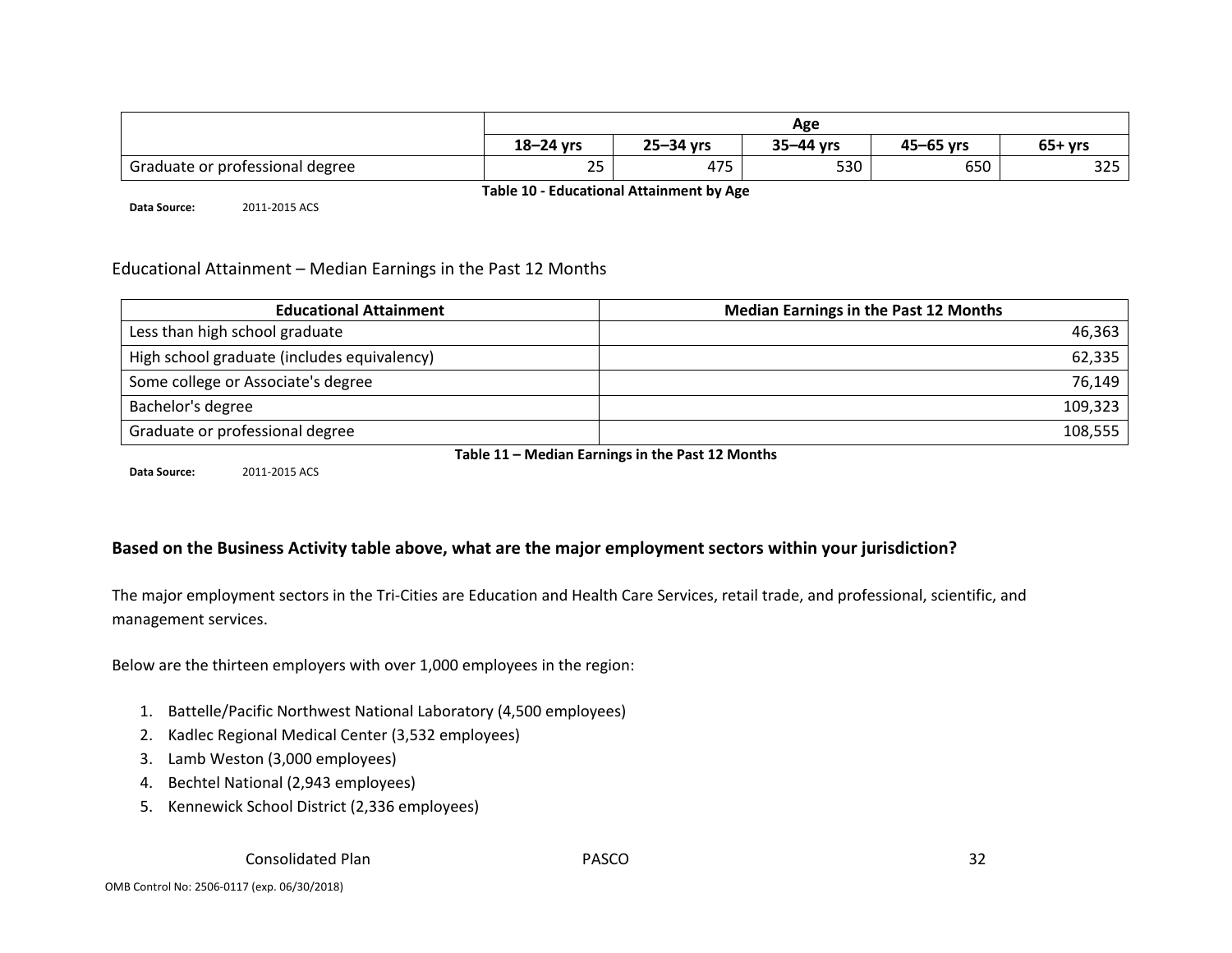| | Age | | | | |
|---|---|---|---|---|---|
| | 18–24 yrs | 25–34 yrs | 35–44 yrs | 45–65 yrs | 65+ yrs |
| Graduate or professional degree | 25 | 475 | 530 | 650 | 325 |

**Table 10 - Educational Attainment by Age**

**Data Source:** 2011-2015 ACS

Educational Attainment – Median Earnings in the Past 12 Months

| Educational Attainment | Median Earnings in the Past 12 Months |
|---|---|
| Less than high school graduate | 46,363 |
| High school graduate (includes equivalency) | 62,335 |
| Some college or Associate's degree | 76,149 |
| Bachelor's degree | 109,323 |
| Graduate or professional degree | 108,555 |

**Table 11 – Median Earnings in the Past 12 Months**

**Data Source:** 2011-2015 ACS

### Based on the Business Activity table above, what are the major employment sectors within your jurisdiction?

The major employment sectors in the Tri-Cities are Education and Health Care Services, retail trade, and professional, scientific, and management services.

Below are the thirteen employers with over 1,000 employees in the region:

1. Battelle/Pacific Northwest National Laboratory (4,500 employees)
2. Kadlec Regional Medical Center (3,532 employees)
3. Lamb Weston (3,000 employees)
4. Bechtel National (2,943 employees)
5. Kennewick School District (2,336 employees)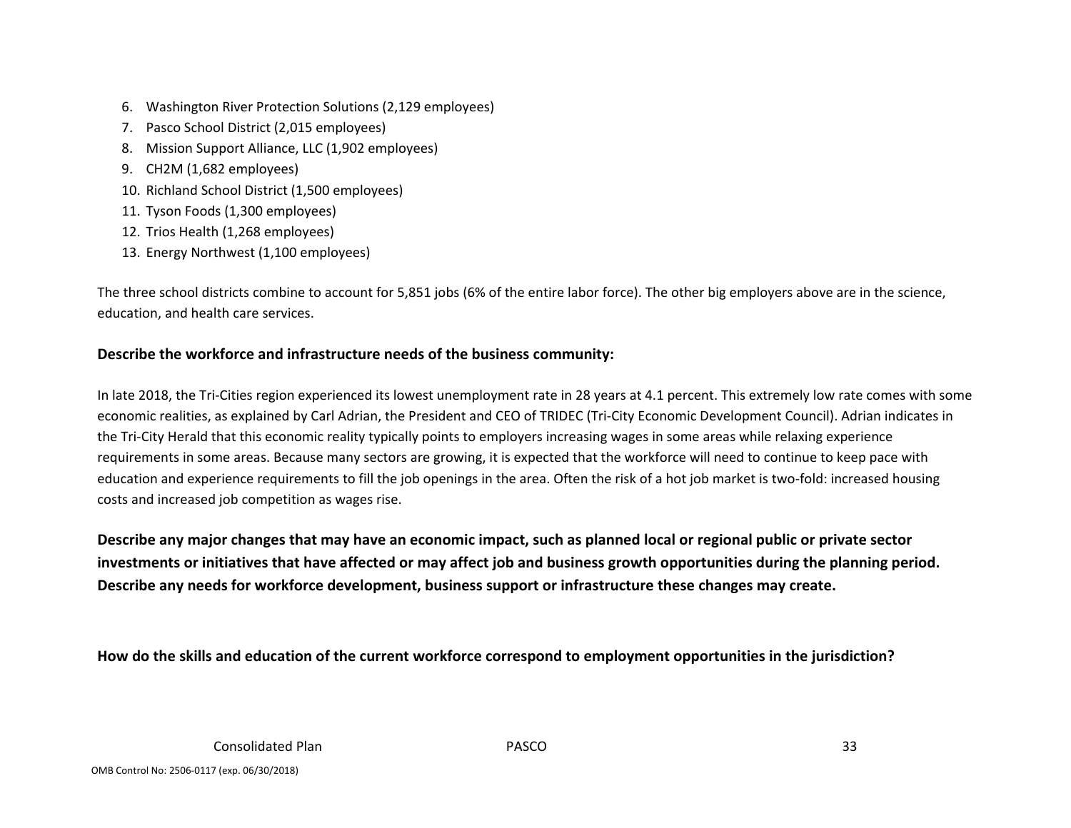6. Washington River Protection Solutions (2,129 employees)
7. Pasco School District (2,015 employees)
8. Mission Support Alliance, LLC (1,902 employees)
9. CH2M (1,682 employees)
10. Richland School District (1,500 employees)
11. Tyson Foods (1,300 employees)
12. Trios Health (1,268 employees)
13. Energy Northwest (1,100 employees)

The three school districts combine to account for 5,851 jobs (6% of the entire labor force). The other big employers above are in the science, education, and health care services.

**Describe the workforce and infrastructure needs of the business community:**

In late 2018, the Tri-Cities region experienced its lowest unemployment rate in 28 years at 4.1 percent. This extremely low rate comes with some economic realities, as explained by Carl Adrian, the President and CEO of TRIDEC (Tri-City Economic Development Council). Adrian indicates in the Tri-City Herald that this economic reality typically points to employers increasing wages in some areas while relaxing experience requirements in some areas. Because many sectors are growing, it is expected that the workforce will need to continue to keep pace with education and experience requirements to fill the job openings in the area. Often the risk of a hot job market is two-fold: increased housing costs and increased job competition as wages rise.

**Describe any major changes that may have an economic impact, such as planned local or regional public or private sector investments or initiatives that have affected or may affect job and business growth opportunities during the planning period. Describe any needs for workforce development, business support or infrastructure these changes may create.**

**How do the skills and education of the current workforce correspond to employment opportunities in the jurisdiction?**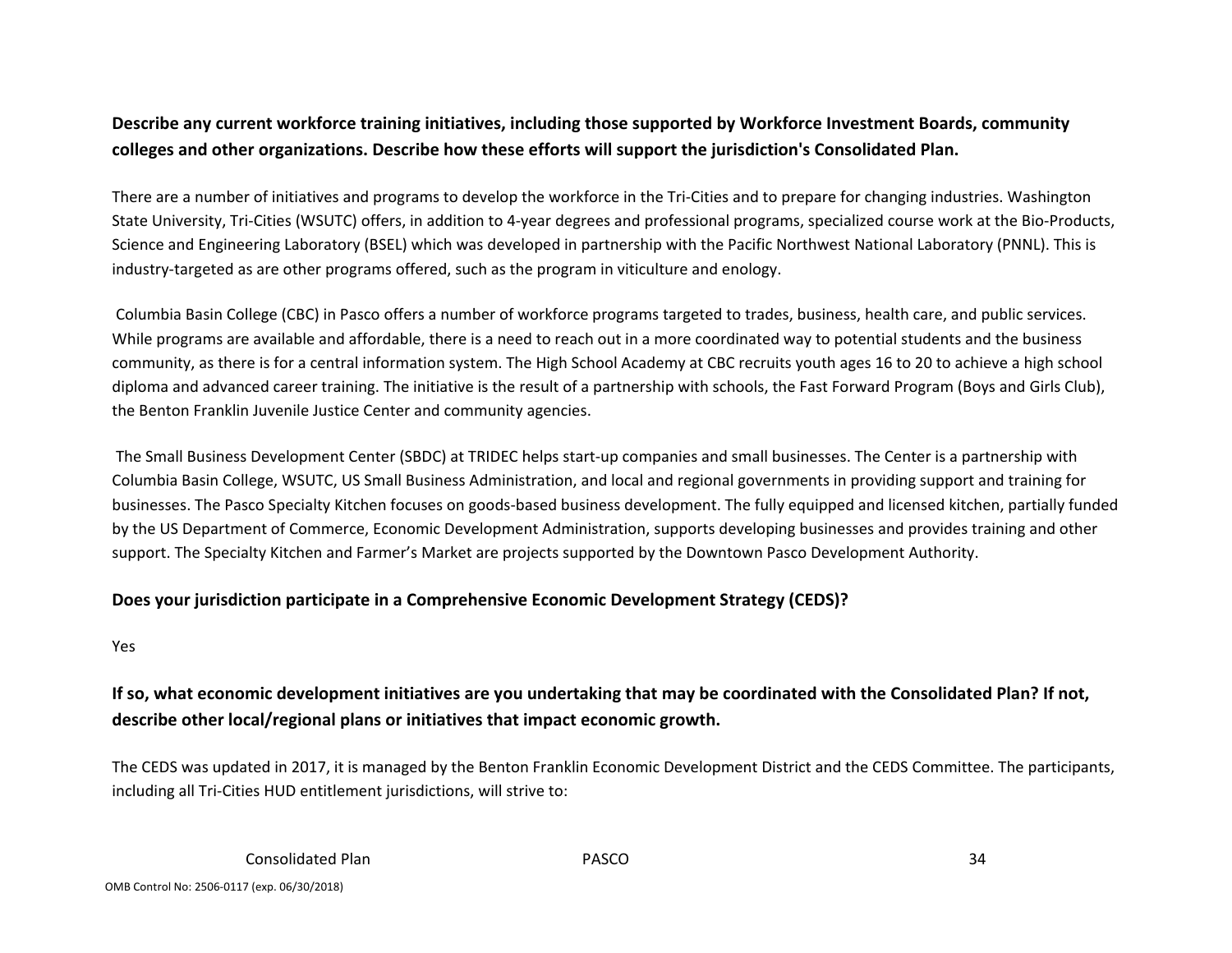**Describe any current workforce training initiatives, including those supported by Workforce Investment Boards, community colleges and other organizations. Describe how these efforts will support the jurisdiction's Consolidated Plan.**

There are a number of initiatives and programs to develop the workforce in the Tri-Cities and to prepare for changing industries. Washington State University, Tri-Cities (WSUTC) offers, in addition to 4-year degrees and professional programs, specialized course work at the Bio-Products, Science and Engineering Laboratory (BSEL) which was developed in partnership with the Pacific Northwest National Laboratory (PNNL). This is industry-targeted as are other programs offered, such as the program in viticulture and enology.

Columbia Basin College (CBC) in Pasco offers a number of workforce programs targeted to trades, business, health care, and public services. While programs are available and affordable, there is a need to reach out in a more coordinated way to potential students and the business community, as there is for a central information system. The High School Academy at CBC recruits youth ages 16 to 20 to achieve a high school diploma and advanced career training. The initiative is the result of a partnership with schools, the Fast Forward Program (Boys and Girls Club), the Benton Franklin Juvenile Justice Center and community agencies.

The Small Business Development Center (SBDC) at TRIDEC helps start-up companies and small businesses. The Center is a partnership with Columbia Basin College, WSUTC, US Small Business Administration, and local and regional governments in providing support and training for businesses. The Pasco Specialty Kitchen focuses on goods-based business development. The fully equipped and licensed kitchen, partially funded by the US Department of Commerce, Economic Development Administration, supports developing businesses and provides training and other support. The Specialty Kitchen and Farmer's Market are projects supported by the Downtown Pasco Development Authority.

**Does your jurisdiction participate in a Comprehensive Economic Development Strategy (CEDS)?**

Yes

**If so, what economic development initiatives are you undertaking that may be coordinated with the Consolidated Plan? If not, describe other local/regional plans or initiatives that impact economic growth.**

The CEDS was updated in 2017, it is managed by the Benton Franklin Economic Development District and the CEDS Committee. The participants, including all Tri-Cities HUD entitlement jurisdictions, will strive to: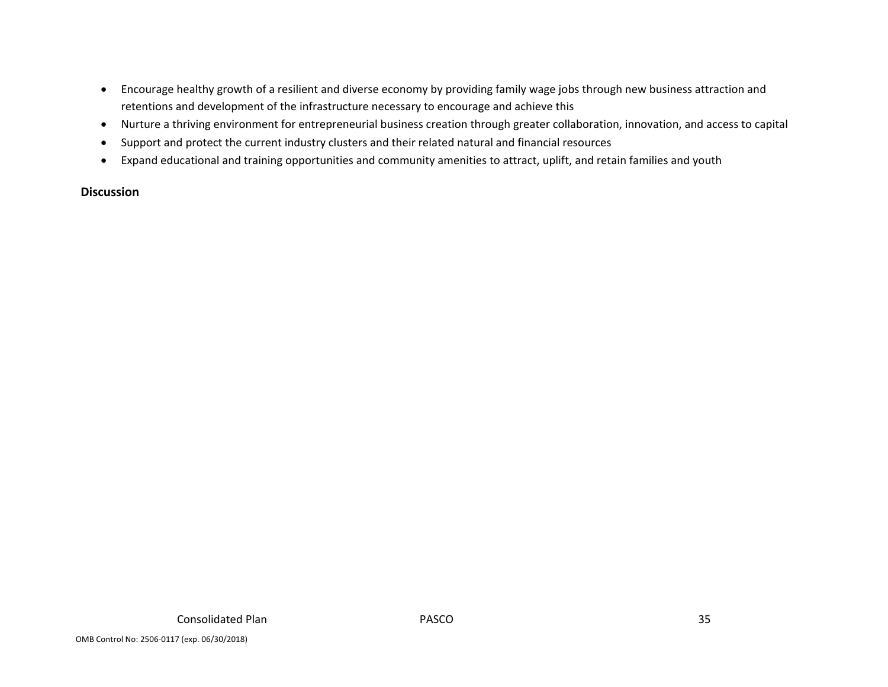- Encourage healthy growth of a resilient and diverse economy by providing family wage jobs through new business attraction and retentions and development of the infrastructure necessary to encourage and achieve this
- Nurture a thriving environment for entrepreneurial business creation through greater collaboration, innovation, and access to capital
- Support and protect the current industry clusters and their related natural and financial resources
- Expand educational and training opportunities and community amenities to attract, uplift, and retain families and youth

**Discussion**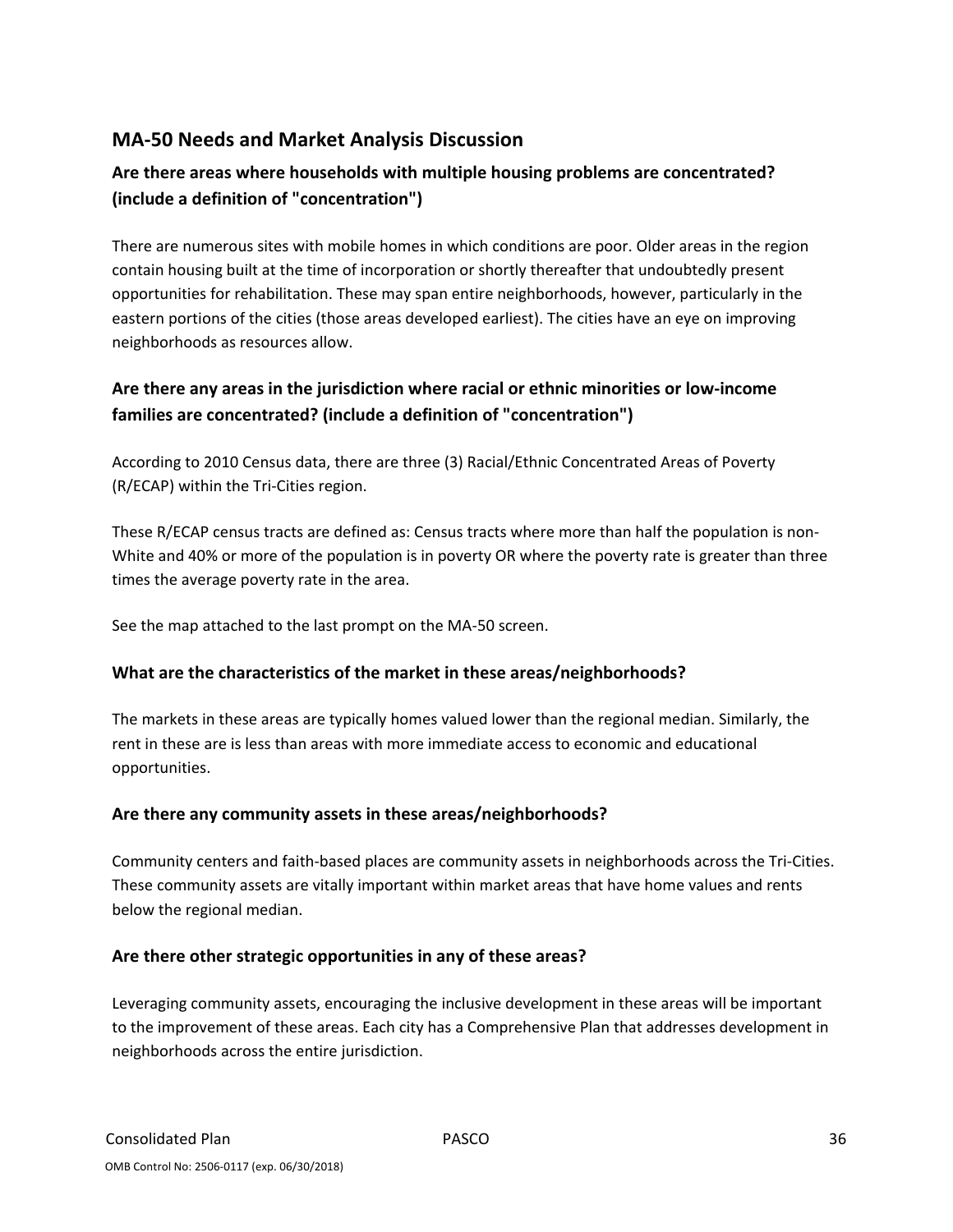## MA-50 Needs and Market Analysis Discussion

### Are there areas where households with multiple housing problems are concentrated? (include a definition of "concentration")

There are numerous sites with mobile homes in which conditions are poor. Older areas in the region contain housing built at the time of incorporation or shortly thereafter that undoubtedly present opportunities for rehabilitation. These may span entire neighborhoods, however, particularly in the eastern portions of the cities (those areas developed earliest). The cities have an eye on improving neighborhoods as resources allow.

### Are there any areas in the jurisdiction where racial or ethnic minorities or low-income families are concentrated? (include a definition of "concentration")

According to 2010 Census data, there are three (3) Racial/Ethnic Concentrated Areas of Poverty (R/ECAP) within the Tri-Cities region.

These R/ECAP census tracts are defined as: Census tracts where more than half the population is non-White and 40% or more of the population is in poverty OR where the poverty rate is greater than three times the average poverty rate in the area.

See the map attached to the last prompt on the MA-50 screen.

### What are the characteristics of the market in these areas/neighborhoods?

The markets in these areas are typically homes valued lower than the regional median. Similarly, the rent in these are is less than areas with more immediate access to economic and educational opportunities.

### Are there any community assets in these areas/neighborhoods?

Community centers and faith-based places are community assets in neighborhoods across the Tri-Cities. These community assets are vitally important within market areas that have home values and rents below the regional median.

### Are there other strategic opportunities in any of these areas?

Leveraging community assets, encouraging the inclusive development in these areas will be important to the improvement of these areas. Each city has a Comprehensive Plan that addresses development in neighborhoods across the entire jurisdiction.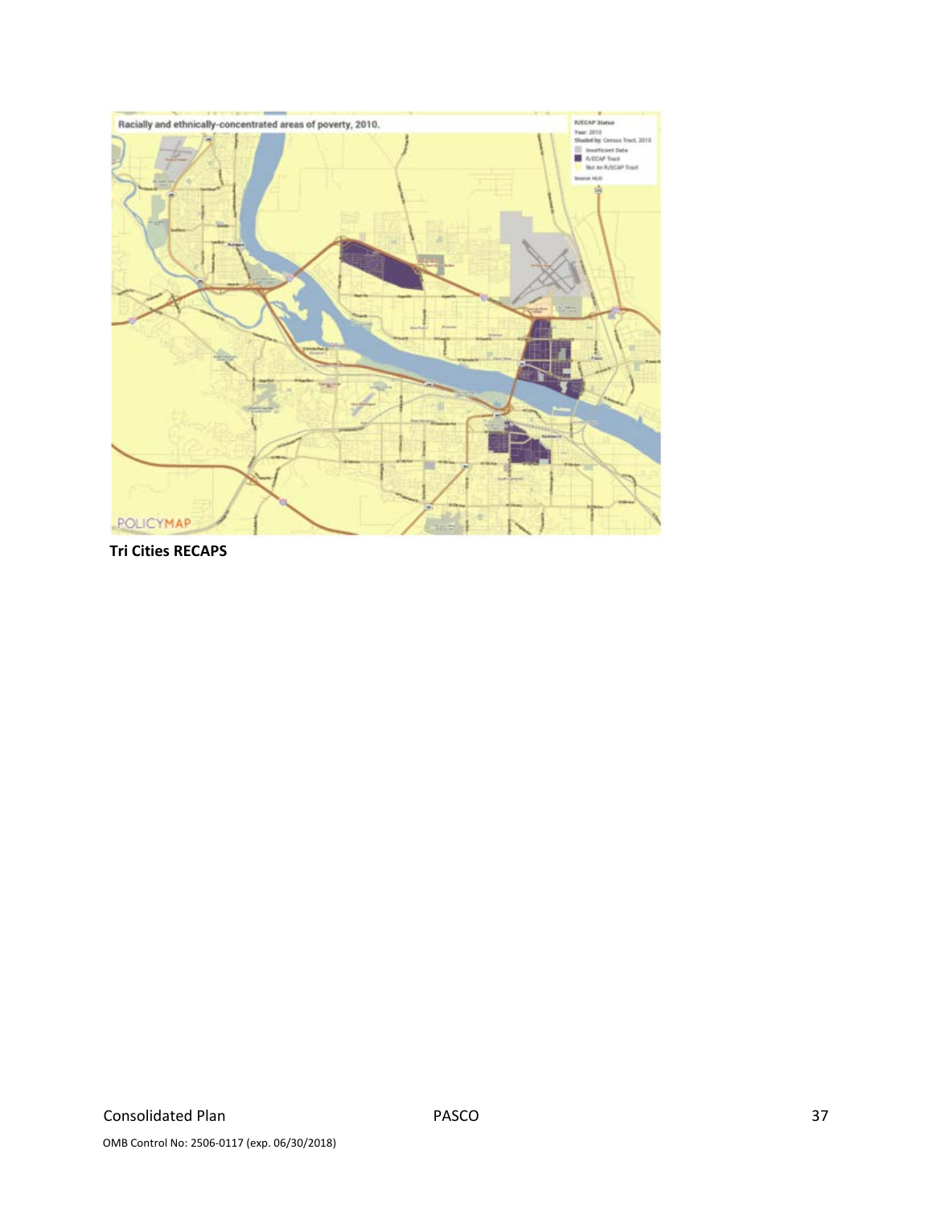**Tri Cities RECAPS**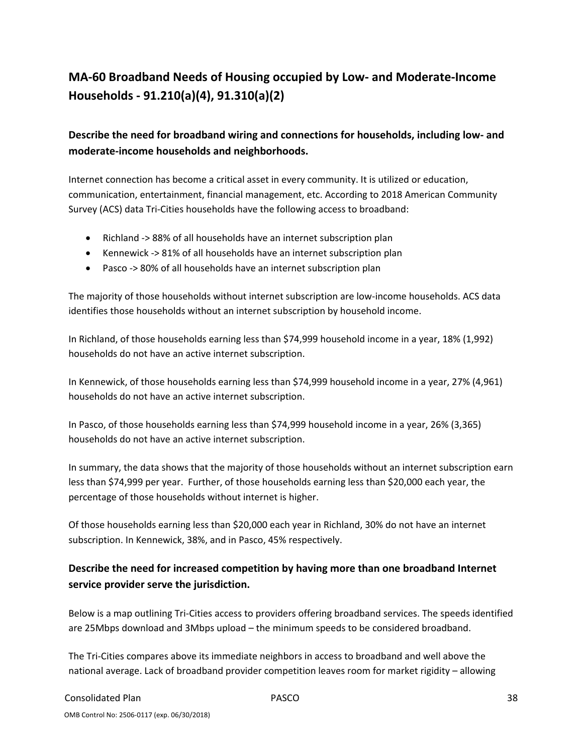## MA-60 Broadband Needs of Housing occupied by Low- and Moderate-Income Households - 91.210(a)(4), 91.310(a)(2)

### Describe the need for broadband wiring and connections for households, including low- and moderate-income households and neighborhoods.

Internet connection has become a critical asset in every community. It is utilized or education, communication, entertainment, financial management, etc. According to 2018 American Community Survey (ACS) data Tri-Cities households have the following access to broadband:

- Richland -> 88% of all households have an internet subscription plan
- Kennewick -> 81% of all households have an internet subscription plan
- Pasco -> 80% of all households have an internet subscription plan

The majority of those households without internet subscription are low-income households. ACS data identifies those households without an internet subscription by household income.

In Richland, of those households earning less than $74,999 household income in a year, 18% (1,992) households do not have an active internet subscription.

In Kennewick, of those households earning less than $74,999 household income in a year, 27% (4,961) households do not have an active internet subscription.

In Pasco, of those households earning less than $74,999 household income in a year, 26% (3,365) households do not have an active internet subscription.

In summary, the data shows that the majority of those households without an internet subscription earn less than $74,999 per year. Further, of those households earning less than $20,000 each year, the percentage of those households without internet is higher.

Of those households earning less than $20,000 each year in Richland, 30% do not have an internet subscription. In Kennewick, 38%, and in Pasco, 45% respectively.

### Describe the need for increased competition by having more than one broadband Internet service provider serve the jurisdiction.

Below is a map outlining Tri-Cities access to providers offering broadband services. The speeds identified are 25Mbps download and 3Mbps upload – the minimum speeds to be considered broadband.

The Tri-Cities compares above its immediate neighbors in access to broadband and well above the national average. Lack of broadband provider competition leaves room for market rigidity – allowing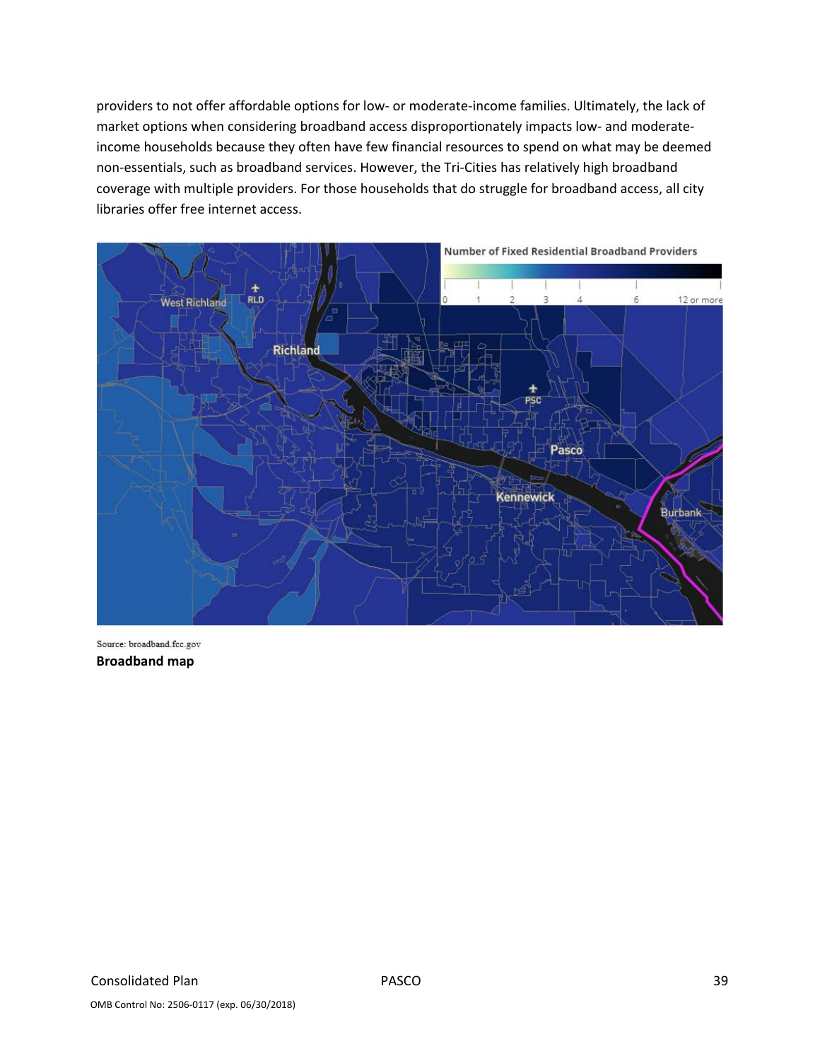providers to not offer affordable options for low- or moderate-income families. Ultimately, the lack of market options when considering broadband access disproportionately impacts low- and moderate-income households because they often have few financial resources to spend on what may be deemed non-essentials, such as broadband services. However, the Tri-Cities has relatively high broadband coverage with multiple providers. For those households that do struggle for broadband access, all city libraries offer free internet access.

Source: broadband.fcc.gov

**Broadband map**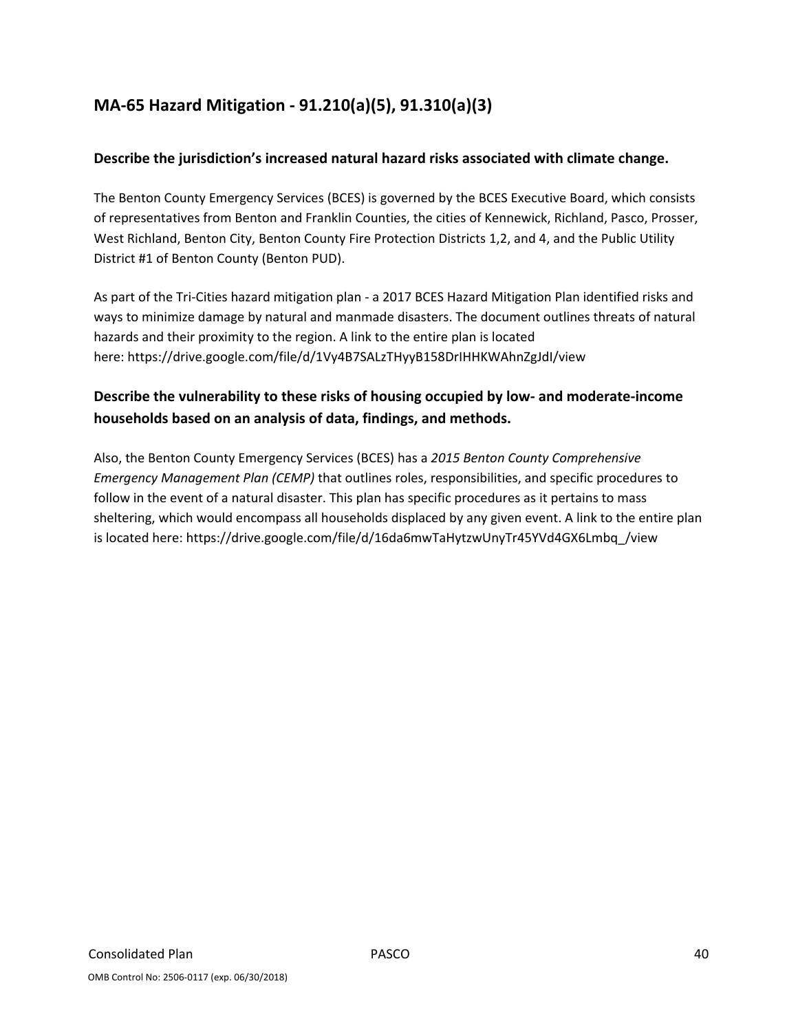## MA-65 Hazard Mitigation - 91.210(a)(5), 91.310(a)(3)

### Describe the jurisdiction's increased natural hazard risks associated with climate change.

The Benton County Emergency Services (BCES) is governed by the BCES Executive Board, which consists of representatives from Benton and Franklin Counties, the cities of Kennewick, Richland, Pasco, Prosser, West Richland, Benton City, Benton County Fire Protection Districts 1,2, and 4, and the Public Utility District #1 of Benton County (Benton PUD).

As part of the Tri-Cities hazard mitigation plan - a 2017 BCES Hazard Mitigation Plan identified risks and ways to minimize damage by natural and manmade disasters. The document outlines threats of natural hazards and their proximity to the region. A link to the entire plan is located here: https://drive.google.com/file/d/1Vy4B7SALzTHyyB158DrIHHKWAhnZgJdI/view

### Describe the vulnerability to these risks of housing occupied by low- and moderate-income households based on an analysis of data, findings, and methods.

Also, the Benton County Emergency Services (BCES) has a *2015 Benton County Comprehensive Emergency Management Plan (CEMP)* that outlines roles, responsibilities, and specific procedures to follow in the event of a natural disaster. This plan has specific procedures as it pertains to mass sheltering, which would encompass all households displaced by any given event. A link to the entire plan is located here: https://drive.google.com/file/d/16da6mwTaHytzwUnyTr45YVd4GX6Lmbq_/view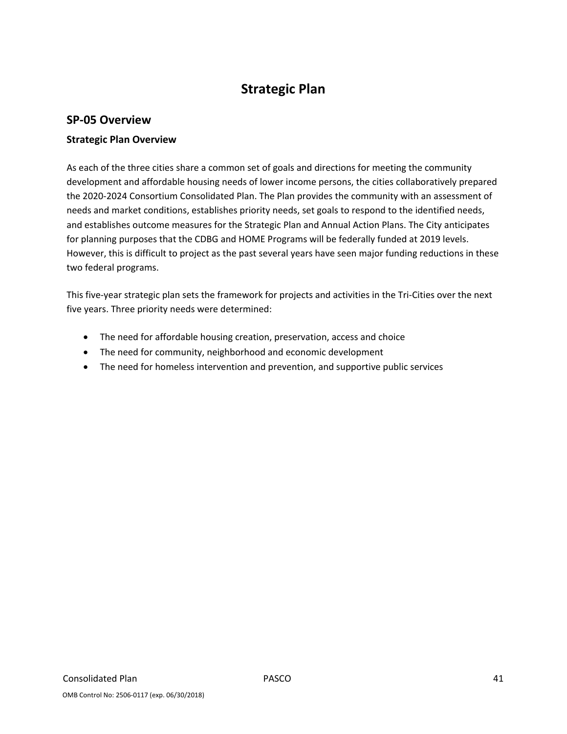# Strategic Plan

## SP-05 Overview

### Strategic Plan Overview

As each of the three cities share a common set of goals and directions for meeting the community development and affordable housing needs of lower income persons, the cities collaboratively prepared the 2020-2024 Consortium Consolidated Plan. The Plan provides the community with an assessment of needs and market conditions, establishes priority needs, set goals to respond to the identified needs, and establishes outcome measures for the Strategic Plan and Annual Action Plans. The City anticipates for planning purposes that the CDBG and HOME Programs will be federally funded at 2019 levels. However, this is difficult to project as the past several years have seen major funding reductions in these two federal programs.

This five-year strategic plan sets the framework for projects and activities in the Tri-Cities over the next five years. Three priority needs were determined:

- The need for affordable housing creation, preservation, access and choice
- The need for community, neighborhood and economic development
- The need for homeless intervention and prevention, and supportive public services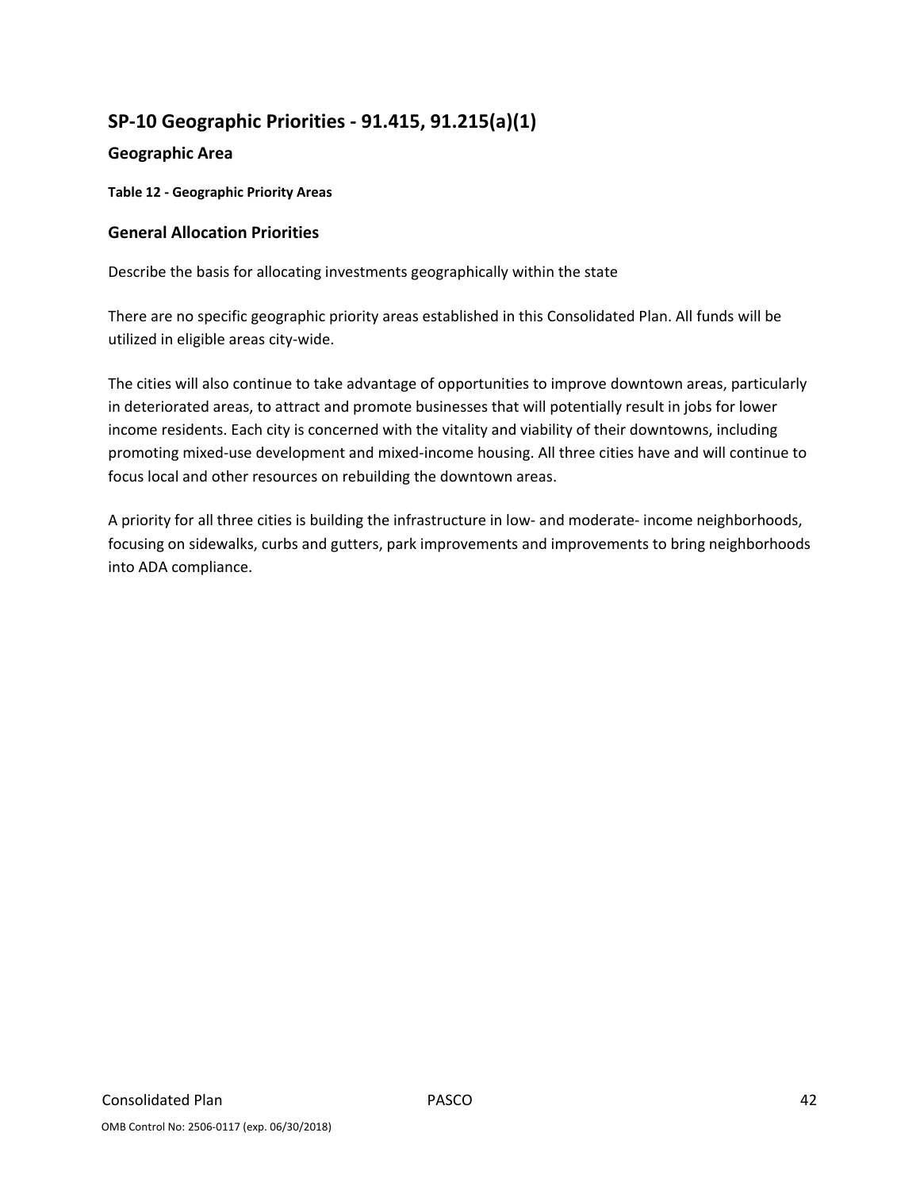## SP-10 Geographic Priorities - 91.415, 91.215(a)(1)

### Geographic Area

**Table 12 - Geographic Priority Areas**

### General Allocation Priorities

Describe the basis for allocating investments geographically within the state

There are no specific geographic priority areas established in this Consolidated Plan. All funds will be utilized in eligible areas city-wide.

The cities will also continue to take advantage of opportunities to improve downtown areas, particularly in deteriorated areas, to attract and promote businesses that will potentially result in jobs for lower income residents. Each city is concerned with the vitality and viability of their downtowns, including promoting mixed-use development and mixed-income housing. All three cities have and will continue to focus local and other resources on rebuilding the downtown areas.

A priority for all three cities is building the infrastructure in low- and moderate- income neighborhoods, focusing on sidewalks, curbs and gutters, park improvements and improvements to bring neighborhoods into ADA compliance.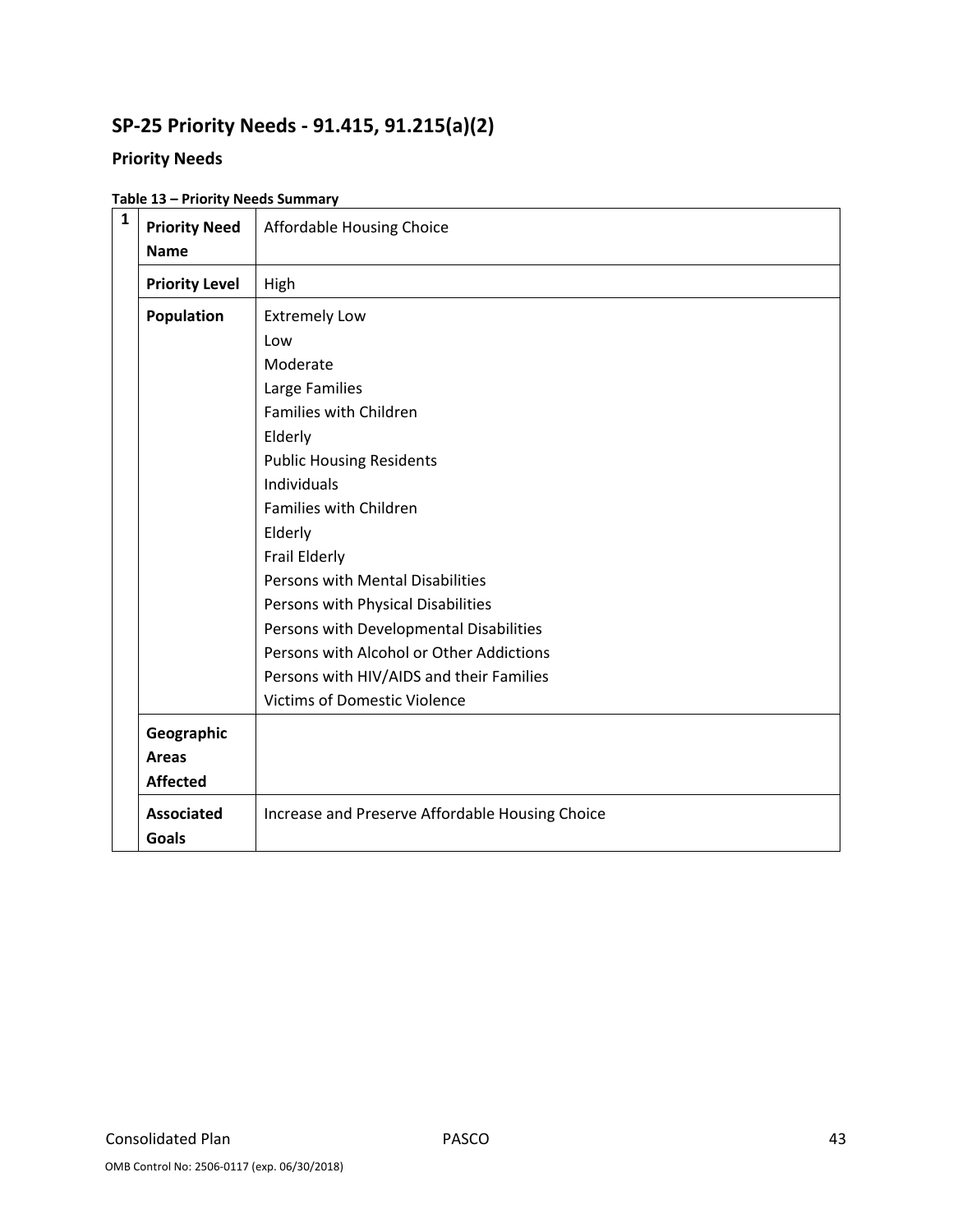## SP-25 Priority Needs - 91.415, 91.215(a)(2)

### Priority Needs

**Table 13 – Priority Needs Summary**

| 1 | | |
|---|---|---|
| | **Priority Need Name** | Affordable Housing Choice |
| | **Priority Level** | High |
| | **Population** | Extremely Low<br>Low<br>Moderate<br>Large Families<br>Families with Children<br>Elderly<br>Public Housing Residents<br>Individuals<br>Families with Children<br>Elderly<br>Frail Elderly<br>Persons with Mental Disabilities<br>Persons with Physical Disabilities<br>Persons with Developmental Disabilities<br>Persons with Alcohol or Other Addictions<br>Persons with HIV/AIDS and their Families<br>Victims of Domestic Violence |
| | **Geographic Areas Affected** | |
| | **Associated Goals** | Increase and Preserve Affordable Housing Choice |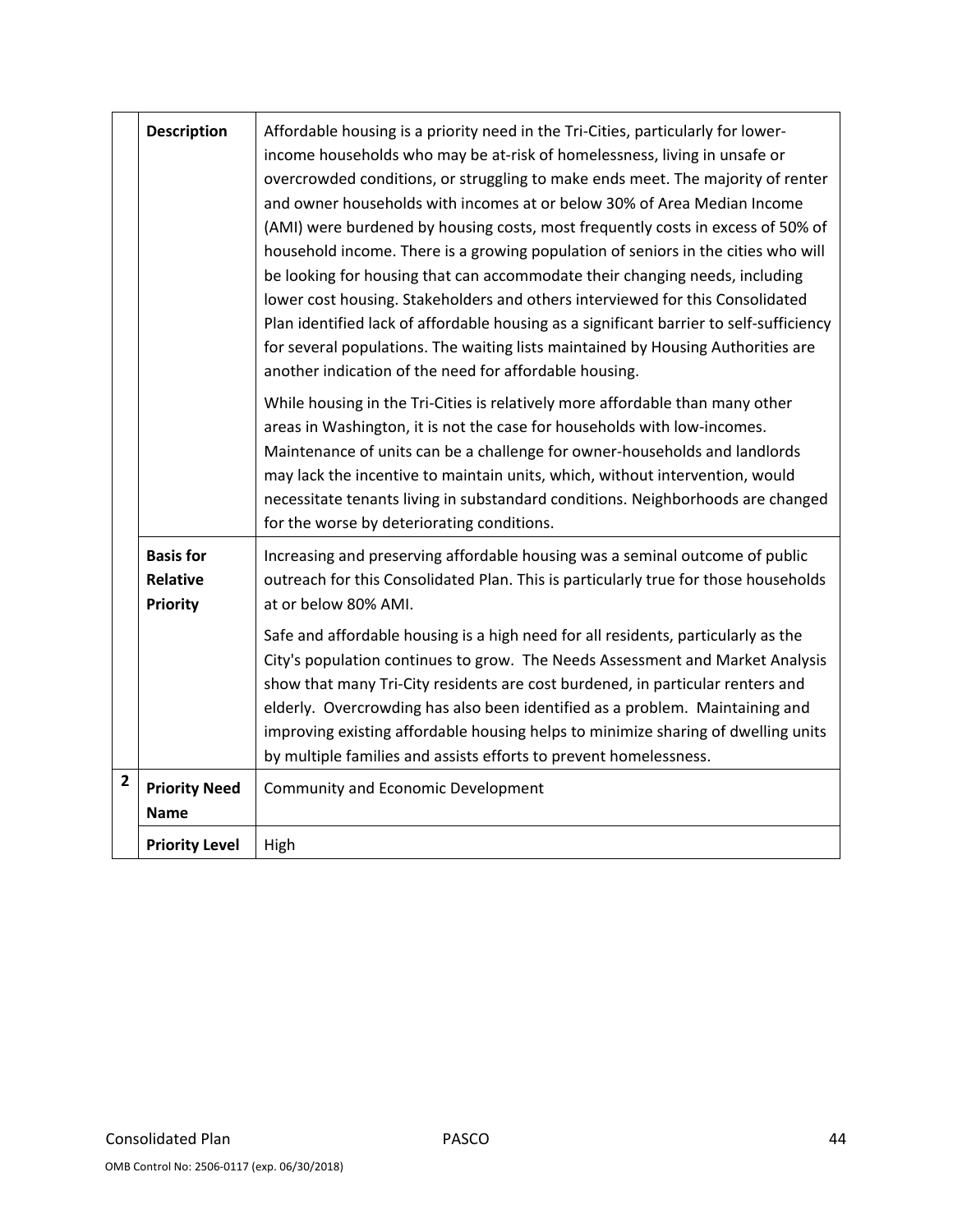| | | |
|---|---|---|
| | **Description** | Affordable housing is a priority need in the Tri-Cities, particularly for lower-income households who may be at-risk of homelessness, living in unsafe or overcrowded conditions, or struggling to make ends meet. The majority of renter and owner households with incomes at or below 30% of Area Median Income (AMI) were burdened by housing costs, most frequently costs in excess of 50% of household income. There is a growing population of seniors in the cities who will be looking for housing that can accommodate their changing needs, including lower cost housing. Stakeholders and others interviewed for this Consolidated Plan identified lack of affordable housing as a significant barrier to self-sufficiency for several populations. The waiting lists maintained by Housing Authorities are another indication of the need for affordable housing.<br><br>While housing in the Tri-Cities is relatively more affordable than many other areas in Washington, it is not the case for households with low-incomes. Maintenance of units can be a challenge for owner-households and landlords may lack the incentive to maintain units, which, without intervention, would necessitate tenants living in substandard conditions. Neighborhoods are changed for the worse by deteriorating conditions. |
| | **Basis for Relative Priority** | Increasing and preserving affordable housing was a seminal outcome of public outreach for this Consolidated Plan. This is particularly true for those households at or below 80% AMI.<br><br>Safe and affordable housing is a high need for all residents, particularly as the City's population continues to grow. The Needs Assessment and Market Analysis show that many Tri-City residents are cost burdened, in particular renters and elderly. Overcrowding has also been identified as a problem. Maintaining and improving existing affordable housing helps to minimize sharing of dwelling units by multiple families and assists efforts to prevent homelessness. |
| **2** | **Priority Need Name** | Community and Economic Development |
| | **Priority Level** | High |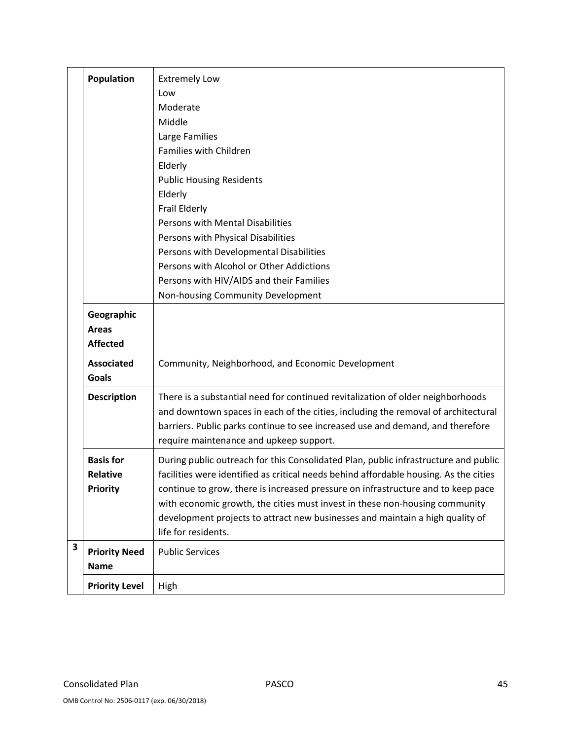| | | |
|---|---|---|
| | **Population** | Extremely Low<br>Low<br>Moderate<br>Middle<br>Large Families<br>Families with Children<br>Elderly<br>Public Housing Residents<br>Elderly<br>Frail Elderly<br>Persons with Mental Disabilities<br>Persons with Physical Disabilities<br>Persons with Developmental Disabilities<br>Persons with Alcohol or Other Addictions<br>Persons with HIV/AIDS and their Families<br>Non-housing Community Development |
| | **Geographic Areas Affected** | |
| | **Associated Goals** | Community, Neighborhood, and Economic Development |
| | **Description** | There is a substantial need for continued revitalization of older neighborhoods and downtown spaces in each of the cities, including the removal of architectural barriers. Public parks continue to see increased use and demand, and therefore require maintenance and upkeep support. |
| | **Basis for Relative Priority** | During public outreach for this Consolidated Plan, public infrastructure and public facilities were identified as critical needs behind affordable housing. As the cities continue to grow, there is increased pressure on infrastructure and to keep pace with economic growth, the cities must invest in these non-housing community development projects to attract new businesses and maintain a high quality of life for residents. |
| **3** | **Priority Need Name** | Public Services |
| | **Priority Level** | High |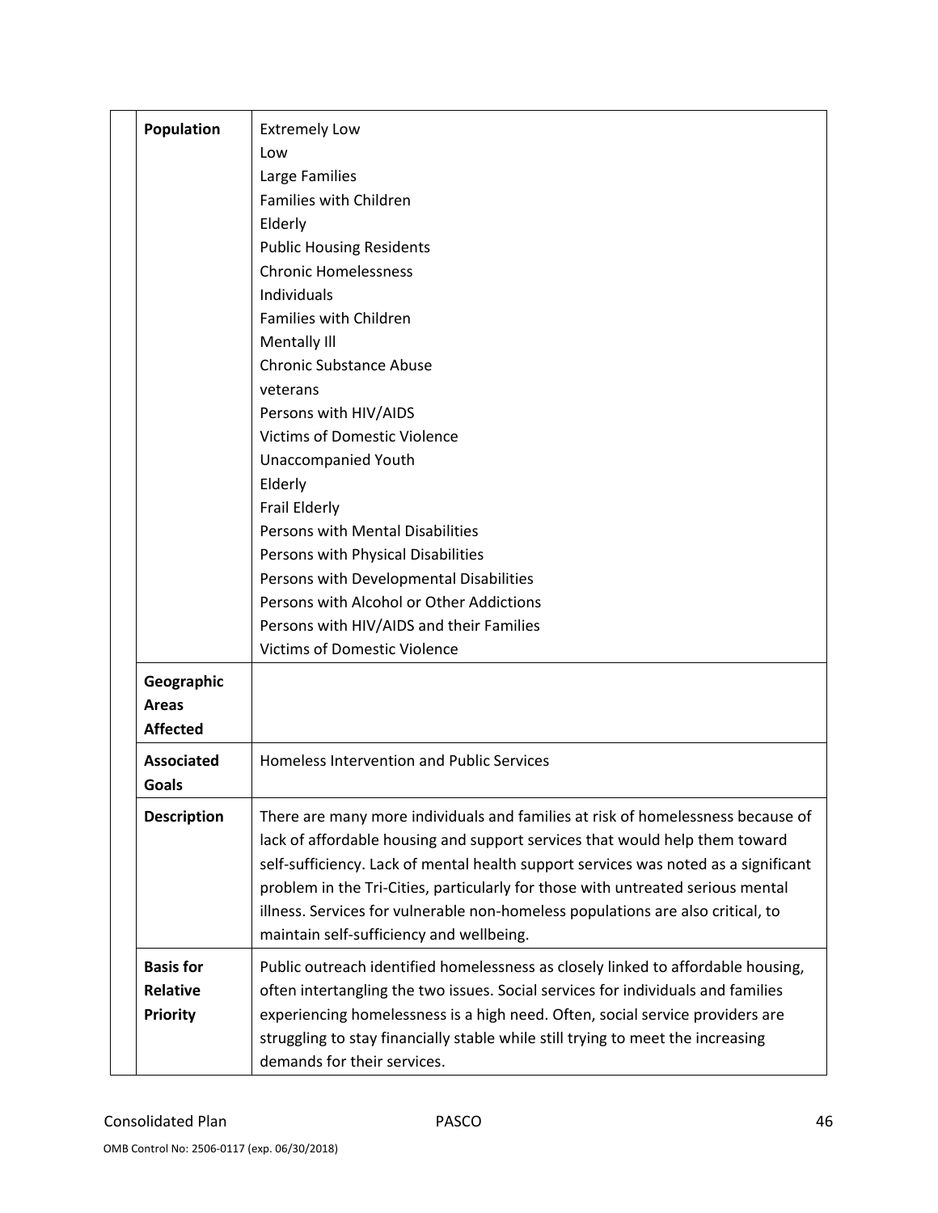| | |
|---|---|
| **Population** | Extremely Low<br>Low<br>Large Families<br>Families with Children<br>Elderly<br>Public Housing Residents<br>Chronic Homelessness<br>Individuals<br>Families with Children<br>Mentally Ill<br>Chronic Substance Abuse<br>veterans<br>Persons with HIV/AIDS<br>Victims of Domestic Violence<br>Unaccompanied Youth<br>Elderly<br>Frail Elderly<br>Persons with Mental Disabilities<br>Persons with Physical Disabilities<br>Persons with Developmental Disabilities<br>Persons with Alcohol or Other Addictions<br>Persons with HIV/AIDS and their Families<br>Victims of Domestic Violence |
| **Geographic Areas Affected** | |
| **Associated Goals** | Homeless Intervention and Public Services |
| **Description** | There are many more individuals and families at risk of homelessness because of lack of affordable housing and support services that would help them toward self-sufficiency. Lack of mental health support services was noted as a significant problem in the Tri-Cities, particularly for those with untreated serious mental illness. Services for vulnerable non-homeless populations are also critical, to maintain self-sufficiency and wellbeing. |
| **Basis for Relative Priority** | Public outreach identified homelessness as closely linked to affordable housing, often intertangling the two issues. Social services for individuals and families experiencing homelessness is a high need. Often, social service providers are struggling to stay financially stable while still trying to meet the increasing demands for their services. |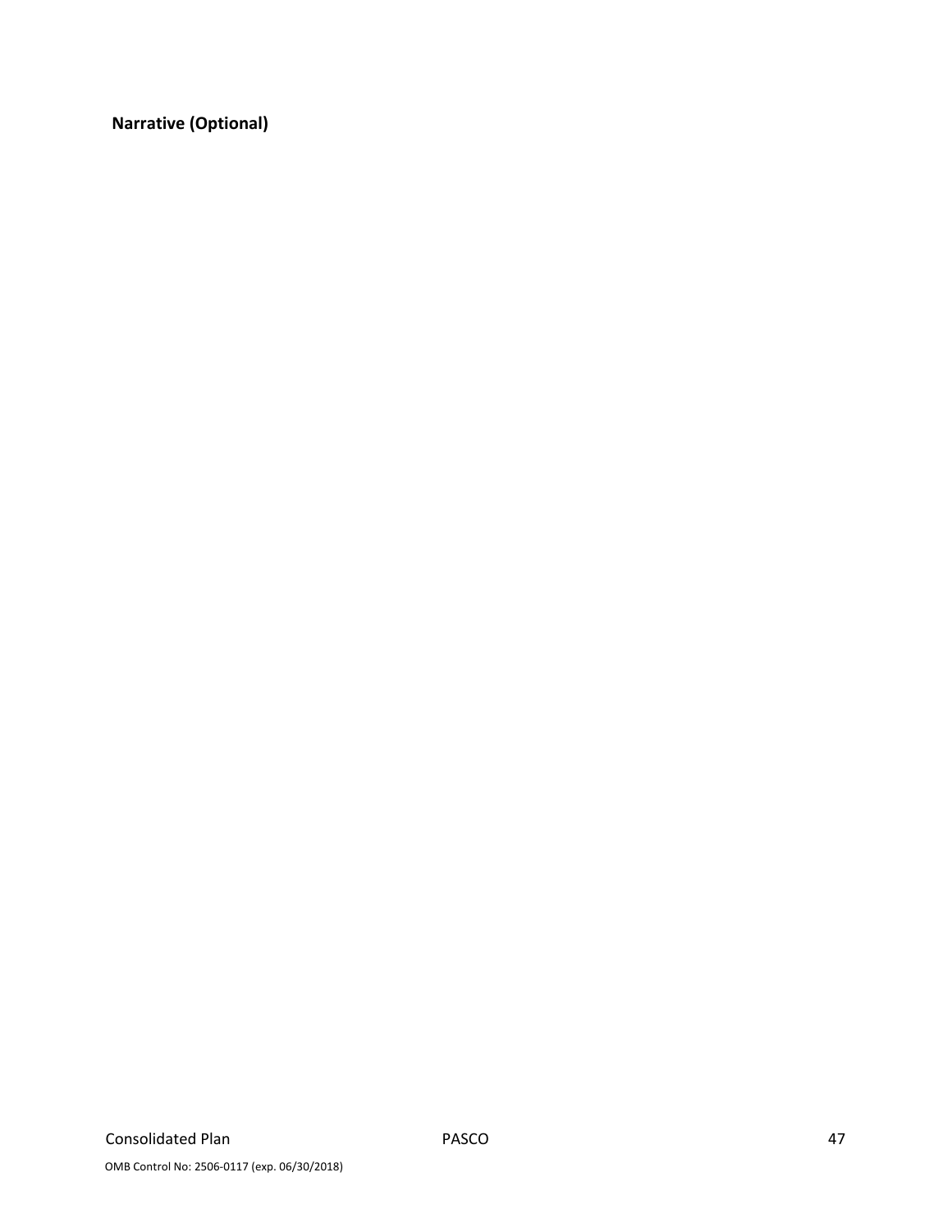**Narrative (Optional)**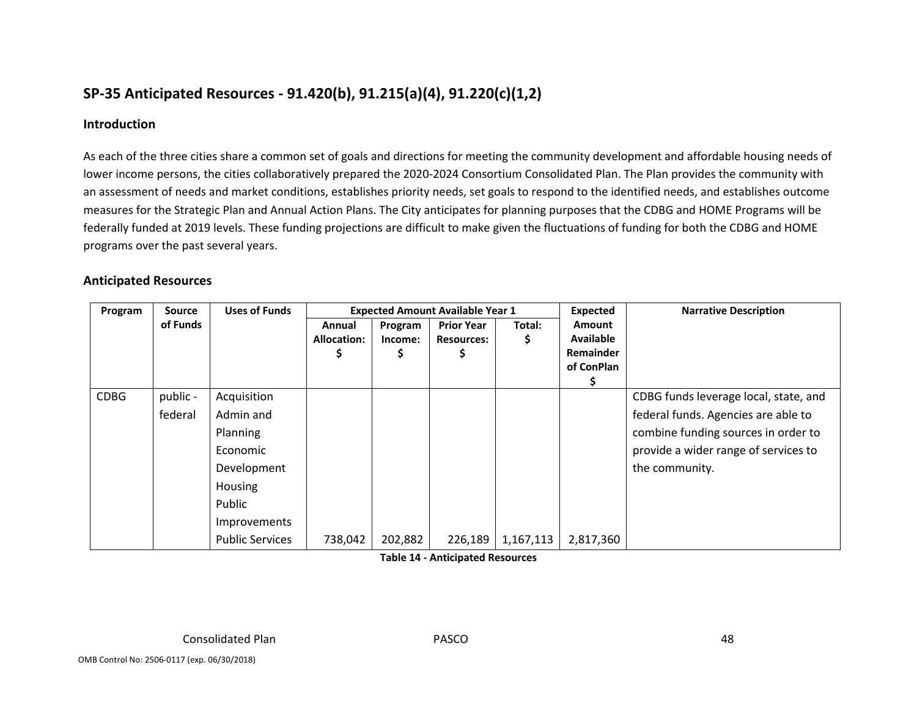## SP-35 Anticipated Resources - 91.420(b), 91.215(a)(4), 91.220(c)(1,2)

### Introduction

As each of the three cities share a common set of goals and directions for meeting the community development and affordable housing needs of lower income persons, the cities collaboratively prepared the 2020-2024 Consortium Consolidated Plan. The Plan provides the community with an assessment of needs and market conditions, establishes priority needs, set goals to respond to the identified needs, and establishes outcome measures for the Strategic Plan and Annual Action Plans. The City anticipates for planning purposes that the CDBG and HOME Programs will be federally funded at 2019 levels. These funding projections are difficult to make given the fluctuations of funding for both the CDBG and HOME programs over the past several years.

### Anticipated Resources

| Program | Source of Funds | Uses of Funds | Expected Amount Available Year 1 | | | | Expected Amount Available Remainder of ConPlan $ | Narrative Description |
|---|---|---|---|---|---|---|---|---|
| | | | Annual Allocation: $ | Program Income: $ | Prior Year Resources: $ | Total: $ | | |
| CDBG | public - federal | Acquisition<br>Admin and Planning<br>Economic Development<br>Housing<br>Public Improvements<br>Public Services | 738,042 | 202,882 | 226,189 | 1,167,113 | 2,817,360 | CDBG funds leverage local, state, and federal funds. Agencies are able to combine funding sources in order to provide a wider range of services to the community. |

**Table 14 - Anticipated Resources**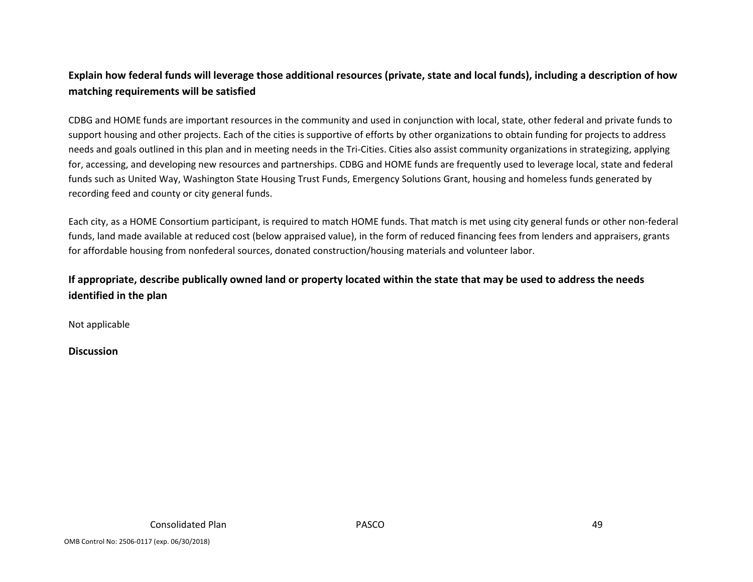**Explain how federal funds will leverage those additional resources (private, state and local funds), including a description of how matching requirements will be satisfied**

CDBG and HOME funds are important resources in the community and used in conjunction with local, state, other federal and private funds to support housing and other projects. Each of the cities is supportive of efforts by other organizations to obtain funding for projects to address needs and goals outlined in this plan and in meeting needs in the Tri-Cities. Cities also assist community organizations in strategizing, applying for, accessing, and developing new resources and partnerships. CDBG and HOME funds are frequently used to leverage local, state and federal funds such as United Way, Washington State Housing Trust Funds, Emergency Solutions Grant, housing and homeless funds generated by recording feed and county or city general funds.

Each city, as a HOME Consortium participant, is required to match HOME funds. That match is met using city general funds or other non-federal funds, land made available at reduced cost (below appraised value), in the form of reduced financing fees from lenders and appraisers, grants for affordable housing from nonfederal sources, donated construction/housing materials and volunteer labor.

**If appropriate, describe publically owned land or property located within the state that may be used to address the needs identified in the plan**

Not applicable

**Discussion**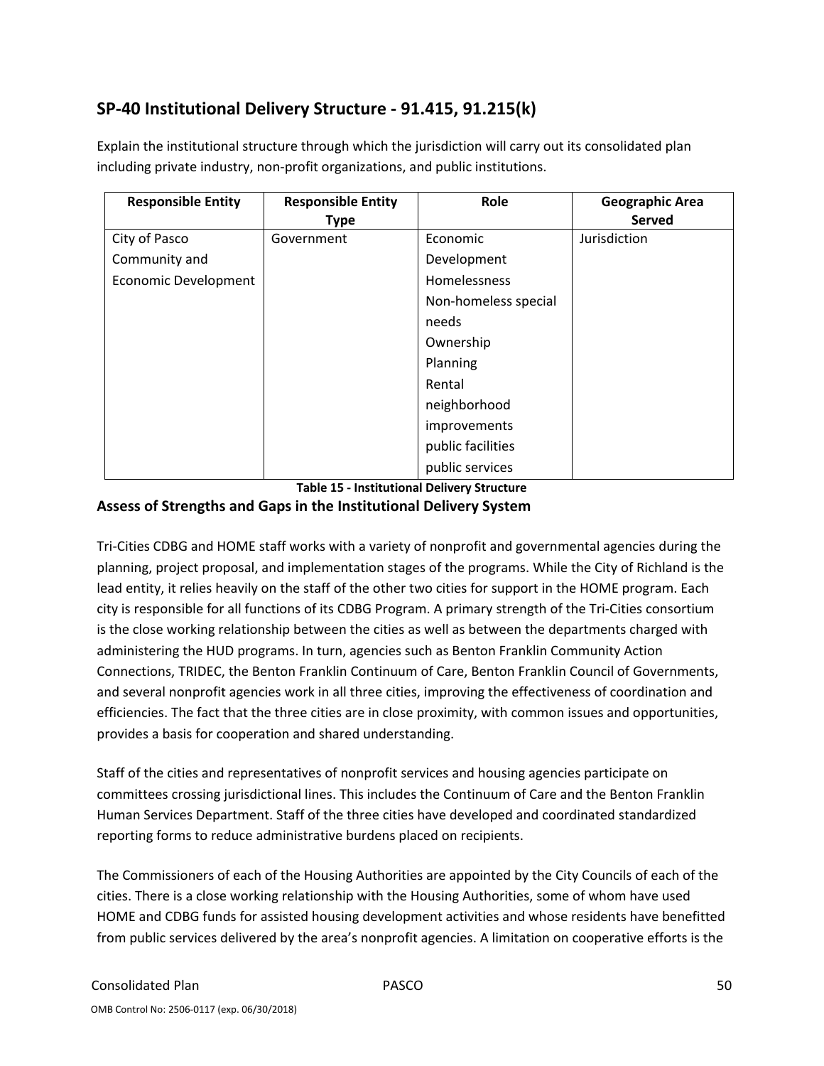## SP-40 Institutional Delivery Structure - 91.415, 91.215(k)

Explain the institutional structure through which the jurisdiction will carry out its consolidated plan including private industry, non-profit organizations, and public institutions.

| Responsible Entity | Responsible Entity Type | Role | Geographic Area Served |
|---|---|---|---|
| City of Pasco Community and Economic Development | Government | Economic Development Homelessness Non-homeless special needs Ownership Planning Rental neighborhood improvements public facilities public services | Jurisdiction |

**Table 15 - Institutional Delivery Structure**

### Assess of Strengths and Gaps in the Institutional Delivery System

Tri-Cities CDBG and HOME staff works with a variety of nonprofit and governmental agencies during the planning, project proposal, and implementation stages of the programs. While the City of Richland is the lead entity, it relies heavily on the staff of the other two cities for support in the HOME program. Each city is responsible for all functions of its CDBG Program. A primary strength of the Tri-Cities consortium is the close working relationship between the cities as well as between the departments charged with administering the HUD programs. In turn, agencies such as Benton Franklin Community Action Connections, TRIDEC, the Benton Franklin Continuum of Care, Benton Franklin Council of Governments, and several nonprofit agencies work in all three cities, improving the effectiveness of coordination and efficiencies. The fact that the three cities are in close proximity, with common issues and opportunities, provides a basis for cooperation and shared understanding.

Staff of the cities and representatives of nonprofit services and housing agencies participate on committees crossing jurisdictional lines. This includes the Continuum of Care and the Benton Franklin Human Services Department. Staff of the three cities have developed and coordinated standardized reporting forms to reduce administrative burdens placed on recipients.

The Commissioners of each of the Housing Authorities are appointed by the City Councils of each of the cities. There is a close working relationship with the Housing Authorities, some of whom have used HOME and CDBG funds for assisted housing development activities and whose residents have benefitted from public services delivered by the area's nonprofit agencies. A limitation on cooperative efforts is the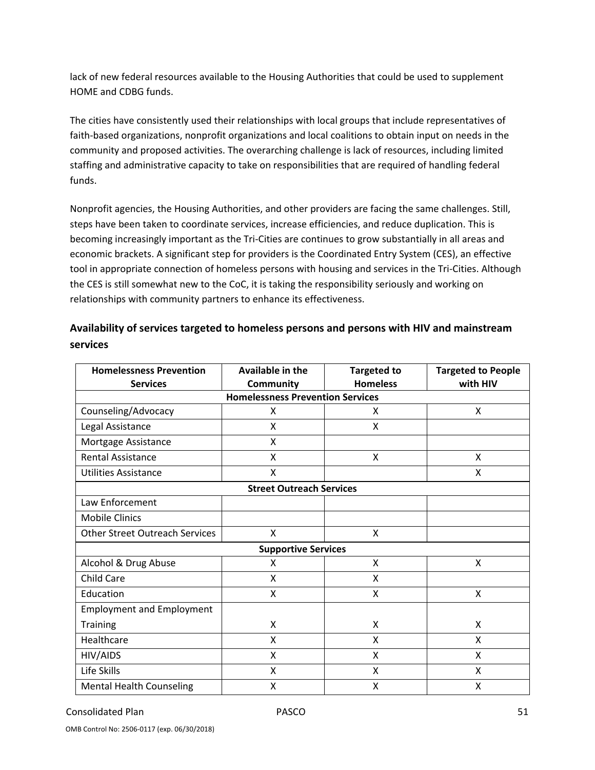lack of new federal resources available to the Housing Authorities that could be used to supplement HOME and CDBG funds.

The cities have consistently used their relationships with local groups that include representatives of faith-based organizations, nonprofit organizations and local coalitions to obtain input on needs in the community and proposed activities. The overarching challenge is lack of resources, including limited staffing and administrative capacity to take on responsibilities that are required of handling federal funds.

Nonprofit agencies, the Housing Authorities, and other providers are facing the same challenges. Still, steps have been taken to coordinate services, increase efficiencies, and reduce duplication. This is becoming increasingly important as the Tri-Cities are continues to grow substantially in all areas and economic brackets. A significant step for providers is the Coordinated Entry System (CES), an effective tool in appropriate connection of homeless persons with housing and services in the Tri-Cities. Although the CES is still somewhat new to the CoC, it is taking the responsibility seriously and working on relationships with community partners to enhance its effectiveness.

### Availability of services targeted to homeless persons and persons with HIV and mainstream services

| Homelessness Prevention Services | Available in the Community | Targeted to Homeless | Targeted to People with HIV |
|---|---|---|---|
| **Homelessness Prevention Services** | | | |
| Counseling/Advocacy | X | X | X |
| Legal Assistance | X | X | |
| Mortgage Assistance | X | | |
| Rental Assistance | X | X | X |
| Utilities Assistance | X | | X |
| **Street Outreach Services** | | | |
| Law Enforcement | | | |
| Mobile Clinics | | | |
| Other Street Outreach Services | X | X | |
| **Supportive Services** | | | |
| Alcohol & Drug Abuse | X | X | X |
| Child Care | X | X | |
| Education | X | X | X |
| Employment and Employment Training | X | X | X |
| Healthcare | X | X | X |
| HIV/AIDS | X | X | X |
| Life Skills | X | X | X |
| Mental Health Counseling | X | X | X |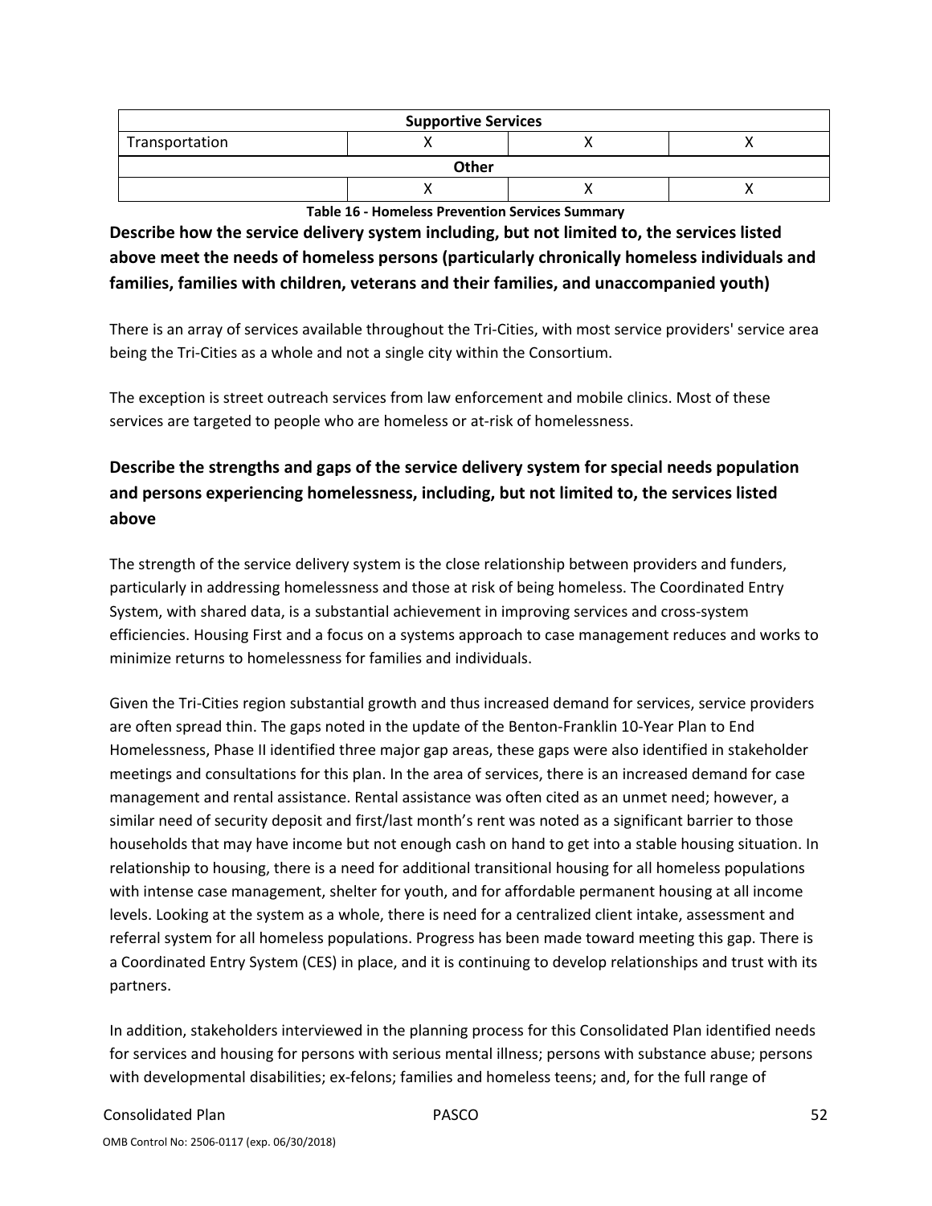| Supportive Services | | | |
|---|---|---|---|
| Transportation | X | X | X |
| **Other** | | | |
| | X | X | X |

**Table 16 - Homeless Prevention Services Summary**

## Describe how the service delivery system including, but not limited to, the services listed above meet the needs of homeless persons (particularly chronically homeless individuals and families, families with children, veterans and their families, and unaccompanied youth)

There is an array of services available throughout the Tri-Cities, with most service providers' service area being the Tri-Cities as a whole and not a single city within the Consortium.

The exception is street outreach services from law enforcement and mobile clinics. Most of these services are targeted to people who are homeless or at-risk of homelessness.

## Describe the strengths and gaps of the service delivery system for special needs population and persons experiencing homelessness, including, but not limited to, the services listed above

The strength of the service delivery system is the close relationship between providers and funders, particularly in addressing homelessness and those at risk of being homeless. The Coordinated Entry System, with shared data, is a substantial achievement in improving services and cross-system efficiencies. Housing First and a focus on a systems approach to case management reduces and works to minimize returns to homelessness for families and individuals.

Given the Tri-Cities region substantial growth and thus increased demand for services, service providers are often spread thin. The gaps noted in the update of the Benton-Franklin 10-Year Plan to End Homelessness, Phase II identified three major gap areas, these gaps were also identified in stakeholder meetings and consultations for this plan. In the area of services, there is an increased demand for case management and rental assistance. Rental assistance was often cited as an unmet need; however, a similar need of security deposit and first/last month's rent was noted as a significant barrier to those households that may have income but not enough cash on hand to get into a stable housing situation. In relationship to housing, there is a need for additional transitional housing for all homeless populations with intense case management, shelter for youth, and for affordable permanent housing at all income levels. Looking at the system as a whole, there is need for a centralized client intake, assessment and referral system for all homeless populations. Progress has been made toward meeting this gap. There is a Coordinated Entry System (CES) in place, and it is continuing to develop relationships and trust with its partners.

In addition, stakeholders interviewed in the planning process for this Consolidated Plan identified needs for services and housing for persons with serious mental illness; persons with substance abuse; persons with developmental disabilities; ex-felons; families and homeless teens; and, for the full range of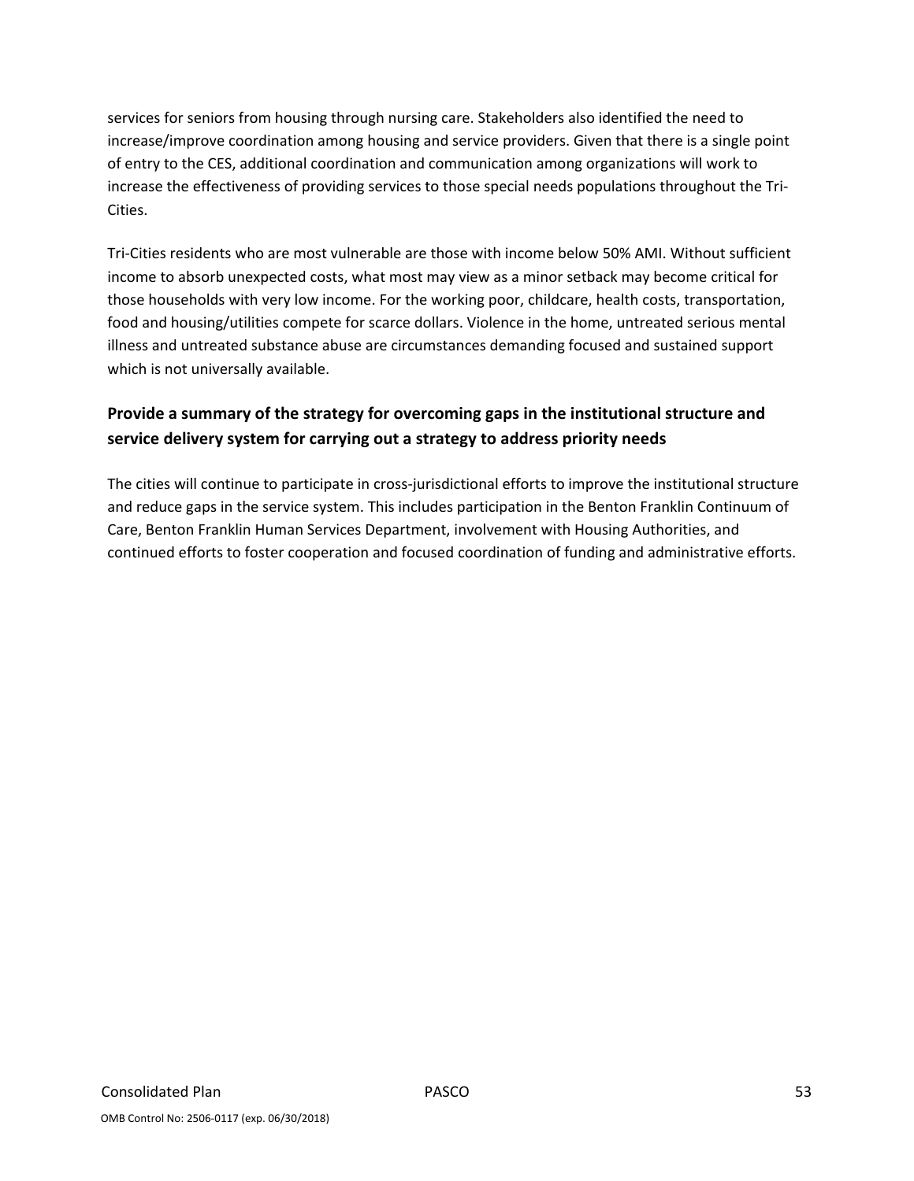services for seniors from housing through nursing care. Stakeholders also identified the need to increase/improve coordination among housing and service providers. Given that there is a single point of entry to the CES, additional coordination and communication among organizations will work to increase the effectiveness of providing services to those special needs populations throughout the Tri-Cities.

Tri-Cities residents who are most vulnerable are those with income below 50% AMI. Without sufficient income to absorb unexpected costs, what most may view as a minor setback may become critical for those households with very low income. For the working poor, childcare, health costs, transportation, food and housing/utilities compete for scarce dollars. Violence in the home, untreated serious mental illness and untreated substance abuse are circumstances demanding focused and sustained support which is not universally available.

### Provide a summary of the strategy for overcoming gaps in the institutional structure and service delivery system for carrying out a strategy to address priority needs

The cities will continue to participate in cross-jurisdictional efforts to improve the institutional structure and reduce gaps in the service system. This includes participation in the Benton Franklin Continuum of Care, Benton Franklin Human Services Department, involvement with Housing Authorities, and continued efforts to foster cooperation and focused coordination of funding and administrative efforts.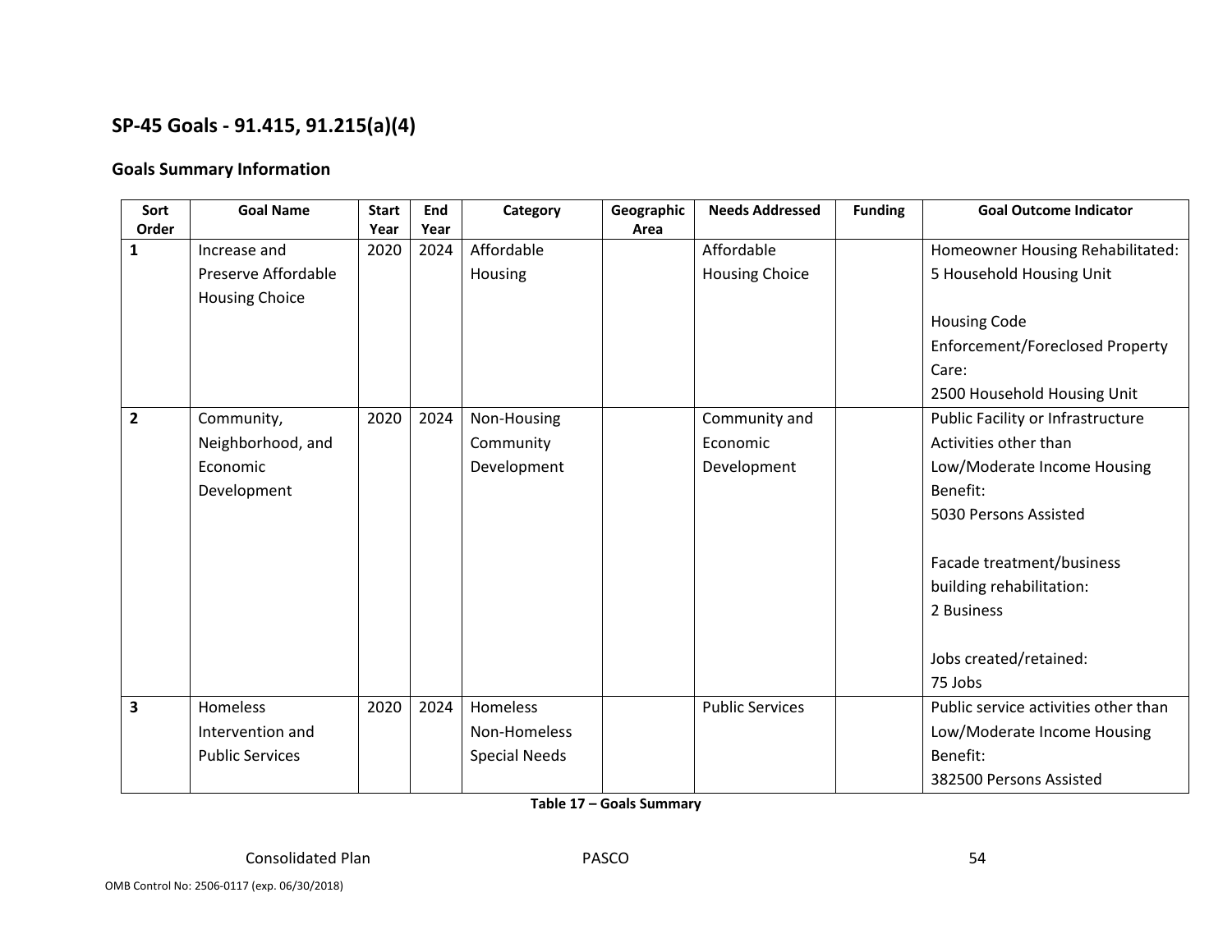## SP-45 Goals - 91.415, 91.215(a)(4)

### Goals Summary Information

| Sort Order | Goal Name | Start Year | End Year | Category | Geographic Area | Needs Addressed | Funding | Goal Outcome Indicator |
|---|---|---|---|---|---|---|---|---|
| 1 | Increase and Preserve Affordable Housing Choice | 2020 | 2024 | Affordable Housing | | Affordable Housing Choice | | Homeowner Housing Rehabilitated: 5 Household Housing Unit<br><br>Housing Code Enforcement/Foreclosed Property Care: 2500 Household Housing Unit |
| 2 | Community, Neighborhood, and Economic Development | 2020 | 2024 | Non-Housing Community Development | | Community and Economic Development | | Public Facility or Infrastructure Activities other than Low/Moderate Income Housing Benefit: 5030 Persons Assisted<br><br>Facade treatment/business building rehabilitation: 2 Business<br><br>Jobs created/retained: 75 Jobs |
| 3 | Homeless Intervention and Public Services | 2020 | 2024 | Homeless<br>Non-Homeless Special Needs | | Public Services | | Public service activities other than Low/Moderate Income Housing Benefit: 382500 Persons Assisted |

**Table 17 – Goals Summary**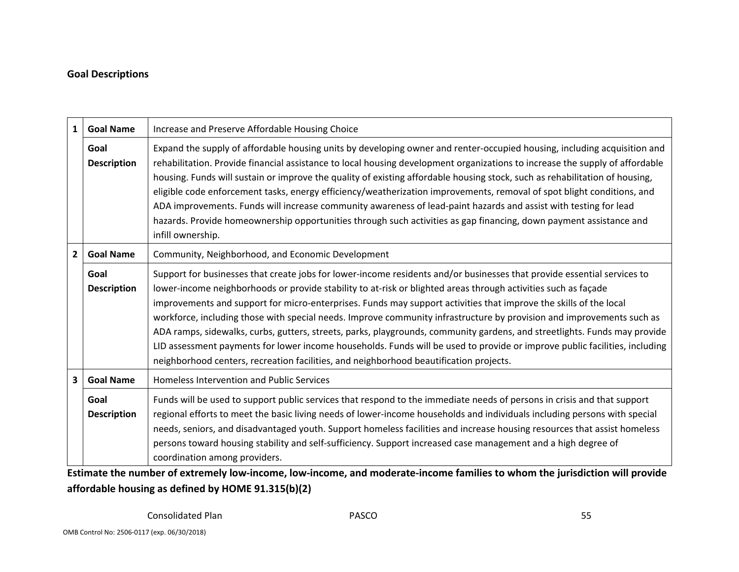## Goal Descriptions

| | | |
|---|---|---|
| 1 | **Goal Name** | Increase and Preserve Affordable Housing Choice |
| | **Goal Description** | Expand the supply of affordable housing units by developing owner and renter-occupied housing, including acquisition and rehabilitation. Provide financial assistance to local housing development organizations to increase the supply of affordable housing. Funds will sustain or improve the quality of existing affordable housing stock, such as rehabilitation of housing, eligible code enforcement tasks, energy efficiency/weatherization improvements, removal of spot blight conditions, and ADA improvements. Funds will increase community awareness of lead-paint hazards and assist with testing for lead hazards. Provide homeownership opportunities through such activities as gap financing, down payment assistance and infill ownership. |
| 2 | **Goal Name** | Community, Neighborhood, and Economic Development |
| | **Goal Description** | Support for businesses that create jobs for lower-income residents and/or businesses that provide essential services to lower-income neighborhoods or provide stability to at-risk or blighted areas through activities such as façade improvements and support for micro-enterprises. Funds may support activities that improve the skills of the local workforce, including those with special needs. Improve community infrastructure by provision and improvements such as ADA ramps, sidewalks, curbs, gutters, streets, parks, playgrounds, community gardens, and streetlights. Funds may provide LID assessment payments for lower income households. Funds will be used to provide or improve public facilities, including neighborhood centers, recreation facilities, and neighborhood beautification projects. |
| 3 | **Goal Name** | Homeless Intervention and Public Services |
| | **Goal Description** | Funds will be used to support public services that respond to the immediate needs of persons in crisis and that support regional efforts to meet the basic living needs of lower-income households and individuals including persons with special needs, seniors, and disadvantaged youth. Support homeless facilities and increase housing resources that assist homeless persons toward housing stability and self-sufficiency. Support increased case management and a high degree of coordination among providers. |

**Estimate the number of extremely low-income, low-income, and moderate-income families to whom the jurisdiction will provide affordable housing as defined by HOME 91.315(b)(2)**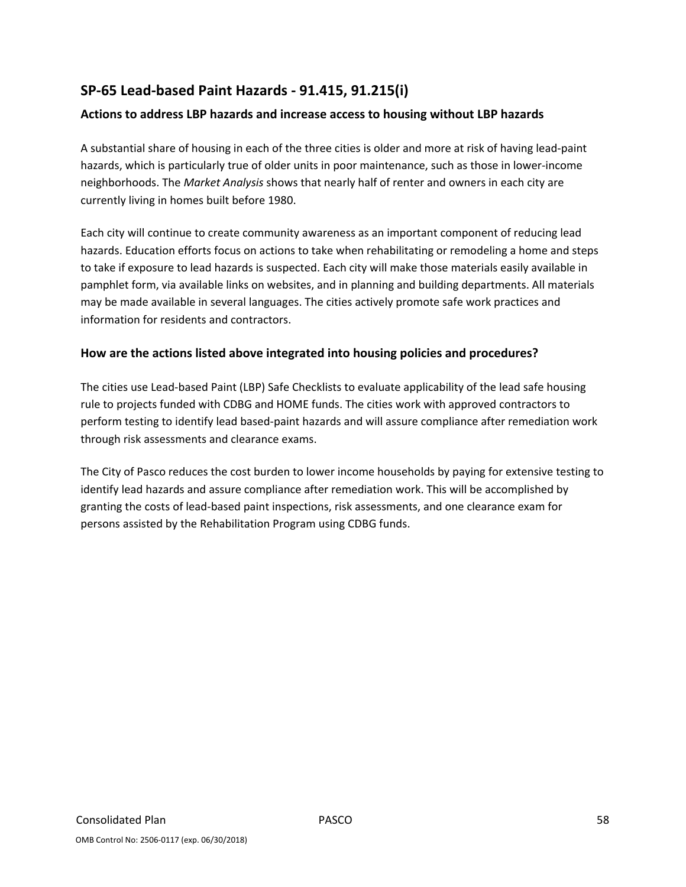## SP-65 Lead-based Paint Hazards - 91.415, 91.215(i)

### Actions to address LBP hazards and increase access to housing without LBP hazards

A substantial share of housing in each of the three cities is older and more at risk of having lead-paint hazards, which is particularly true of older units in poor maintenance, such as those in lower-income neighborhoods. The *Market Analysis* shows that nearly half of renter and owners in each city are currently living in homes built before 1980.

Each city will continue to create community awareness as an important component of reducing lead hazards. Education efforts focus on actions to take when rehabilitating or remodeling a home and steps to take if exposure to lead hazards is suspected. Each city will make those materials easily available in pamphlet form, via available links on websites, and in planning and building departments. All materials may be made available in several languages. The cities actively promote safe work practices and information for residents and contractors.

### How are the actions listed above integrated into housing policies and procedures?

The cities use Lead-based Paint (LBP) Safe Checklists to evaluate applicability of the lead safe housing rule to projects funded with CDBG and HOME funds. The cities work with approved contractors to perform testing to identify lead based-paint hazards and will assure compliance after remediation work through risk assessments and clearance exams.

The City of Pasco reduces the cost burden to lower income households by paying for extensive testing to identify lead hazards and assure compliance after remediation work. This will be accomplished by granting the costs of lead-based paint inspections, risk assessments, and one clearance exam for persons assisted by the Rehabilitation Program using CDBG funds.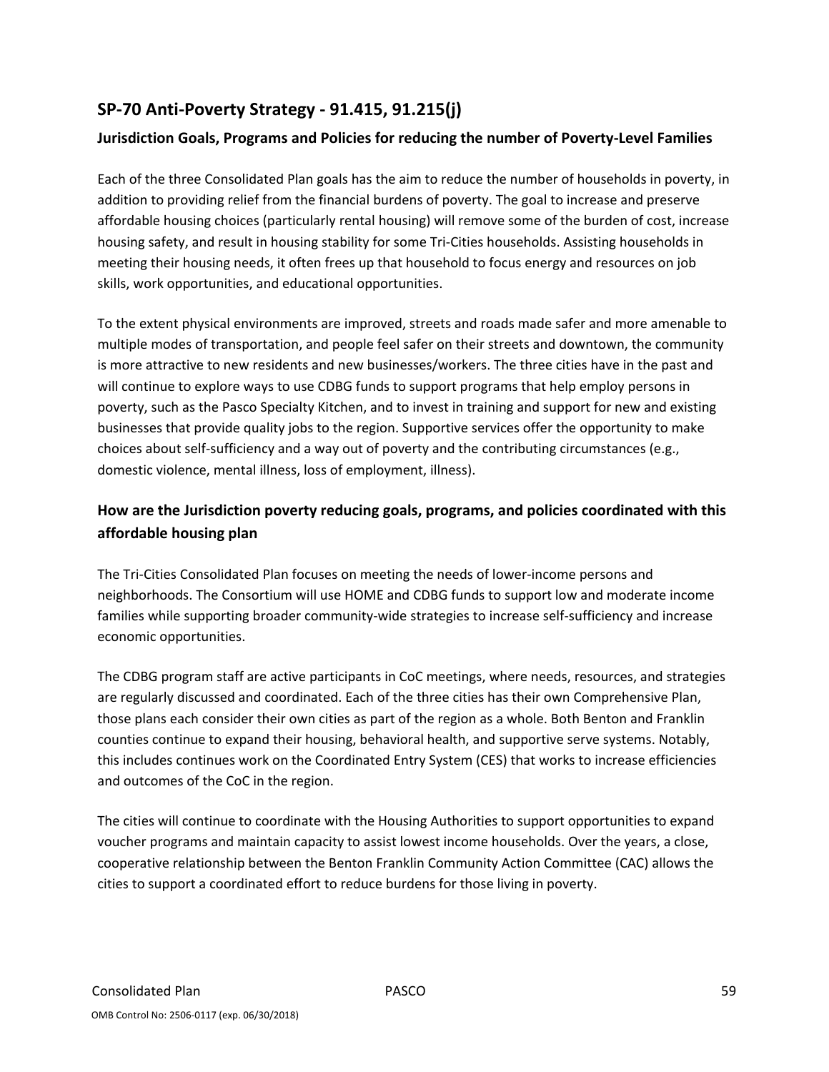## SP-70 Anti-Poverty Strategy - 91.415, 91.215(j)

### Jurisdiction Goals, Programs and Policies for reducing the number of Poverty-Level Families

Each of the three Consolidated Plan goals has the aim to reduce the number of households in poverty, in addition to providing relief from the financial burdens of poverty. The goal to increase and preserve affordable housing choices (particularly rental housing) will remove some of the burden of cost, increase housing safety, and result in housing stability for some Tri-Cities households. Assisting households in meeting their housing needs, it often frees up that household to focus energy and resources on job skills, work opportunities, and educational opportunities.

To the extent physical environments are improved, streets and roads made safer and more amenable to multiple modes of transportation, and people feel safer on their streets and downtown, the community is more attractive to new residents and new businesses/workers. The three cities have in the past and will continue to explore ways to use CDBG funds to support programs that help employ persons in poverty, such as the Pasco Specialty Kitchen, and to invest in training and support for new and existing businesses that provide quality jobs to the region. Supportive services offer the opportunity to make choices about self-sufficiency and a way out of poverty and the contributing circumstances (e.g., domestic violence, mental illness, loss of employment, illness).

### How are the Jurisdiction poverty reducing goals, programs, and policies coordinated with this affordable housing plan

The Tri-Cities Consolidated Plan focuses on meeting the needs of lower-income persons and neighborhoods. The Consortium will use HOME and CDBG funds to support low and moderate income families while supporting broader community-wide strategies to increase self-sufficiency and increase economic opportunities.

The CDBG program staff are active participants in CoC meetings, where needs, resources, and strategies are regularly discussed and coordinated. Each of the three cities has their own Comprehensive Plan, those plans each consider their own cities as part of the region as a whole. Both Benton and Franklin counties continue to expand their housing, behavioral health, and supportive serve systems. Notably, this includes continues work on the Coordinated Entry System (CES) that works to increase efficiencies and outcomes of the CoC in the region.

The cities will continue to coordinate with the Housing Authorities to support opportunities to expand voucher programs and maintain capacity to assist lowest income households. Over the years, a close, cooperative relationship between the Benton Franklin Community Action Committee (CAC) allows the cities to support a coordinated effort to reduce burdens for those living in poverty.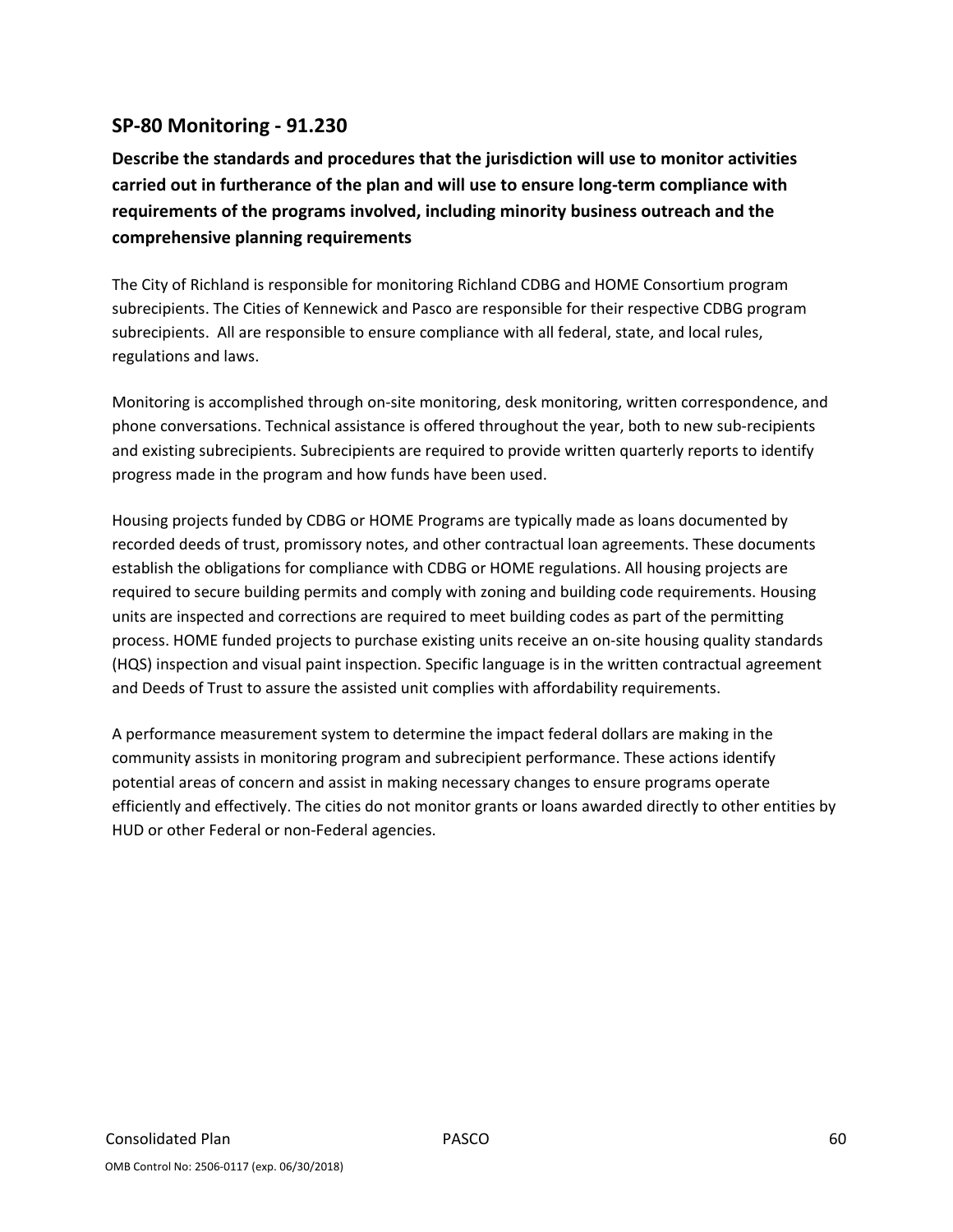## SP-80 Monitoring - 91.230

**Describe the standards and procedures that the jurisdiction will use to monitor activities carried out in furtherance of the plan and will use to ensure long-term compliance with requirements of the programs involved, including minority business outreach and the comprehensive planning requirements**

The City of Richland is responsible for monitoring Richland CDBG and HOME Consortium program subrecipients. The Cities of Kennewick and Pasco are responsible for their respective CDBG program subrecipients. All are responsible to ensure compliance with all federal, state, and local rules, regulations and laws.

Monitoring is accomplished through on-site monitoring, desk monitoring, written correspondence, and phone conversations. Technical assistance is offered throughout the year, both to new sub-recipients and existing subrecipients. Subrecipients are required to provide written quarterly reports to identify progress made in the program and how funds have been used.

Housing projects funded by CDBG or HOME Programs are typically made as loans documented by recorded deeds of trust, promissory notes, and other contractual loan agreements. These documents establish the obligations for compliance with CDBG or HOME regulations. All housing projects are required to secure building permits and comply with zoning and building code requirements. Housing units are inspected and corrections are required to meet building codes as part of the permitting process. HOME funded projects to purchase existing units receive an on-site housing quality standards (HQS) inspection and visual paint inspection. Specific language is in the written contractual agreement and Deeds of Trust to assure the assisted unit complies with affordability requirements.

A performance measurement system to determine the impact federal dollars are making in the community assists in monitoring program and subrecipient performance. These actions identify potential areas of concern and assist in making necessary changes to ensure programs operate efficiently and effectively. The cities do not monitor grants or loans awarded directly to other entities by HUD or other Federal or non-Federal agencies.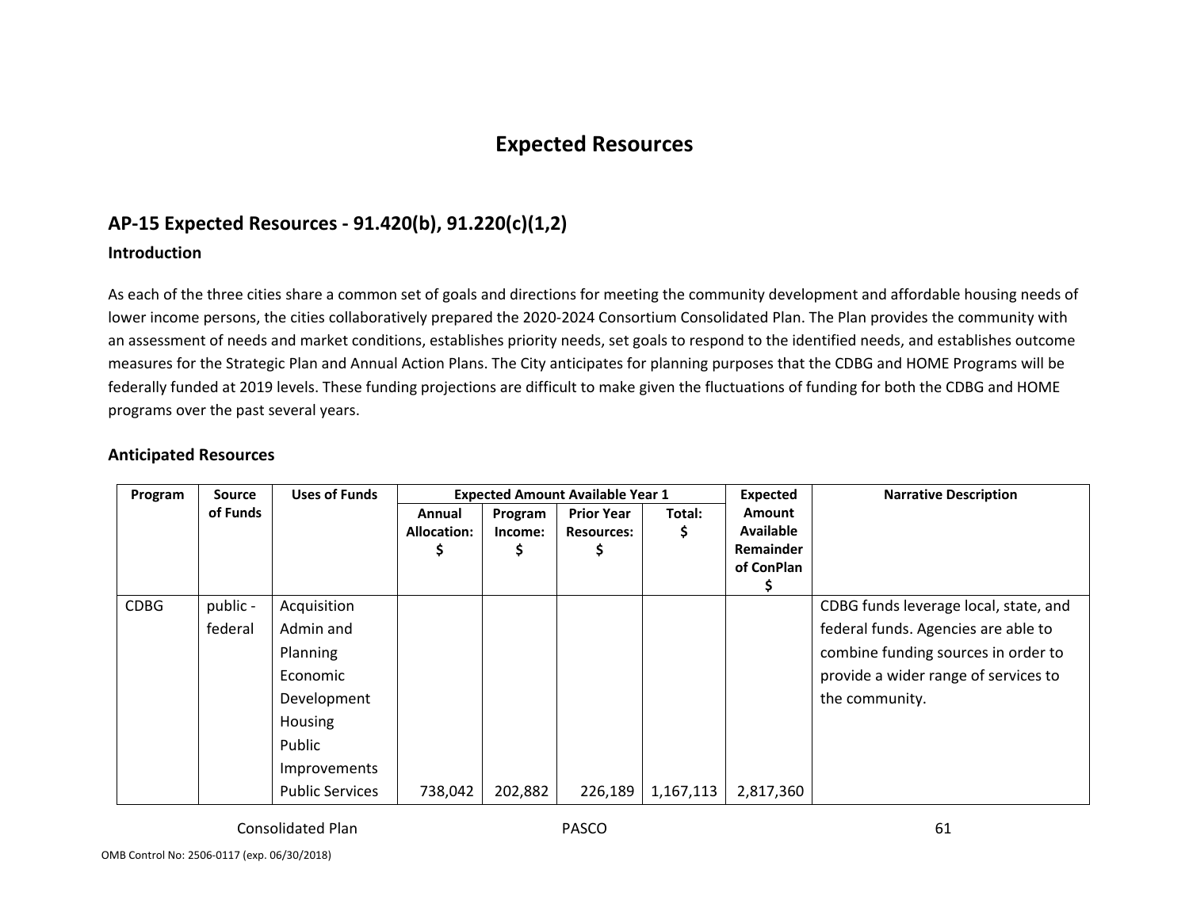# Expected Resources

## AP-15 Expected Resources - 91.420(b), 91.220(c)(1,2)

### Introduction

As each of the three cities share a common set of goals and directions for meeting the community development and affordable housing needs of lower income persons, the cities collaboratively prepared the 2020-2024 Consortium Consolidated Plan. The Plan provides the community with an assessment of needs and market conditions, establishes priority needs, set goals to respond to the identified needs, and establishes outcome measures for the Strategic Plan and Annual Action Plans. The City anticipates for planning purposes that the CDBG and HOME Programs will be federally funded at 2019 levels. These funding projections are difficult to make given the fluctuations of funding for both the CDBG and HOME programs over the past several years.

### Anticipated Resources

| Program | Source of Funds | Uses of Funds | Expected Amount Available Year 1 | | | | Expected Amount Available Remainder of ConPlan $ | Narrative Description |
|---|---|---|---|---|---|---|---|---|
| | | | Annual Allocation: $ | Program Income: $ | Prior Year Resources: $ | Total: $ | | |
| CDBG | public - federal | Acquisition<br>Admin and Planning<br>Economic Development<br>Housing<br>Public Improvements<br>Public Services | 738,042 | 202,882 | 226,189 | 1,167,113 | 2,817,360 | CDBG funds leverage local, state, and federal funds. Agencies are able to combine funding sources in order to provide a wider range of services to the community. |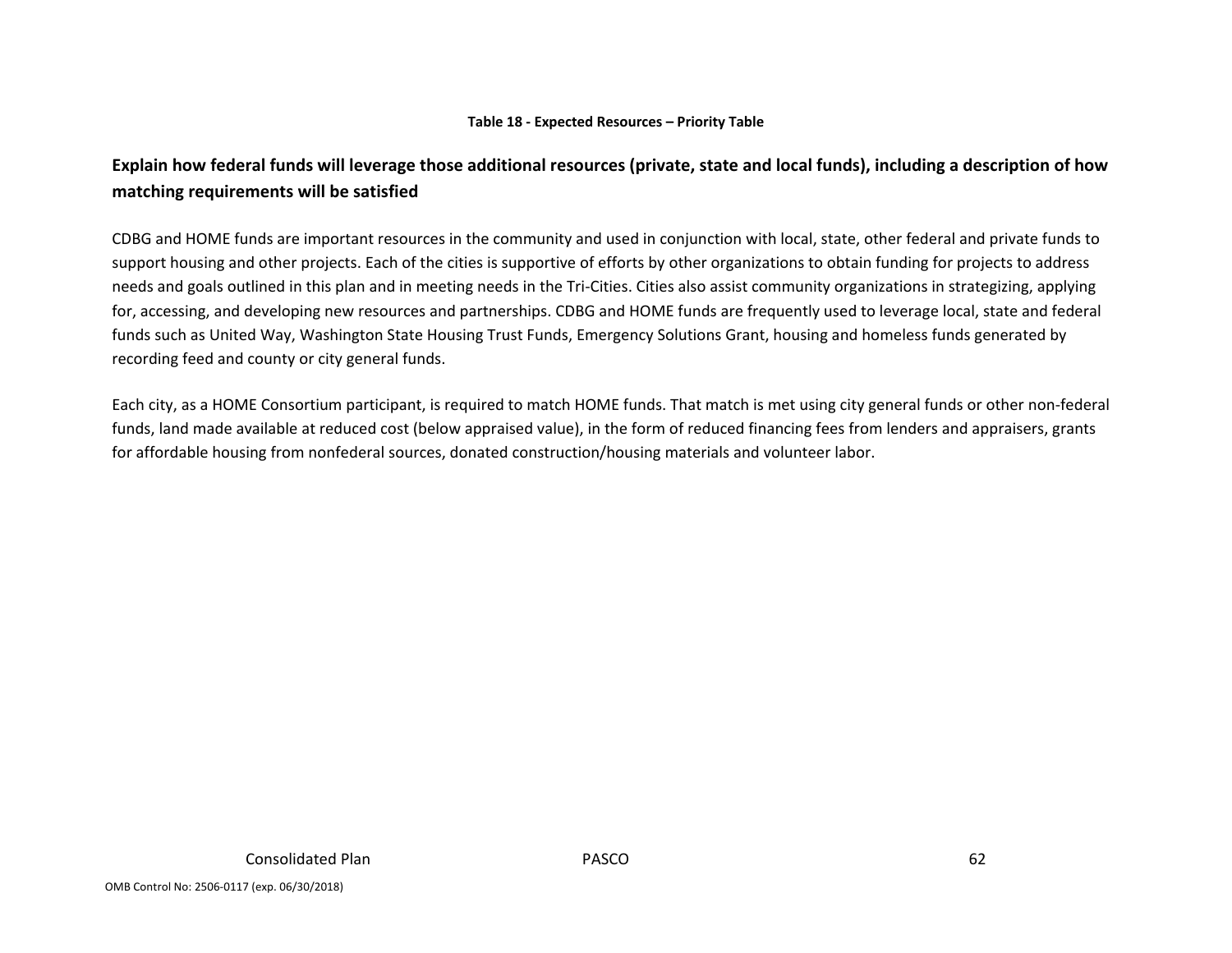**Table 18 - Expected Resources – Priority Table**

## Explain how federal funds will leverage those additional resources (private, state and local funds), including a description of how matching requirements will be satisfied

CDBG and HOME funds are important resources in the community and used in conjunction with local, state, other federal and private funds to support housing and other projects. Each of the cities is supportive of efforts by other organizations to obtain funding for projects to address needs and goals outlined in this plan and in meeting needs in the Tri-Cities. Cities also assist community organizations in strategizing, applying for, accessing, and developing new resources and partnerships. CDBG and HOME funds are frequently used to leverage local, state and federal funds such as United Way, Washington State Housing Trust Funds, Emergency Solutions Grant, housing and homeless funds generated by recording feed and county or city general funds.

Each city, as a HOME Consortium participant, is required to match HOME funds. That match is met using city general funds or other non-federal funds, land made available at reduced cost (below appraised value), in the form of reduced financing fees from lenders and appraisers, grants for affordable housing from nonfederal sources, donated construction/housing materials and volunteer labor.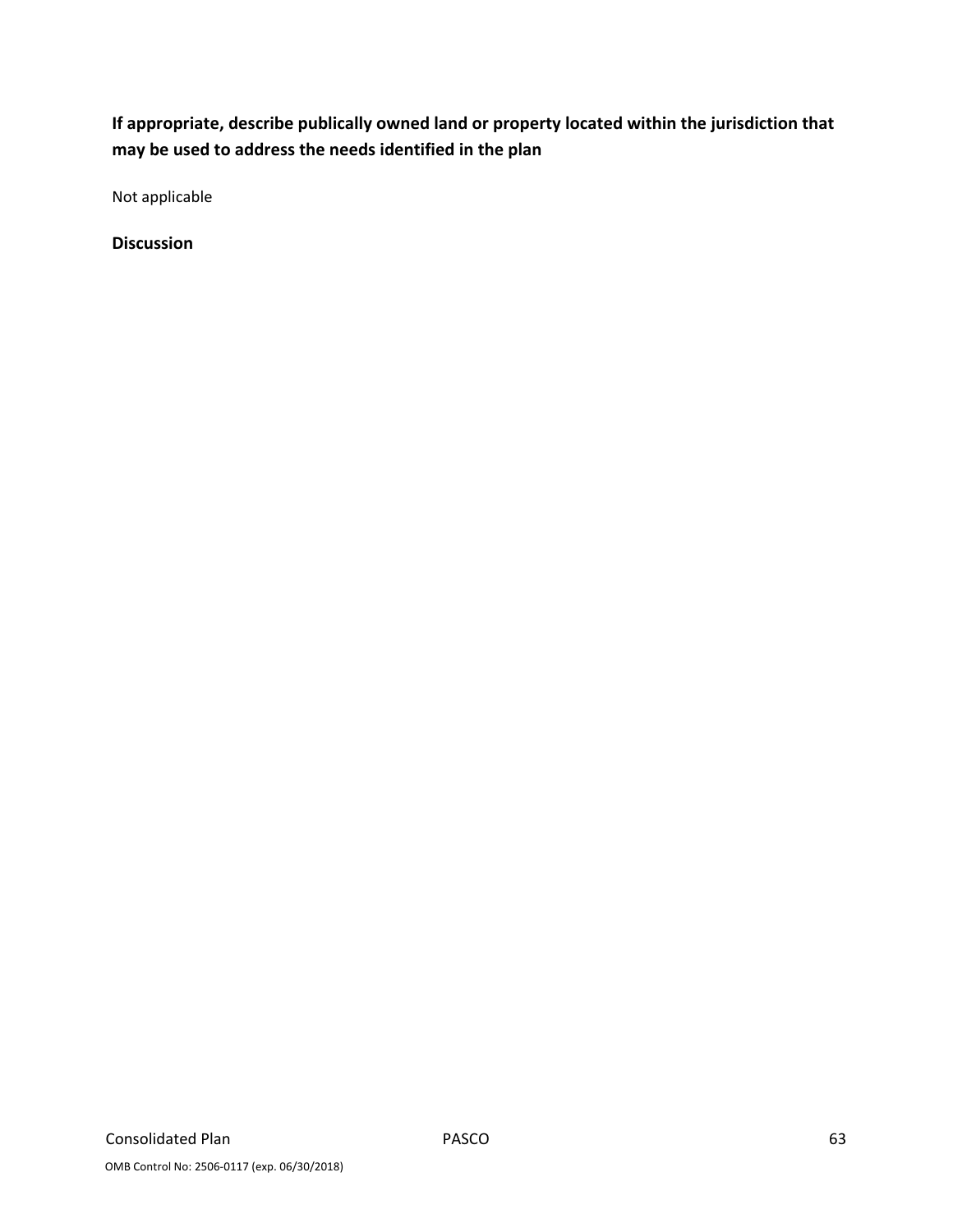### If appropriate, describe publically owned land or property located within the jurisdiction that may be used to address the needs identified in the plan

Not applicable

### Discussion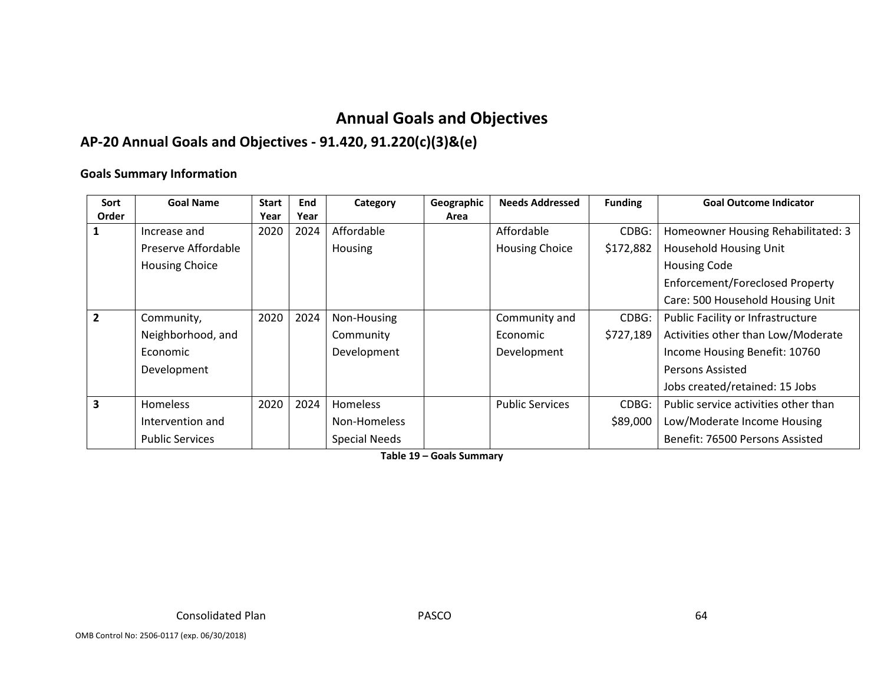# Annual Goals and Objectives

## AP-20 Annual Goals and Objectives - 91.420, 91.220(c)(3)&(e)

### Goals Summary Information

| Sort Order | Goal Name | Start Year | End Year | Category | Geographic Area | Needs Addressed | Funding | Goal Outcome Indicator |
|---|---|---|---|---|---|---|---|---|
| 1 | Increase and Preserve Affordable Housing Choice | 2020 | 2024 | Affordable Housing | | Affordable Housing Choice | CDBG: $172,882 | Homeowner Housing Rehabilitated: 3 Household Housing Unit<br>Housing Code Enforcement/Foreclosed Property Care: 500 Household Housing Unit |
| 2 | Community, Neighborhood, and Economic Development | 2020 | 2024 | Non-Housing Community Development | | Community and Economic Development | CDBG: $727,189 | Public Facility or Infrastructure Activities other than Low/Moderate Income Housing Benefit: 10760 Persons Assisted<br>Jobs created/retained: 15 Jobs |
| 3 | Homeless Intervention and Public Services | 2020 | 2024 | Homeless<br>Non-Homeless Special Needs | | Public Services | CDBG: $89,000 | Public service activities other than Low/Moderate Income Housing Benefit: 76500 Persons Assisted |

**Table 19 – Goals Summary**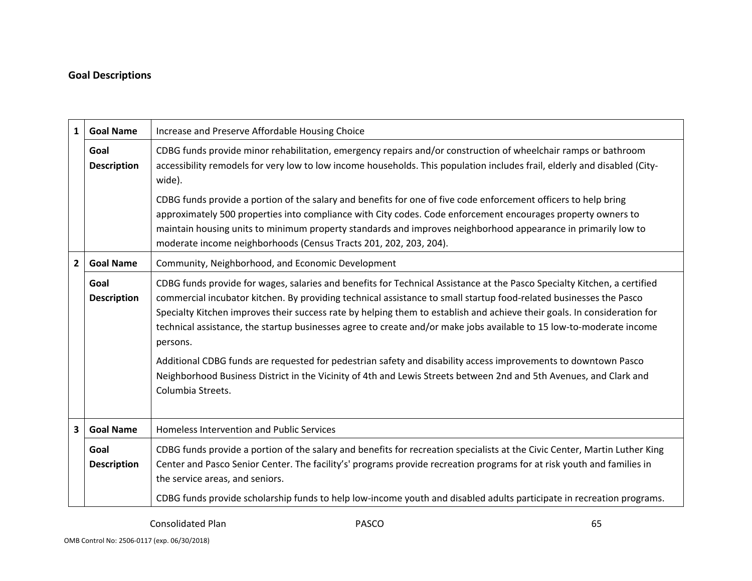**Goal Descriptions**

| | | |
|---|---|---|
| 1 | **Goal Name** | Increase and Preserve Affordable Housing Choice |
| | **Goal Description** | CDBG funds provide minor rehabilitation, emergency repairs and/or construction of wheelchair ramps or bathroom accessibility remodels for very low to low income households. This population includes frail, elderly and disabled (City-wide).<br><br>CDBG funds provide a portion of the salary and benefits for one of five code enforcement officers to help bring approximately 500 properties into compliance with City codes. Code enforcement encourages property owners to maintain housing units to minimum property standards and improves neighborhood appearance in primarily low to moderate income neighborhoods (Census Tracts 201, 202, 203, 204). |
| 2 | **Goal Name** | Community, Neighborhood, and Economic Development |
| | **Goal Description** | CDBG funds provide for wages, salaries and benefits for Technical Assistance at the Pasco Specialty Kitchen, a certified commercial incubator kitchen. By providing technical assistance to small startup food-related businesses the Pasco Specialty Kitchen improves their success rate by helping them to establish and achieve their goals. In consideration for technical assistance, the startup businesses agree to create and/or make jobs available to 15 low-to-moderate income persons.<br><br>Additional CDBG funds are requested for pedestrian safety and disability access improvements to downtown Pasco Neighborhood Business District in the Vicinity of 4th and Lewis Streets between 2nd and 5th Avenues, and Clark and Columbia Streets. |
| 3 | **Goal Name** | Homeless Intervention and Public Services |
| | **Goal Description** | CDBG funds provide a portion of the salary and benefits for recreation specialists at the Civic Center, Martin Luther King Center and Pasco Senior Center. The facility's' programs provide recreation programs for at risk youth and families in the service areas, and seniors.<br><br>CDBG funds provide scholarship funds to help low-income youth and disabled adults participate in recreation programs. |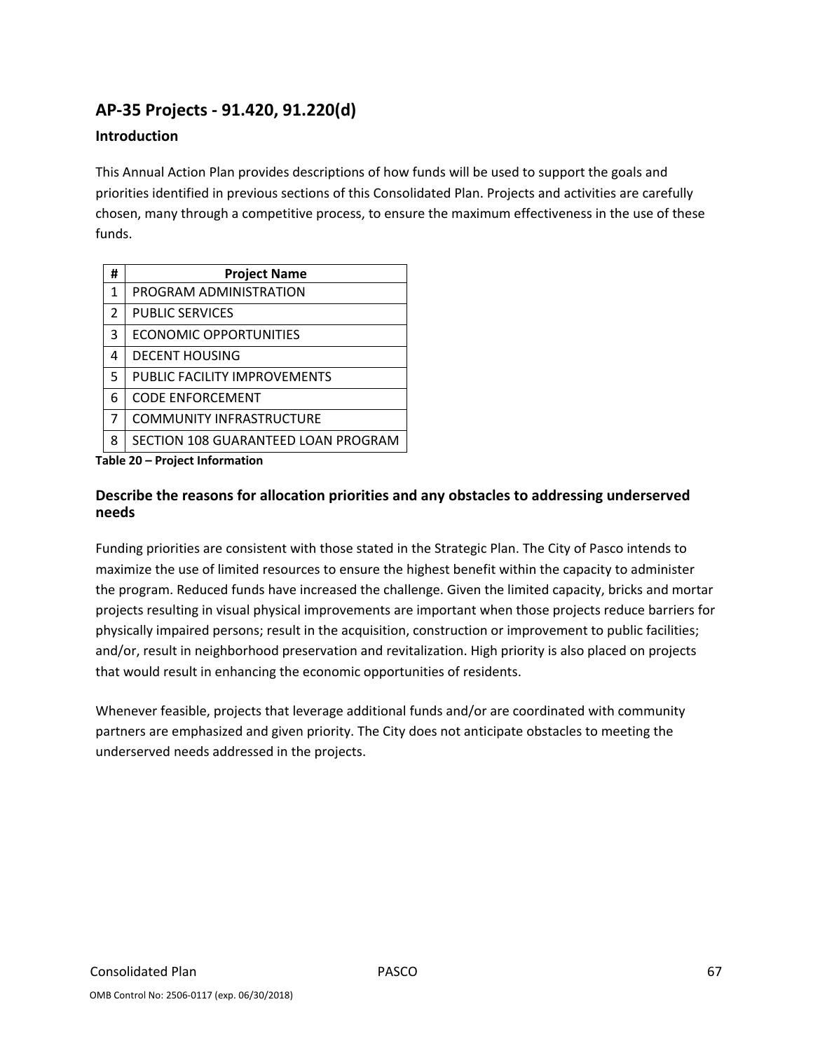## AP-35 Projects - 91.420, 91.220(d)

### Introduction

This Annual Action Plan provides descriptions of how funds will be used to support the goals and priorities identified in previous sections of this Consolidated Plan. Projects and activities are carefully chosen, many through a competitive process, to ensure the maximum effectiveness in the use of these funds.

| # | Project Name |
|---|---|
| 1 | PROGRAM ADMINISTRATION |
| 2 | PUBLIC SERVICES |
| 3 | ECONOMIC OPPORTUNITIES |
| 4 | DECENT HOUSING |
| 5 | PUBLIC FACILITY IMPROVEMENTS |
| 6 | CODE ENFORCEMENT |
| 7 | COMMUNITY INFRASTRUCTURE |
| 8 | SECTION 108 GUARANTEED LOAN PROGRAM |

**Table 20 – Project Information**

### Describe the reasons for allocation priorities and any obstacles to addressing underserved needs

Funding priorities are consistent with those stated in the Strategic Plan. The City of Pasco intends to maximize the use of limited resources to ensure the highest benefit within the capacity to administer the program. Reduced funds have increased the challenge. Given the limited capacity, bricks and mortar projects resulting in visual physical improvements are important when those projects reduce barriers for physically impaired persons; result in the acquisition, construction or improvement to public facilities; and/or, result in neighborhood preservation and revitalization. High priority is also placed on projects that would result in enhancing the economic opportunities of residents.

Whenever feasible, projects that leverage additional funds and/or are coordinated with community partners are emphasized and given priority. The City does not anticipate obstacles to meeting the underserved needs addressed in the projects.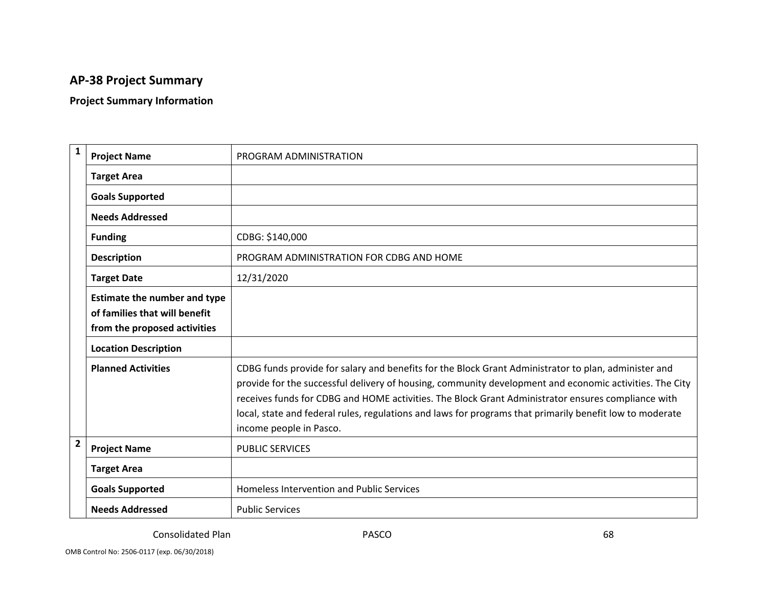## AP-38 Project Summary

### Project Summary Information

| # | | |
|---|---|---|
| 1 | **Project Name** | PROGRAM ADMINISTRATION |
| | **Target Area** | |
| | **Goals Supported** | |
| | **Needs Addressed** | |
| | **Funding** | CDBG: $140,000 |
| | **Description** | PROGRAM ADMINISTRATION FOR CDBG AND HOME |
| | **Target Date** | 12/31/2020 |
| | **Estimate the number and type of families that will benefit from the proposed activities** | |
| | **Location Description** | |
| | **Planned Activities** | CDBG funds provide for salary and benefits for the Block Grant Administrator to plan, administer and provide for the successful delivery of housing, community development and economic activities. The City receives funds for CDBG and HOME activities. The Block Grant Administrator ensures compliance with local, state and federal rules, regulations and laws for programs that primarily benefit low to moderate income people in Pasco. |
| 2 | **Project Name** | PUBLIC SERVICES |
| | **Target Area** | |
| | **Goals Supported** | Homeless Intervention and Public Services |
| | **Needs Addressed** | Public Services |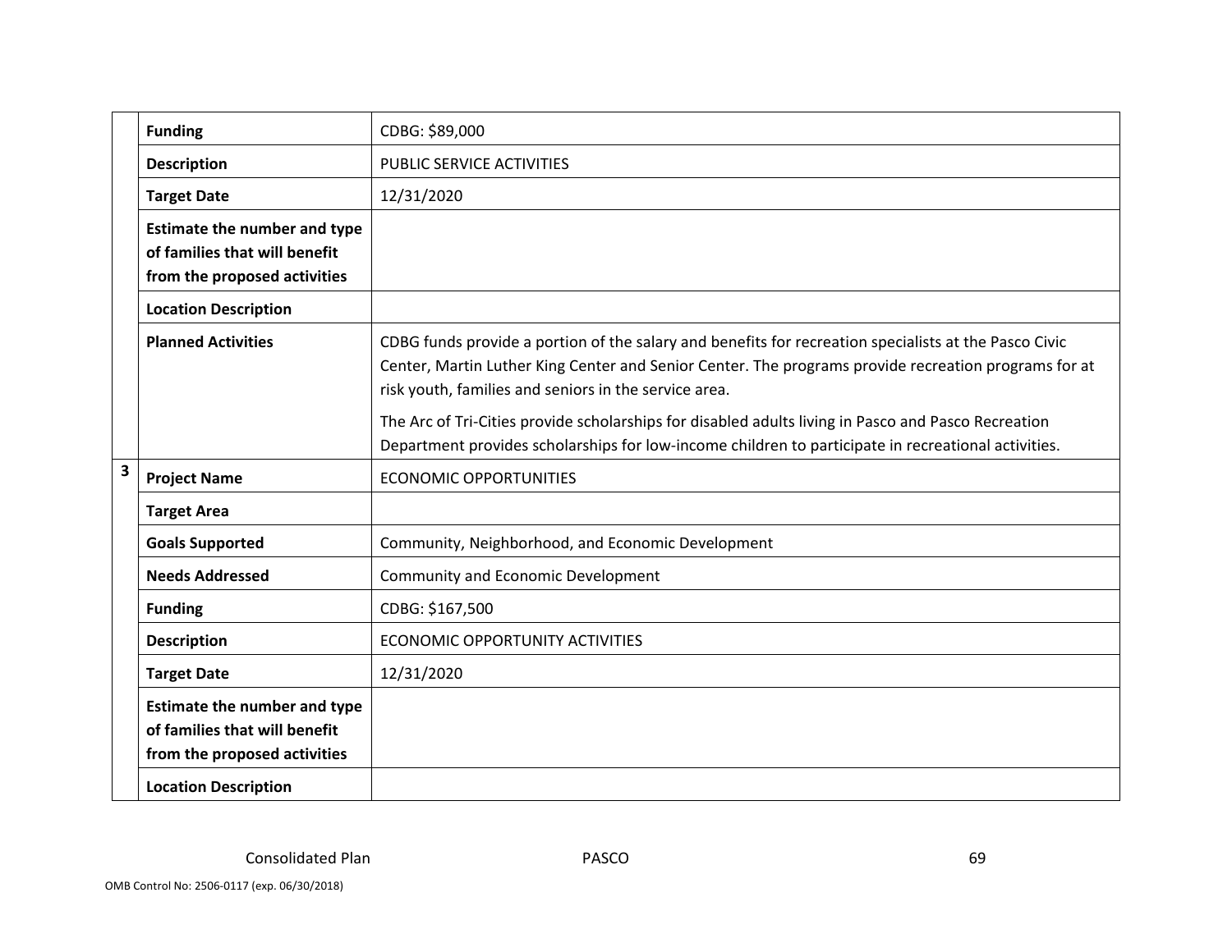| | | |
|---|---|---|
| | **Funding** | CDBG: $89,000 |
| | **Description** | PUBLIC SERVICE ACTIVITIES |
| | **Target Date** | 12/31/2020 |
| | **Estimate the number and type of families that will benefit from the proposed activities** | |
| | **Location Description** | |
| | **Planned Activities** | CDBG funds provide a portion of the salary and benefits for recreation specialists at the Pasco Civic Center, Martin Luther King Center and Senior Center. The programs provide recreation programs for at risk youth, families and seniors in the service area.<br><br>The Arc of Tri-Cities provide scholarships for disabled adults living in Pasco and Pasco Recreation Department provides scholarships for low-income children to participate in recreational activities. |
| **3** | **Project Name** | ECONOMIC OPPORTUNITIES |
| | **Target Area** | |
| | **Goals Supported** | Community, Neighborhood, and Economic Development |
| | **Needs Addressed** | Community and Economic Development |
| | **Funding** | CDBG: $167,500 |
| | **Description** | ECONOMIC OPPORTUNITY ACTIVITIES |
| | **Target Date** | 12/31/2020 |
| | **Estimate the number and type of families that will benefit from the proposed activities** | |
| | **Location Description** | |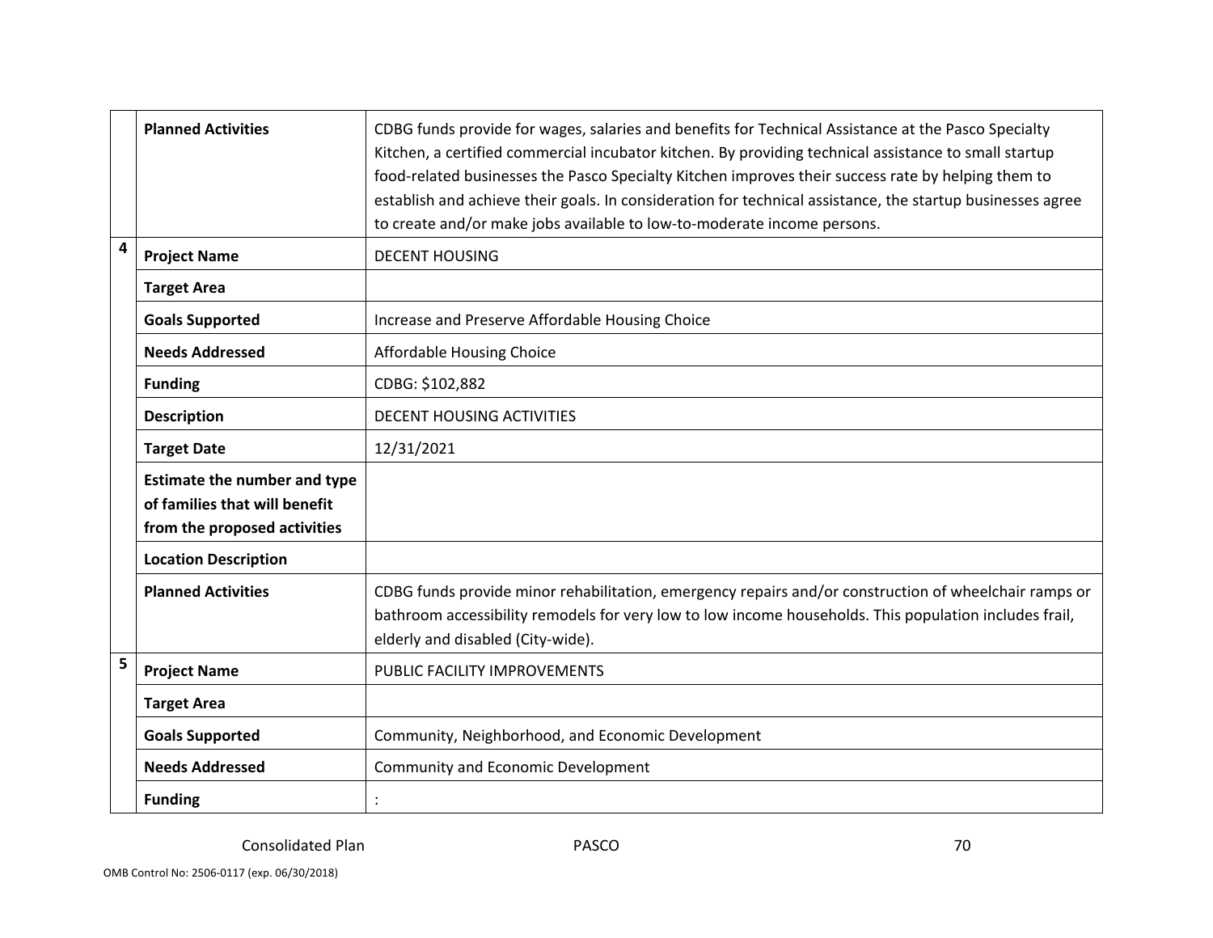| | | |
|---|---|---|
| | **Planned Activities** | CDBG funds provide for wages, salaries and benefits for Technical Assistance at the Pasco Specialty Kitchen, a certified commercial incubator kitchen. By providing technical assistance to small startup food-related businesses the Pasco Specialty Kitchen improves their success rate by helping them to establish and achieve their goals. In consideration for technical assistance, the startup businesses agree to create and/or make jobs available to low-to-moderate income persons. |
| 4 | **Project Name** | DECENT HOUSING |
| | **Target Area** | |
| | **Goals Supported** | Increase and Preserve Affordable Housing Choice |
| | **Needs Addressed** | Affordable Housing Choice |
| | **Funding** | CDBG: $102,882 |
| | **Description** | DECENT HOUSING ACTIVITIES |
| | **Target Date** | 12/31/2021 |
| | **Estimate the number and type of families that will benefit from the proposed activities** | |
| | **Location Description** | |
| | **Planned Activities** | CDBG funds provide minor rehabilitation, emergency repairs and/or construction of wheelchair ramps or bathroom accessibility remodels for very low to low income households. This population includes frail, elderly and disabled (City-wide). |
| 5 | **Project Name** | PUBLIC FACILITY IMPROVEMENTS |
| | **Target Area** | |
| | **Goals Supported** | Community, Neighborhood, and Economic Development |
| | **Needs Addressed** | Community and Economic Development |
| | **Funding** | : |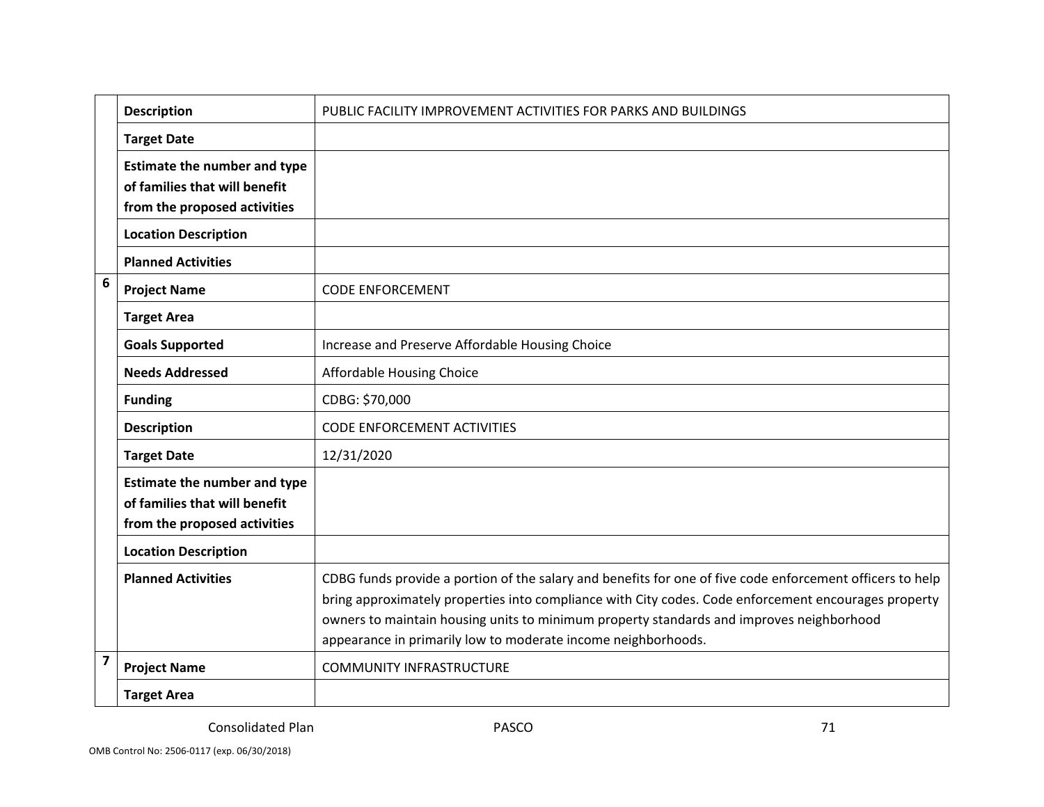| | | |
|---|---|---|
| | **Description** | PUBLIC FACILITY IMPROVEMENT ACTIVITIES FOR PARKS AND BUILDINGS |
| | **Target Date** | |
| | **Estimate the number and type of families that will benefit from the proposed activities** | |
| | **Location Description** | |
| | **Planned Activities** | |
| **6** | **Project Name** | CODE ENFORCEMENT |
| | **Target Area** | |
| | **Goals Supported** | Increase and Preserve Affordable Housing Choice |
| | **Needs Addressed** | Affordable Housing Choice |
| | **Funding** | CDBG: $70,000 |
| | **Description** | CODE ENFORCEMENT ACTIVITIES |
| | **Target Date** | 12/31/2020 |
| | **Estimate the number and type of families that will benefit from the proposed activities** | |
| | **Location Description** | |
| | **Planned Activities** | CDBG funds provide a portion of the salary and benefits for one of five code enforcement officers to help bring approximately properties into compliance with City codes. Code enforcement encourages property owners to maintain housing units to minimum property standards and improves neighborhood appearance in primarily low to moderate income neighborhoods. |
| **7** | **Project Name** | COMMUNITY INFRASTRUCTURE |
| | **Target Area** | |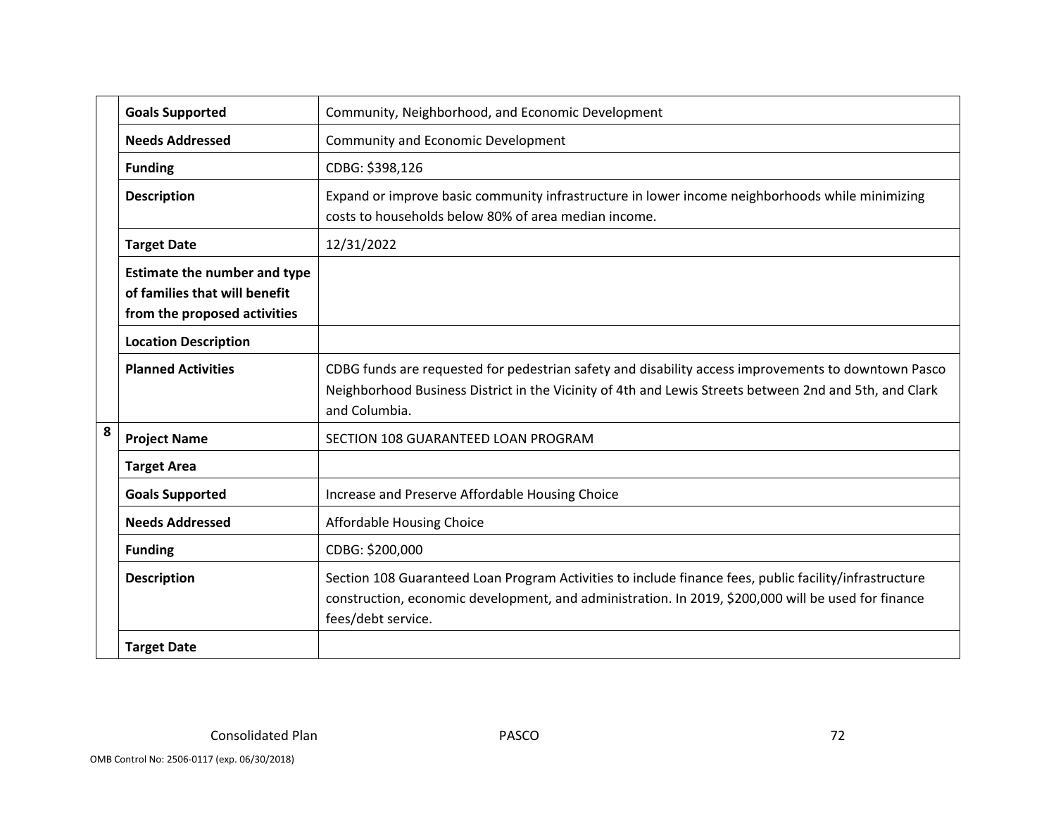| | | |
|---|---|---|
| | **Goals Supported** | Community, Neighborhood, and Economic Development |
| | **Needs Addressed** | Community and Economic Development |
| | **Funding** | CDBG: $398,126 |
| | **Description** | Expand or improve basic community infrastructure in lower income neighborhoods while minimizing costs to households below 80% of area median income. |
| | **Target Date** | 12/31/2022 |
| | **Estimate the number and type of families that will benefit from the proposed activities** | |
| | **Location Description** | |
| | **Planned Activities** | CDBG funds are requested for pedestrian safety and disability access improvements to downtown Pasco Neighborhood Business District in the Vicinity of 4th and Lewis Streets between 2nd and 5th, and Clark and Columbia. |
| **8** | **Project Name** | SECTION 108 GUARANTEED LOAN PROGRAM |
| | **Target Area** | |
| | **Goals Supported** | Increase and Preserve Affordable Housing Choice |
| | **Needs Addressed** | Affordable Housing Choice |
| | **Funding** | CDBG: $200,000 |
| | **Description** | Section 108 Guaranteed Loan Program Activities to include finance fees, public facility/infrastructure construction, economic development, and administration. In 2019, $200,000 will be used for finance fees/debt service. |
| | **Target Date** | |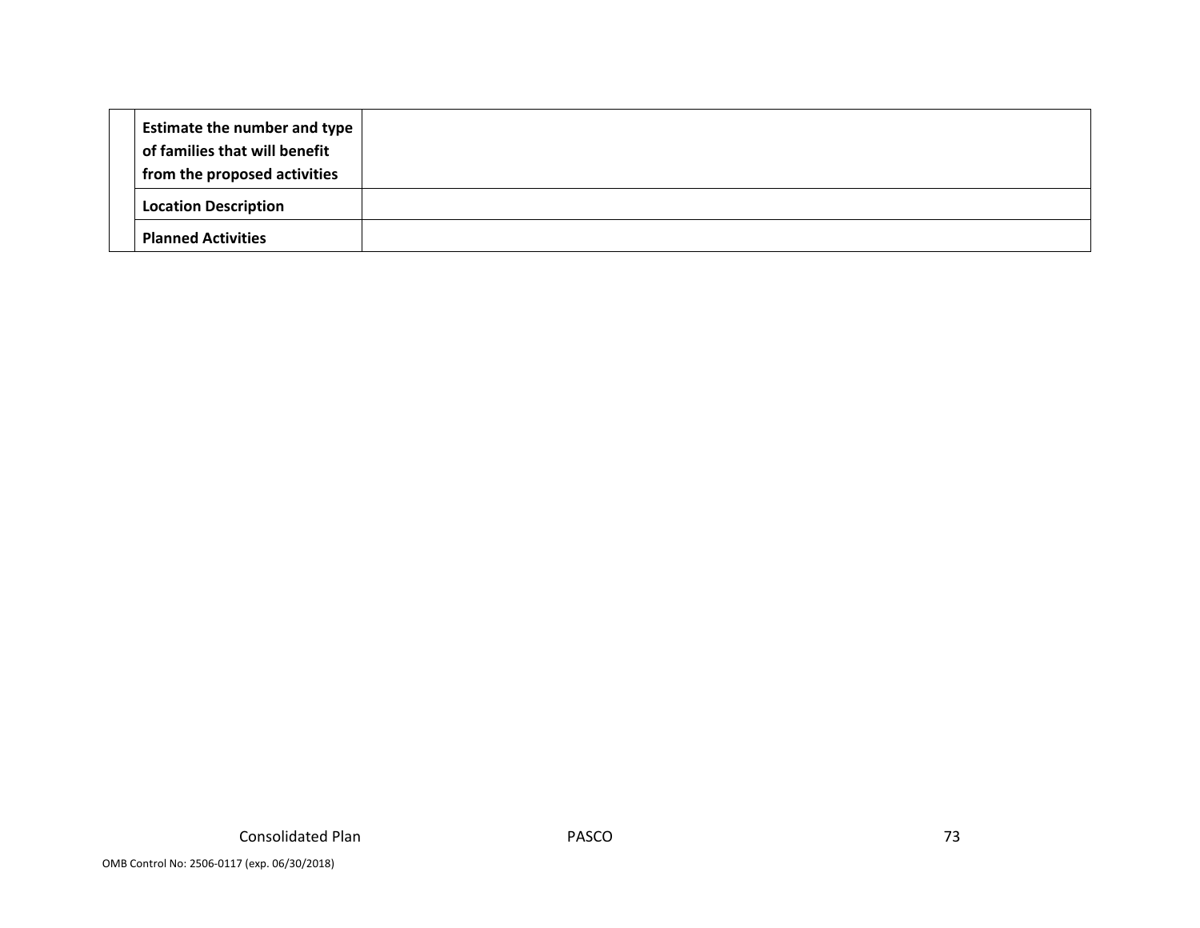| | | |
|---|---|---|
| | **Estimate the number and type of families that will benefit from the proposed activities** | |
| | **Location Description** | |
| | **Planned Activities** | |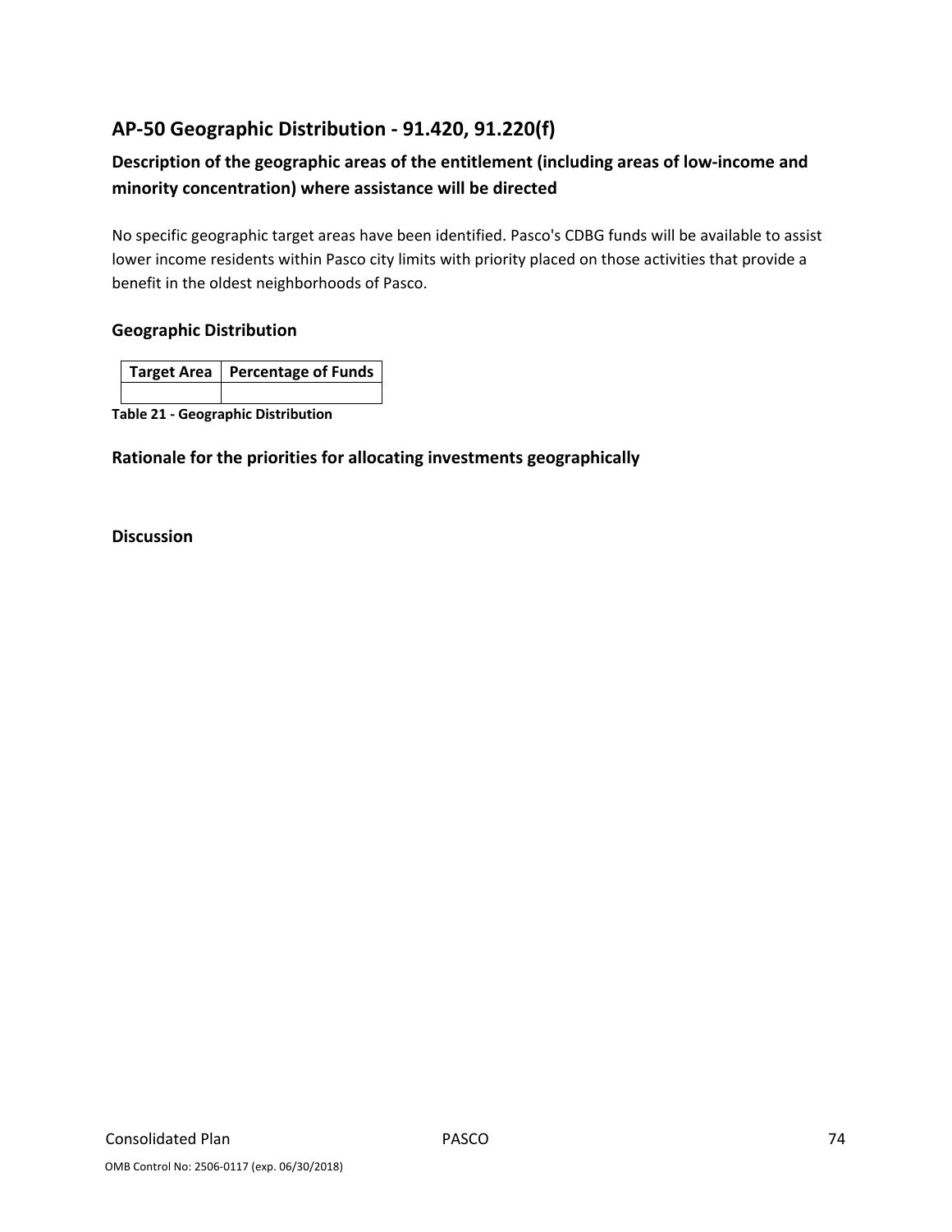## AP-50 Geographic Distribution - 91.420, 91.220(f)

### Description of the geographic areas of the entitlement (including areas of low-income and minority concentration) where assistance will be directed

No specific geographic target areas have been identified. Pasco's CDBG funds will be available to assist lower income residents within Pasco city limits with priority placed on those activities that provide a benefit in the oldest neighborhoods of Pasco.

### Geographic Distribution

| Target Area | Percentage of Funds |
|---|---|
| | |

**Table 21 - Geographic Distribution**

### Rationale for the priorities for allocating investments geographically

### Discussion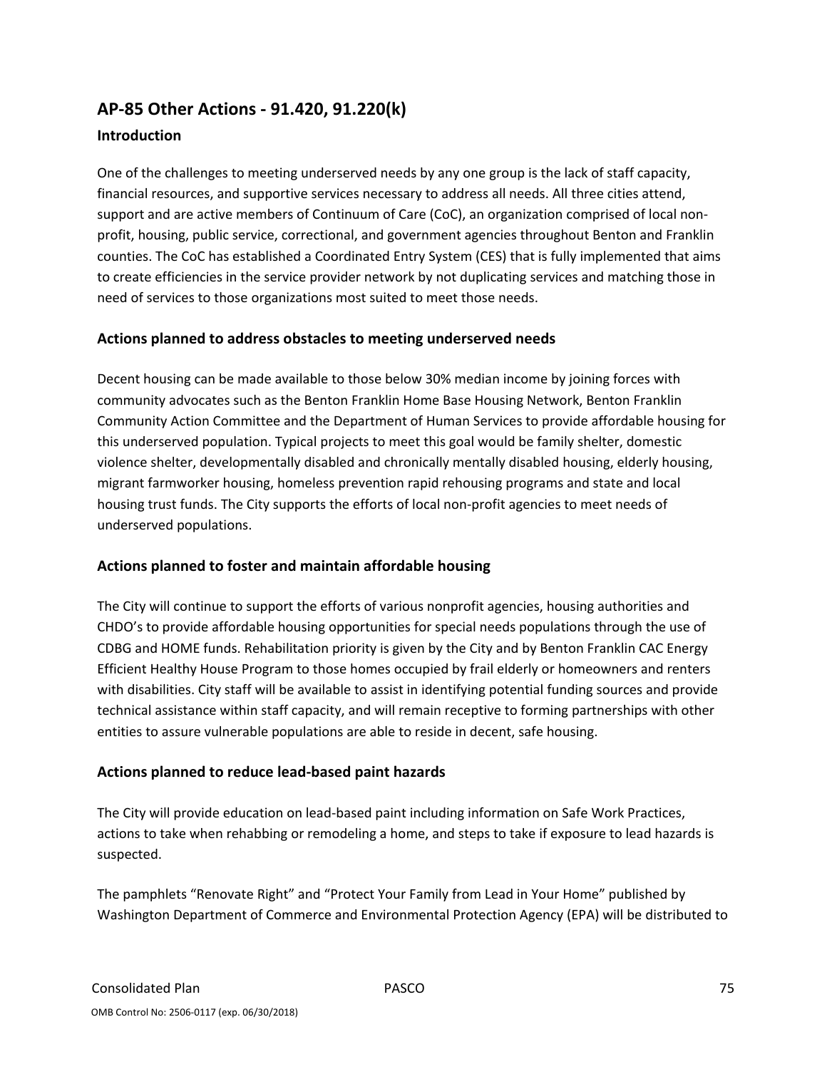## AP-85 Other Actions - 91.420, 91.220(k)

### Introduction

One of the challenges to meeting underserved needs by any one group is the lack of staff capacity, financial resources, and supportive services necessary to address all needs. All three cities attend, support and are active members of Continuum of Care (CoC), an organization comprised of local non-profit, housing, public service, correctional, and government agencies throughout Benton and Franklin counties. The CoC has established a Coordinated Entry System (CES) that is fully implemented that aims to create efficiencies in the service provider network by not duplicating services and matching those in need of services to those organizations most suited to meet those needs.

### Actions planned to address obstacles to meeting underserved needs

Decent housing can be made available to those below 30% median income by joining forces with community advocates such as the Benton Franklin Home Base Housing Network, Benton Franklin Community Action Committee and the Department of Human Services to provide affordable housing for this underserved population. Typical projects to meet this goal would be family shelter, domestic violence shelter, developmentally disabled and chronically mentally disabled housing, elderly housing, migrant farmworker housing, homeless prevention rapid rehousing programs and state and local housing trust funds. The City supports the efforts of local non-profit agencies to meet needs of underserved populations.

### Actions planned to foster and maintain affordable housing

The City will continue to support the efforts of various nonprofit agencies, housing authorities and CHDO's to provide affordable housing opportunities for special needs populations through the use of CDBG and HOME funds. Rehabilitation priority is given by the City and by Benton Franklin CAC Energy Efficient Healthy House Program to those homes occupied by frail elderly or homeowners and renters with disabilities. City staff will be available to assist in identifying potential funding sources and provide technical assistance within staff capacity, and will remain receptive to forming partnerships with other entities to assure vulnerable populations are able to reside in decent, safe housing.

### Actions planned to reduce lead-based paint hazards

The City will provide education on lead-based paint including information on Safe Work Practices, actions to take when rehabbing or remodeling a home, and steps to take if exposure to lead hazards is suspected.

The pamphlets "Renovate Right" and "Protect Your Family from Lead in Your Home" published by Washington Department of Commerce and Environmental Protection Agency (EPA) will be distributed to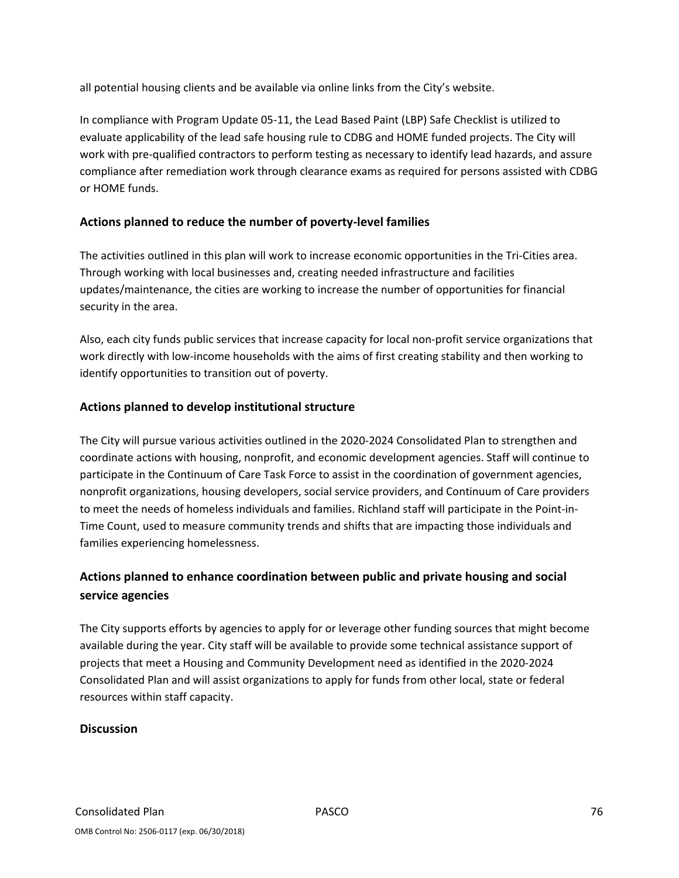all potential housing clients and be available via online links from the City's website.

In compliance with Program Update 05-11, the Lead Based Paint (LBP) Safe Checklist is utilized to evaluate applicability of the lead safe housing rule to CDBG and HOME funded projects. The City will work with pre-qualified contractors to perform testing as necessary to identify lead hazards, and assure compliance after remediation work through clearance exams as required for persons assisted with CDBG or HOME funds.

### Actions planned to reduce the number of poverty-level families

The activities outlined in this plan will work to increase economic opportunities in the Tri-Cities area. Through working with local businesses and, creating needed infrastructure and facilities updates/maintenance, the cities are working to increase the number of opportunities for financial security in the area.

Also, each city funds public services that increase capacity for local non-profit service organizations that work directly with low-income households with the aims of first creating stability and then working to identify opportunities to transition out of poverty.

### Actions planned to develop institutional structure

The City will pursue various activities outlined in the 2020-2024 Consolidated Plan to strengthen and coordinate actions with housing, nonprofit, and economic development agencies. Staff will continue to participate in the Continuum of Care Task Force to assist in the coordination of government agencies, nonprofit organizations, housing developers, social service providers, and Continuum of Care providers to meet the needs of homeless individuals and families. Richland staff will participate in the Point-in-Time Count, used to measure community trends and shifts that are impacting those individuals and families experiencing homelessness.

### Actions planned to enhance coordination between public and private housing and social service agencies

The City supports efforts by agencies to apply for or leverage other funding sources that might become available during the year. City staff will be available to provide some technical assistance support of projects that meet a Housing and Community Development need as identified in the 2020-2024 Consolidated Plan and will assist organizations to apply for funds from other local, state or federal resources within staff capacity.

### Discussion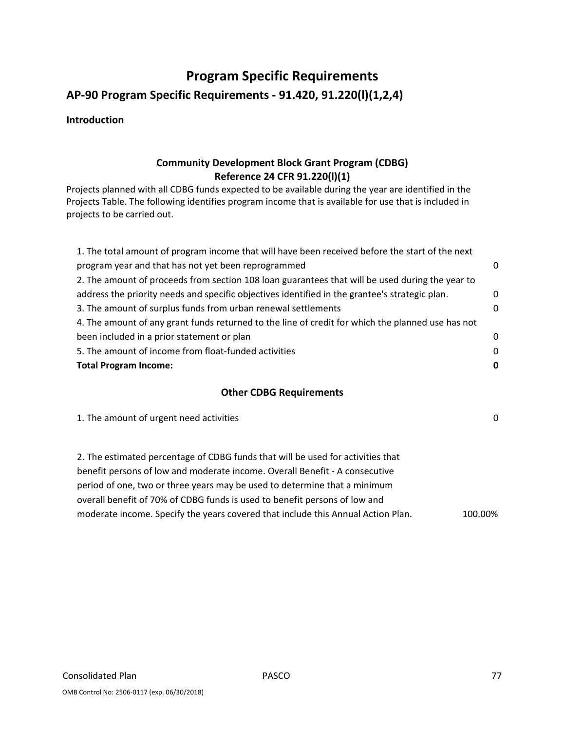# Program Specific Requirements

## AP-90 Program Specific Requirements - 91.420, 91.220(l)(1,2,4)

**Introduction**

### Community Development Block Grant Program (CDBG)
### Reference 24 CFR 91.220(l)(1)

Projects planned with all CDBG funds expected to be available during the year are identified in the Projects Table. The following identifies program income that is available for use that is included in projects to be carried out.

| | |
|---|---|
| 1. The total amount of program income that will have been received before the start of the next program year and that has not yet been reprogrammed | 0 |
| 2. The amount of proceeds from section 108 loan guarantees that will be used during the year to address the priority needs and specific objectives identified in the grantee's strategic plan. | 0 |
| 3. The amount of surplus funds from urban renewal settlements | 0 |
| 4. The amount of any grant funds returned to the line of credit for which the planned use has not been included in a prior statement or plan | 0 |
| 5. The amount of income from float-funded activities | 0 |
| **Total Program Income:** | **0** |

### Other CDBG Requirements

| | |
|---|---|
| 1. The amount of urgent need activities | 0 |
| 2. The estimated percentage of CDBG funds that will be used for activities that benefit persons of low and moderate income. Overall Benefit - A consecutive period of one, two or three years may be used to determine that a minimum overall benefit of 70% of CDBG funds is used to benefit persons of low and moderate income. Specify the years covered that include this Annual Action Plan. | 100.00% |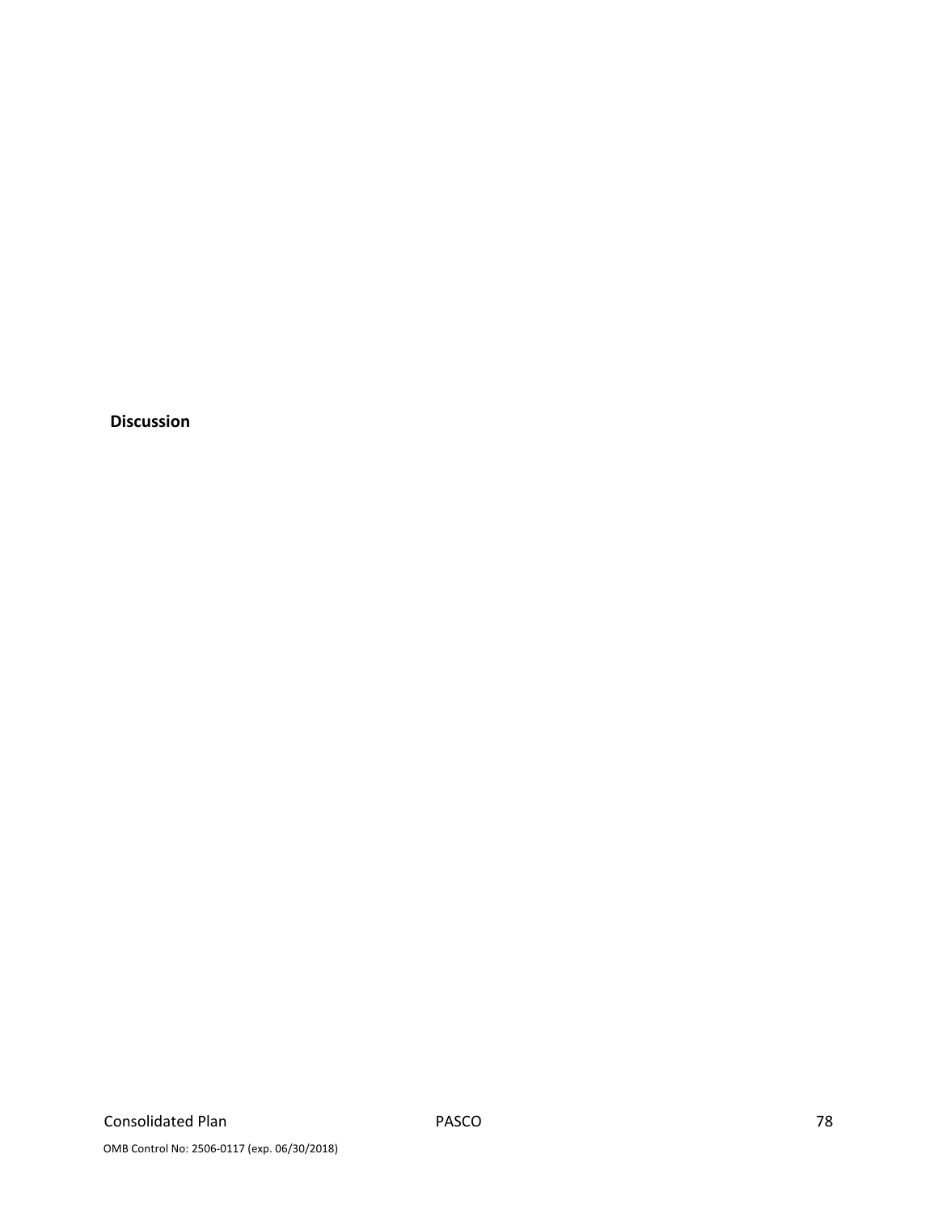**Discussion**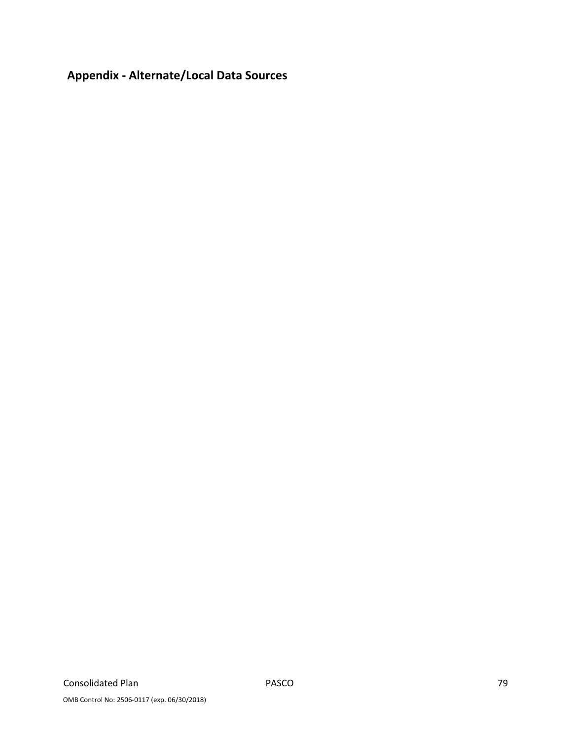# Appendix - Alternate/Local Data Sources